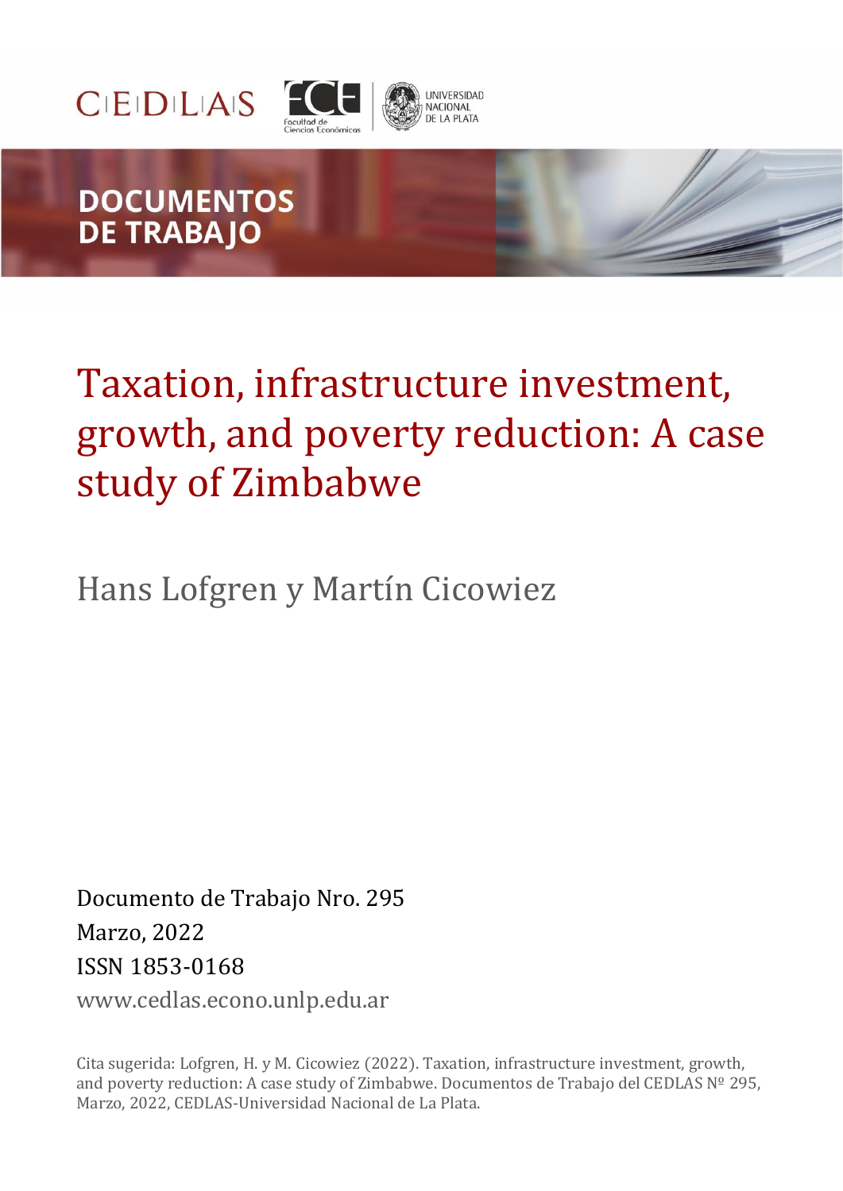CEDLAS

Facultad de Ciencias Económicas

UNIVERSIDAD NACIONAL DE LA PLATA

DOCUMENTOS DE TRABAJO

# Taxation, infrastructure investment, growth, and poverty reduction: A case study of Zimbabwe

Hans Lofgren y Martín Cicowiez

Documento de Trabajo Nro. 295

Marzo, 2022

ISSN 1853-0168

www.cedlas.econo.unlp.edu.ar

Cita sugerida: Lofgren, H. y M. Cicowiez (2022). Taxation, infrastructure investment, growth, and poverty reduction: A case study of Zimbabwe. Documentos de Trabajo del CEDLAS Nº 295, Marzo, 2022, CEDLAS-Universidad Nacional de La Plata.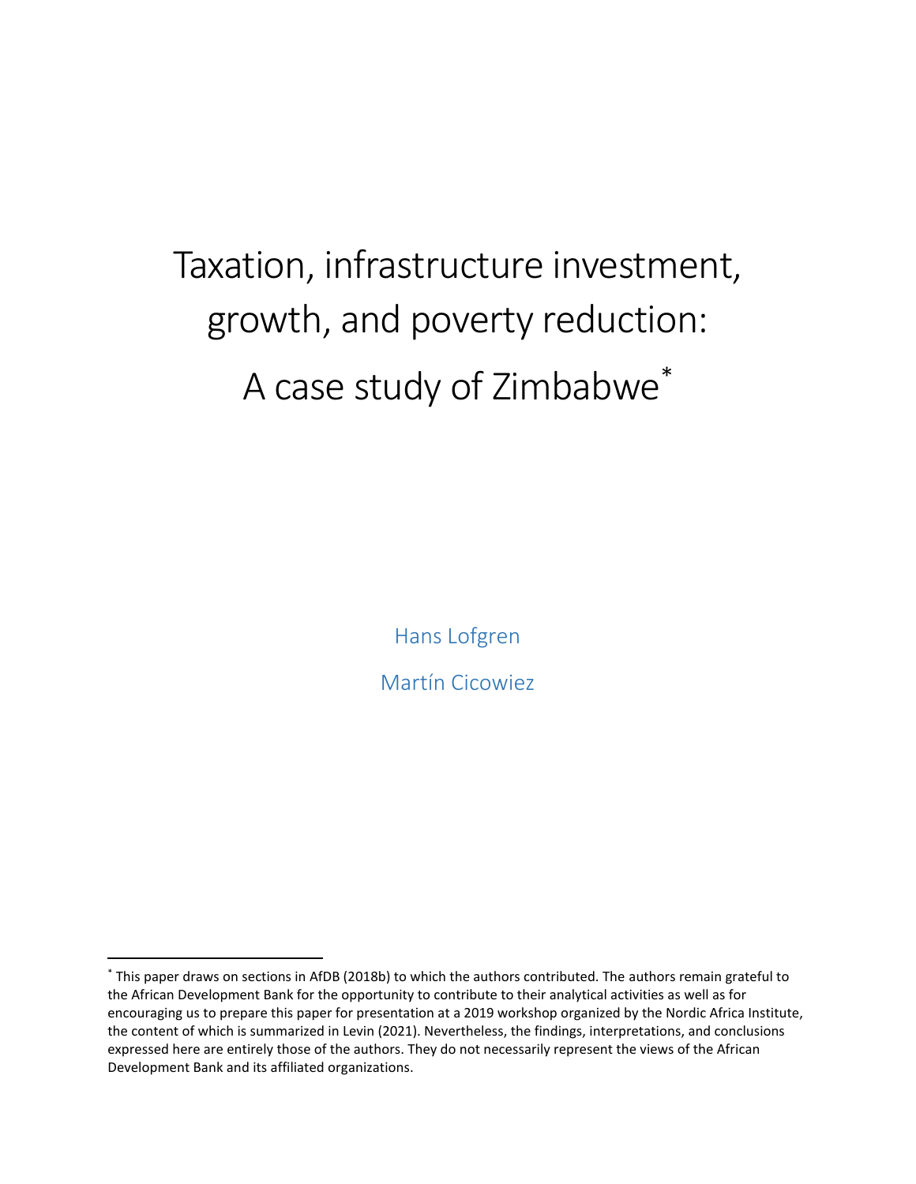# Taxation, infrastructure investment, growth, and poverty reduction: A case study of Zimbabwe[*]

Hans Lofgren

Martín Cicowiez

[*] This paper draws on sections in AfDB (2018b) to which the authors contributed. The authors remain grateful to the African Development Bank for the opportunity to contribute to their analytical activities as well as for encouraging us to prepare this paper for presentation at a 2019 workshop organized by the Nordic Africa Institute, the content of which is summarized in Levin (2021). Nevertheless, the findings, interpretations, and conclusions expressed here are entirely those of the authors. They do not necessarily represent the views of the African Development Bank and its affiliated organizations.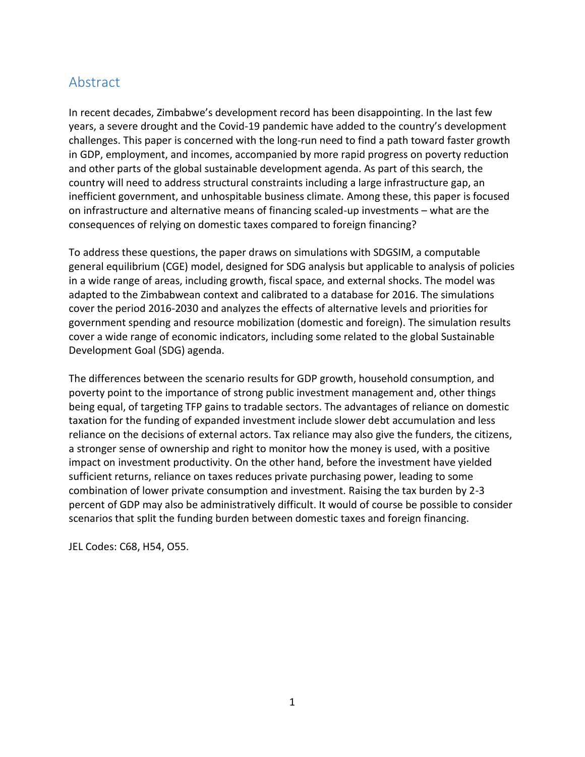## Abstract

In recent decades, Zimbabwe's development record has been disappointing. In the last few years, a severe drought and the Covid-19 pandemic have added to the country's development challenges. This paper is concerned with the long-run need to find a path toward faster growth in GDP, employment, and incomes, accompanied by more rapid progress on poverty reduction and other parts of the global sustainable development agenda. As part of this search, the country will need to address structural constraints including a large infrastructure gap, an inefficient government, and unhospitable business climate. Among these, this paper is focused on infrastructure and alternative means of financing scaled-up investments – what are the consequences of relying on domestic taxes compared to foreign financing?

To address these questions, the paper draws on simulations with SDGSIM, a computable general equilibrium (CGE) model, designed for SDG analysis but applicable to analysis of policies in a wide range of areas, including growth, fiscal space, and external shocks. The model was adapted to the Zimbabwean context and calibrated to a database for 2016. The simulations cover the period 2016-2030 and analyzes the effects of alternative levels and priorities for government spending and resource mobilization (domestic and foreign). The simulation results cover a wide range of economic indicators, including some related to the global Sustainable Development Goal (SDG) agenda.

The differences between the scenario results for GDP growth, household consumption, and poverty point to the importance of strong public investment management and, other things being equal, of targeting TFP gains to tradable sectors. The advantages of reliance on domestic taxation for the funding of expanded investment include slower debt accumulation and less reliance on the decisions of external actors. Tax reliance may also give the funders, the citizens, a stronger sense of ownership and right to monitor how the money is used, with a positive impact on investment productivity. On the other hand, before the investment have yielded sufficient returns, reliance on taxes reduces private purchasing power, leading to some combination of lower private consumption and investment. Raising the tax burden by 2-3 percent of GDP may also be administratively difficult. It would of course be possible to consider scenarios that split the funding burden between domestic taxes and foreign financing.

JEL Codes: C68, H54, O55.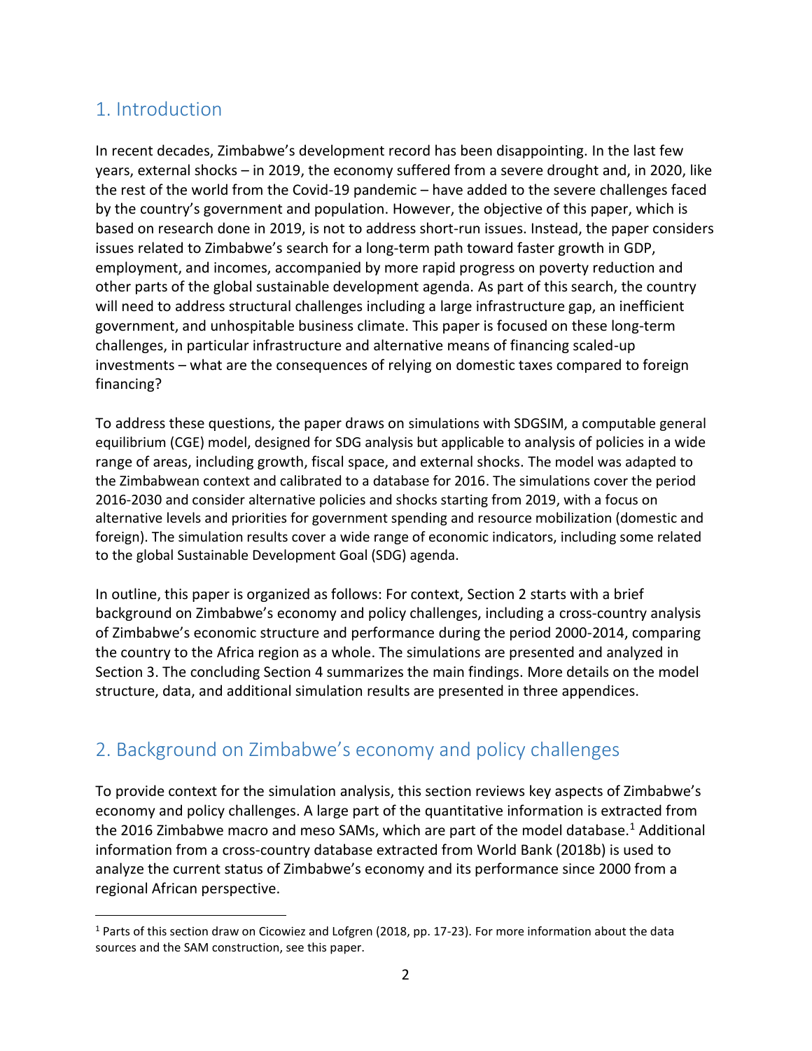## 1. Introduction

In recent decades, Zimbabwe's development record has been disappointing. In the last few years, external shocks – in 2019, the economy suffered from a severe drought and, in 2020, like the rest of the world from the Covid-19 pandemic – have added to the severe challenges faced by the country's government and population. However, the objective of this paper, which is based on research done in 2019, is not to address short-run issues. Instead, the paper considers issues related to Zimbabwe's search for a long-term path toward faster growth in GDP, employment, and incomes, accompanied by more rapid progress on poverty reduction and other parts of the global sustainable development agenda. As part of this search, the country will need to address structural challenges including a large infrastructure gap, an inefficient government, and unhospitable business climate. This paper is focused on these long-term challenges, in particular infrastructure and alternative means of financing scaled-up investments – what are the consequences of relying on domestic taxes compared to foreign financing?

To address these questions, the paper draws on simulations with SDGSIM, a computable general equilibrium (CGE) model, designed for SDG analysis but applicable to analysis of policies in a wide range of areas, including growth, fiscal space, and external shocks. The model was adapted to the Zimbabwean context and calibrated to a database for 2016. The simulations cover the period 2016-2030 and consider alternative policies and shocks starting from 2019, with a focus on alternative levels and priorities for government spending and resource mobilization (domestic and foreign). The simulation results cover a wide range of economic indicators, including some related to the global Sustainable Development Goal (SDG) agenda.

In outline, this paper is organized as follows: For context, Section 2 starts with a brief background on Zimbabwe's economy and policy challenges, including a cross-country analysis of Zimbabwe's economic structure and performance during the period 2000-2014, comparing the country to the Africa region as a whole. The simulations are presented and analyzed in Section 3. The concluding Section 4 summarizes the main findings. More details on the model structure, data, and additional simulation results are presented in three appendices.

## 2. Background on Zimbabwe's economy and policy challenges

To provide context for the simulation analysis, this section reviews key aspects of Zimbabwe's economy and policy challenges. A large part of the quantitative information is extracted from the 2016 Zimbabwe macro and meso SAMs, which are part of the model database.[1] Additional information from a cross-country database extracted from World Bank (2018b) is used to analyze the current status of Zimbabwe's economy and its performance since 2000 from a regional African perspective.

[1] Parts of this section draw on Cicowiez and Lofgren (2018, pp. 17-23). For more information about the data sources and the SAM construction, see this paper.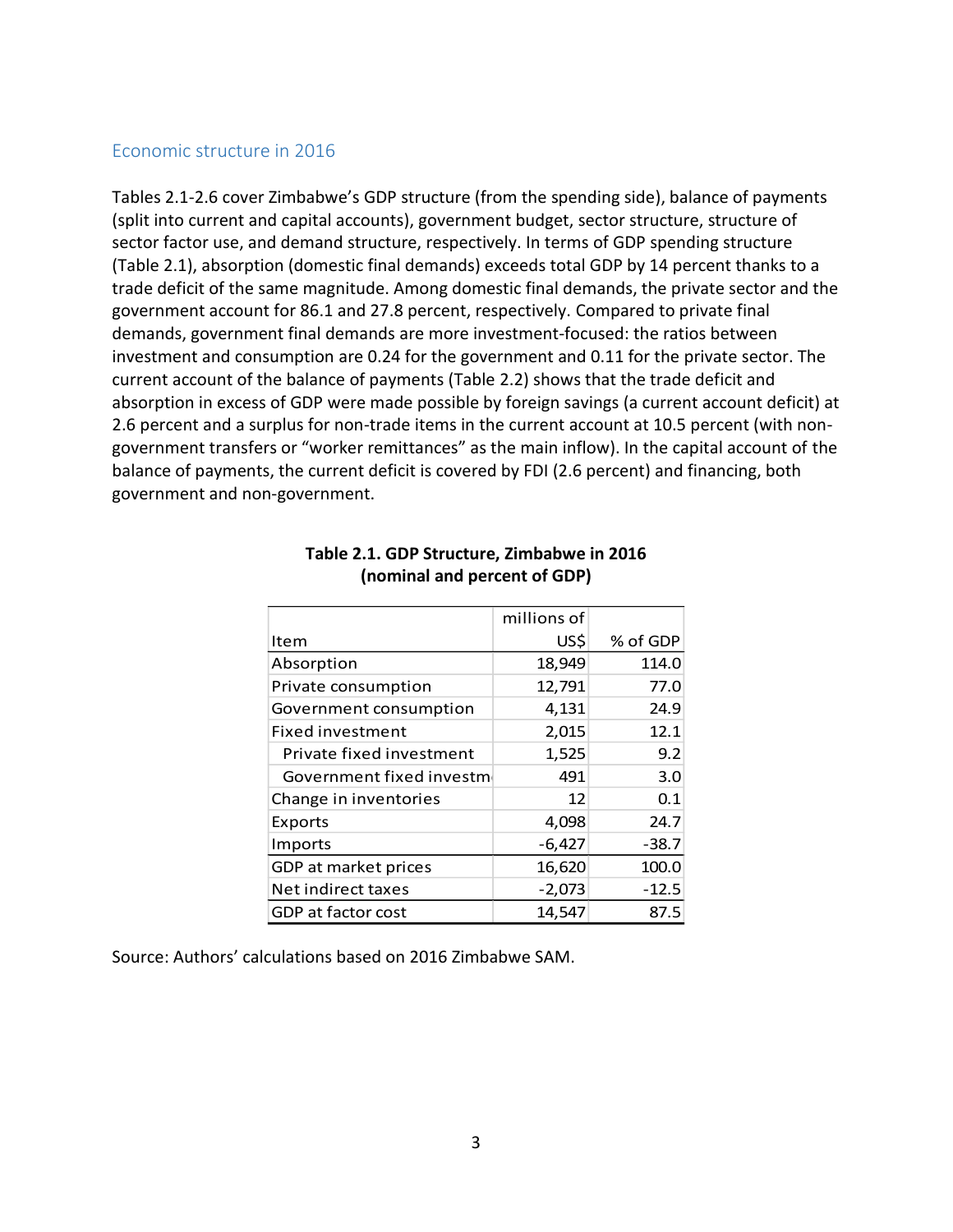## Economic structure in 2016

Tables 2.1-2.6 cover Zimbabwe's GDP structure (from the spending side), balance of payments (split into current and capital accounts), government budget, sector structure, structure of sector factor use, and demand structure, respectively. In terms of GDP spending structure (Table 2.1), absorption (domestic final demands) exceeds total GDP by 14 percent thanks to a trade deficit of the same magnitude. Among domestic final demands, the private sector and the government account for 86.1 and 27.8 percent, respectively. Compared to private final demands, government final demands are more investment-focused: the ratios between investment and consumption are 0.24 for the government and 0.11 for the private sector. The current account of the balance of payments (Table 2.2) shows that the trade deficit and absorption in excess of GDP were made possible by foreign savings (a current account deficit) at 2.6 percent and a surplus for non-trade items in the current account at 10.5 percent (with non-government transfers or "worker remittances" as the main inflow). In the capital account of the balance of payments, the current deficit is covered by FDI (2.6 percent) and financing, both government and non-government.

**Table 2.1. GDP Structure, Zimbabwe in 2016 (nominal and percent of GDP)**

| Item | millions of US$ | % of GDP |
|---|---|---|
| Absorption | 18,949 | 114.0 |
| Private consumption | 12,791 | 77.0 |
| Government consumption | 4,131 | 24.9 |
| Fixed investment | 2,015 | 12.1 |
| Private fixed investment | 1,525 | 9.2 |
| Government fixed investm | 491 | 3.0 |
| Change in inventories | 12 | 0.1 |
| Exports | 4,098 | 24.7 |
| Imports | -6,427 | -38.7 |
| GDP at market prices | 16,620 | 100.0 |
| Net indirect taxes | -2,073 | -12.5 |
| GDP at factor cost | 14,547 | 87.5 |

Source: Authors' calculations based on 2016 Zimbabwe SAM.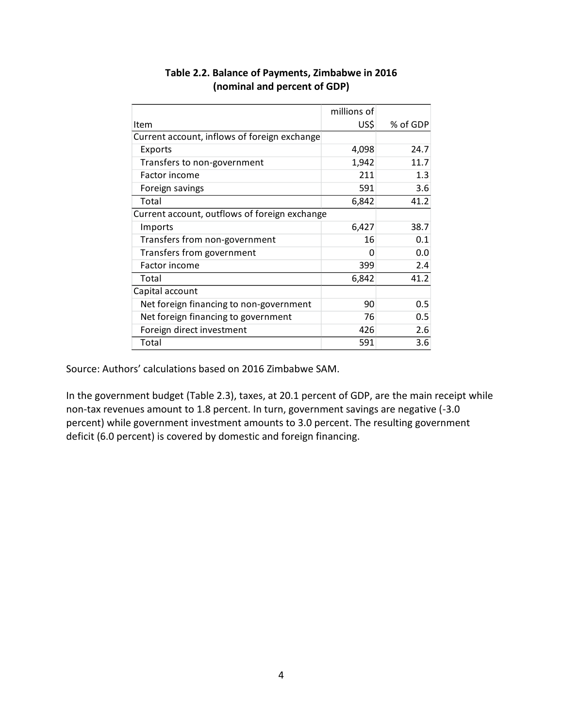**Table 2.2. Balance of Payments, Zimbabwe in 2016 (nominal and percent of GDP)**

| Item | millions of US$ | % of GDP |
|---|---|---|
| Current account, inflows of foreign exchange | | |
| Exports | 4,098 | 24.7 |
| Transfers to non-government | 1,942 | 11.7 |
| Factor income | 211 | 1.3 |
| Foreign savings | 591 | 3.6 |
| Total | 6,842 | 41.2 |
| Current account, outflows of foreign exchange | | |
| Imports | 6,427 | 38.7 |
| Transfers from non-government | 16 | 0.1 |
| Transfers from government | 0 | 0.0 |
| Factor income | 399 | 2.4 |
| Total | 6,842 | 41.2 |
| Capital account | | |
| Net foreign financing to non-government | 90 | 0.5 |
| Net foreign financing to government | 76 | 0.5 |
| Foreign direct investment | 426 | 2.6 |
| Total | 591 | 3.6 |

Source: Authors' calculations based on 2016 Zimbabwe SAM.

In the government budget (Table 2.3), taxes, at 20.1 percent of GDP, are the main receipt while non-tax revenues amount to 1.8 percent. In turn, government savings are negative (-3.0 percent) while government investment amounts to 3.0 percent. The resulting government deficit (6.0 percent) is covered by domestic and foreign financing.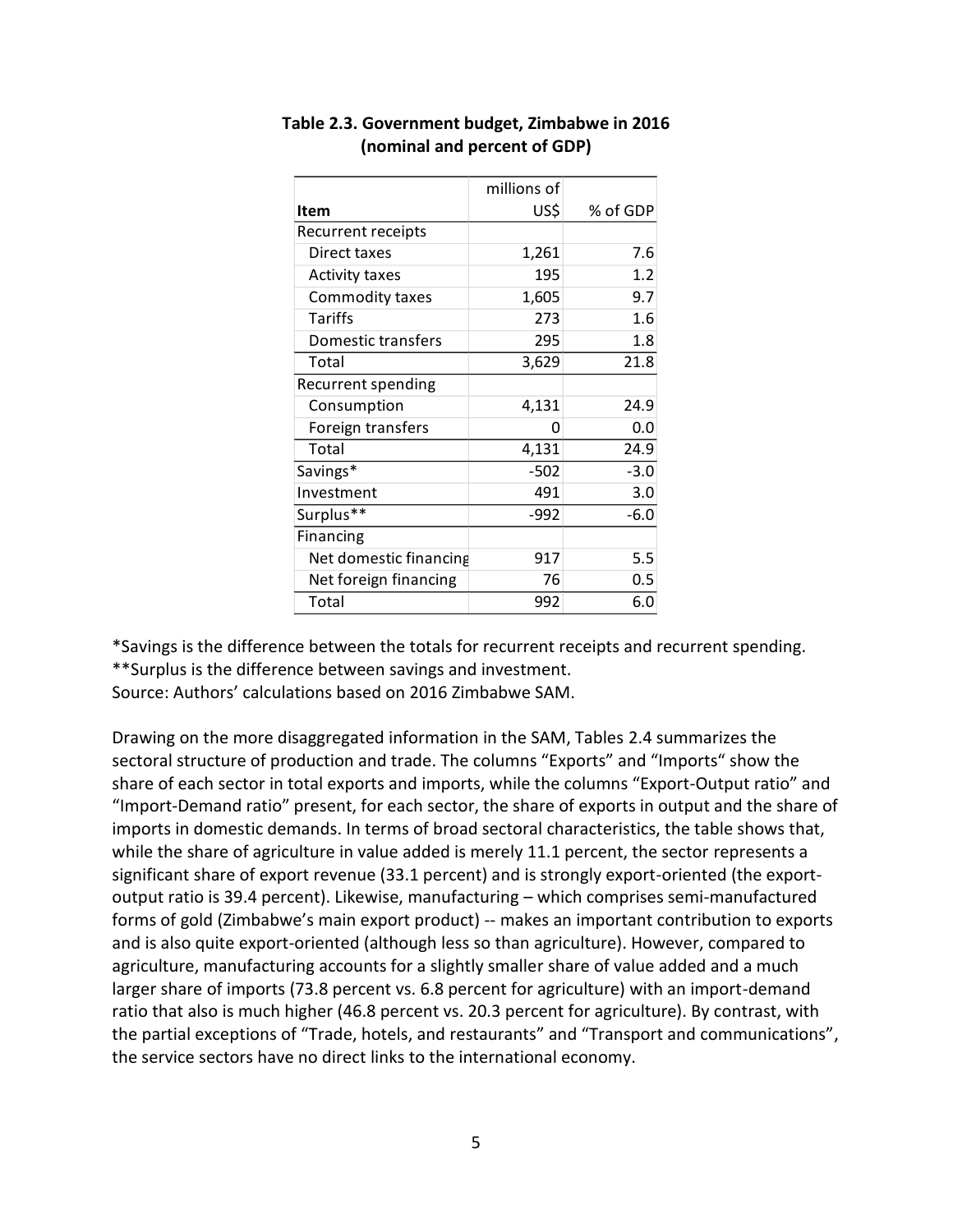**Table 2.3. Government budget, Zimbabwe in 2016 (nominal and percent of GDP)**

| Item | millions of US$ | % of GDP |
|---|---|---|
| Recurrent receipts | | |
| Direct taxes | 1,261 | 7.6 |
| Activity taxes | 195 | 1.2 |
| Commodity taxes | 1,605 | 9.7 |
| Tariffs | 273 | 1.6 |
| Domestic transfers | 295 | 1.8 |
| Total | 3,629 | 21.8 |
| Recurrent spending | | |
| Consumption | 4,131 | 24.9 |
| Foreign transfers | 0 | 0.0 |
| Total | 4,131 | 24.9 |
| Savings* | -502 | -3.0 |
| Investment | 491 | 3.0 |
| Surplus** | -992 | -6.0 |
| Financing | | |
| Net domestic financing | 917 | 5.5 |
| Net foreign financing | 76 | 0.5 |
| Total | 992 | 6.0 |

*Savings is the difference between the totals for recurrent receipts and recurrent spending.
**Surplus is the difference between savings and investment.
Source: Authors' calculations based on 2016 Zimbabwe SAM.

Drawing on the more disaggregated information in the SAM, Tables 2.4 summarizes the sectoral structure of production and trade. The columns "Exports" and "Imports" show the share of each sector in total exports and imports, while the columns "Export-Output ratio" and "Import-Demand ratio" present, for each sector, the share of exports in output and the share of imports in domestic demands. In terms of broad sectoral characteristics, the table shows that, while the share of agriculture in value added is merely 11.1 percent, the sector represents a significant share of export revenue (33.1 percent) and is strongly export-oriented (the export-output ratio is 39.4 percent). Likewise, manufacturing – which comprises semi-manufactured forms of gold (Zimbabwe's main export product) -- makes an important contribution to exports and is also quite export-oriented (although less so than agriculture). However, compared to agriculture, manufacturing accounts for a slightly smaller share of value added and a much larger share of imports (73.8 percent vs. 6.8 percent for agriculture) with an import-demand ratio that also is much higher (46.8 percent vs. 20.3 percent for agriculture). By contrast, with the partial exceptions of "Trade, hotels, and restaurants" and "Transport and communications", the service sectors have no direct links to the international economy.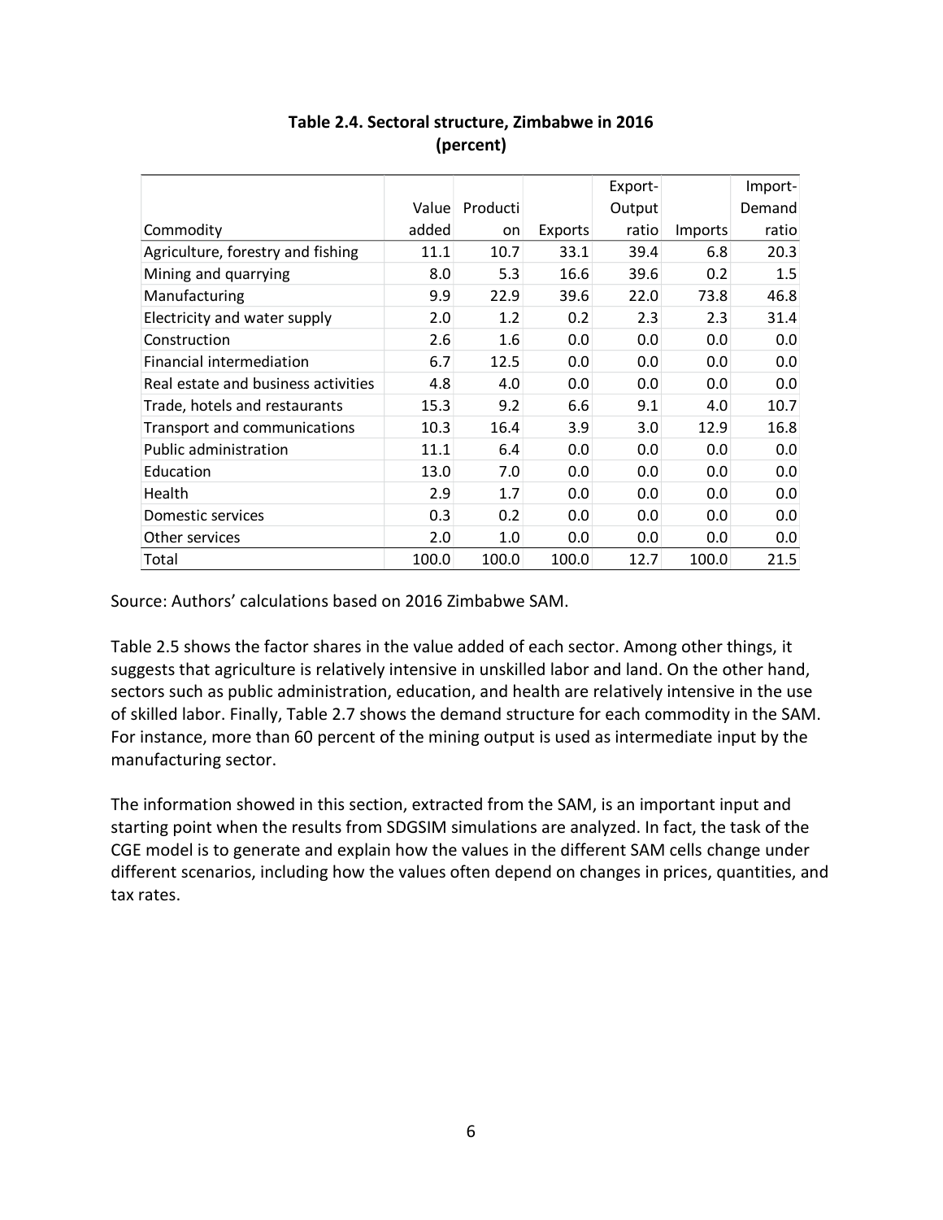**Table 2.4. Sectoral structure, Zimbabwe in 2016 (percent)**

| Commodity | Value added | Production | Exports | Export-Output ratio | Imports | Import-Demand ratio |
|---|---|---|---|---|---|---|
| Agriculture, forestry and fishing | 11.1 | 10.7 | 33.1 | 39.4 | 6.8 | 20.3 |
| Mining and quarrying | 8.0 | 5.3 | 16.6 | 39.6 | 0.2 | 1.5 |
| Manufacturing | 9.9 | 22.9 | 39.6 | 22.0 | 73.8 | 46.8 |
| Electricity and water supply | 2.0 | 1.2 | 0.2 | 2.3 | 2.3 | 31.4 |
| Construction | 2.6 | 1.6 | 0.0 | 0.0 | 0.0 | 0.0 |
| Financial intermediation | 6.7 | 12.5 | 0.0 | 0.0 | 0.0 | 0.0 |
| Real estate and business activities | 4.8 | 4.0 | 0.0 | 0.0 | 0.0 | 0.0 |
| Trade, hotels and restaurants | 15.3 | 9.2 | 6.6 | 9.1 | 4.0 | 10.7 |
| Transport and communications | 10.3 | 16.4 | 3.9 | 3.0 | 12.9 | 16.8 |
| Public administration | 11.1 | 6.4 | 0.0 | 0.0 | 0.0 | 0.0 |
| Education | 13.0 | 7.0 | 0.0 | 0.0 | 0.0 | 0.0 |
| Health | 2.9 | 1.7 | 0.0 | 0.0 | 0.0 | 0.0 |
| Domestic services | 0.3 | 0.2 | 0.0 | 0.0 | 0.0 | 0.0 |
| Other services | 2.0 | 1.0 | 0.0 | 0.0 | 0.0 | 0.0 |
| Total | 100.0 | 100.0 | 100.0 | 12.7 | 100.0 | 21.5 |

Source: Authors' calculations based on 2016 Zimbabwe SAM.

Table 2.5 shows the factor shares in the value added of each sector. Among other things, it suggests that agriculture is relatively intensive in unskilled labor and land. On the other hand, sectors such as public administration, education, and health are relatively intensive in the use of skilled labor. Finally, Table 2.7 shows the demand structure for each commodity in the SAM. For instance, more than 60 percent of the mining output is used as intermediate input by the manufacturing sector.

The information showed in this section, extracted from the SAM, is an important input and starting point when the results from SDGSIM simulations are analyzed. In fact, the task of the CGE model is to generate and explain how the values in the different SAM cells change under different scenarios, including how the values often depend on changes in prices, quantities, and tax rates.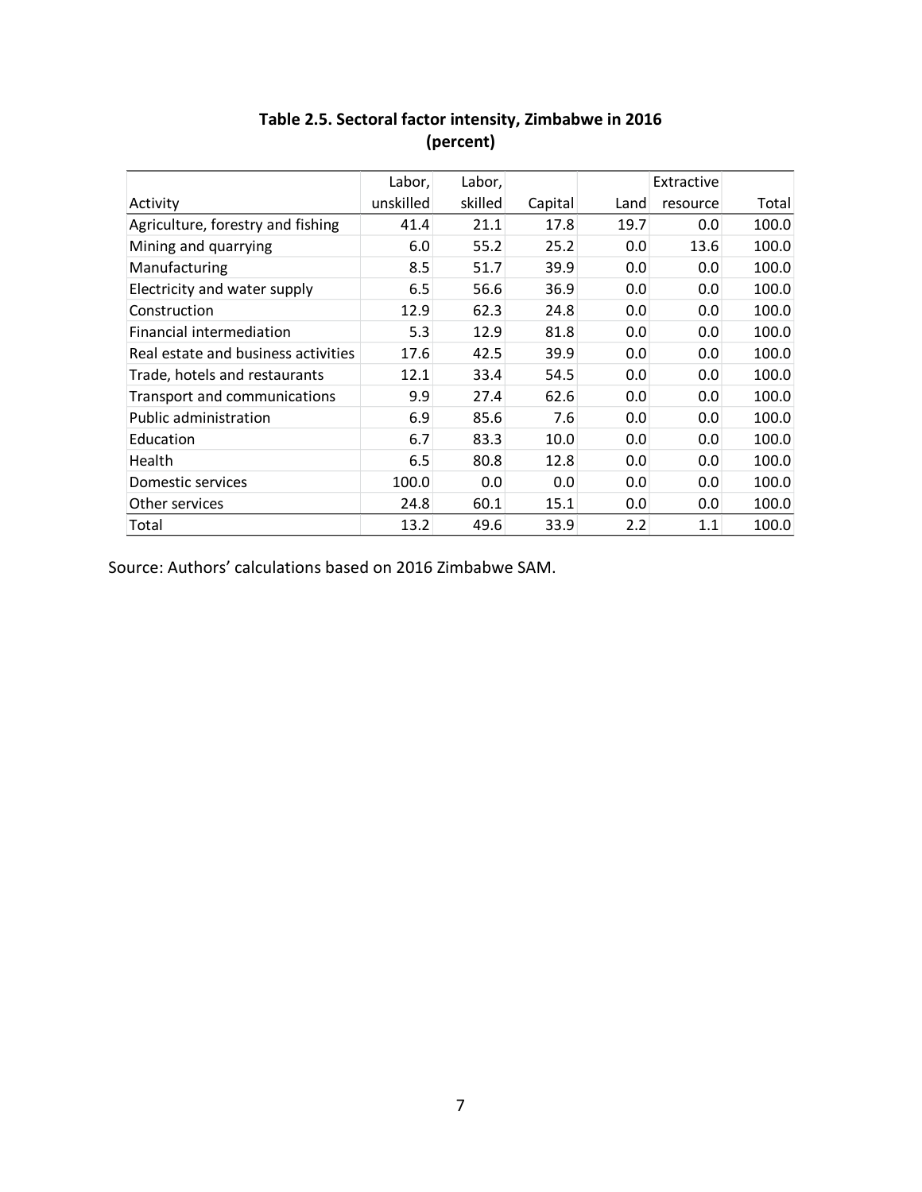**Table 2.5. Sectoral factor intensity, Zimbabwe in 2016 (percent)**

| Activity | Labor, unskilled | Labor, skilled | Capital | Land | Extractive resource | Total |
|---|---|---|---|---|---|---|
| Agriculture, forestry and fishing | 41.4 | 21.1 | 17.8 | 19.7 | 0.0 | 100.0 |
| Mining and quarrying | 6.0 | 55.2 | 25.2 | 0.0 | 13.6 | 100.0 |
| Manufacturing | 8.5 | 51.7 | 39.9 | 0.0 | 0.0 | 100.0 |
| Electricity and water supply | 6.5 | 56.6 | 36.9 | 0.0 | 0.0 | 100.0 |
| Construction | 12.9 | 62.3 | 24.8 | 0.0 | 0.0 | 100.0 |
| Financial intermediation | 5.3 | 12.9 | 81.8 | 0.0 | 0.0 | 100.0 |
| Real estate and business activities | 17.6 | 42.5 | 39.9 | 0.0 | 0.0 | 100.0 |
| Trade, hotels and restaurants | 12.1 | 33.4 | 54.5 | 0.0 | 0.0 | 100.0 |
| Transport and communications | 9.9 | 27.4 | 62.6 | 0.0 | 0.0 | 100.0 |
| Public administration | 6.9 | 85.6 | 7.6 | 0.0 | 0.0 | 100.0 |
| Education | 6.7 | 83.3 | 10.0 | 0.0 | 0.0 | 100.0 |
| Health | 6.5 | 80.8 | 12.8 | 0.0 | 0.0 | 100.0 |
| Domestic services | 100.0 | 0.0 | 0.0 | 0.0 | 0.0 | 100.0 |
| Other services | 24.8 | 60.1 | 15.1 | 0.0 | 0.0 | 100.0 |
| Total | 13.2 | 49.6 | 33.9 | 2.2 | 1.1 | 100.0 |

Source: Authors' calculations based on 2016 Zimbabwe SAM.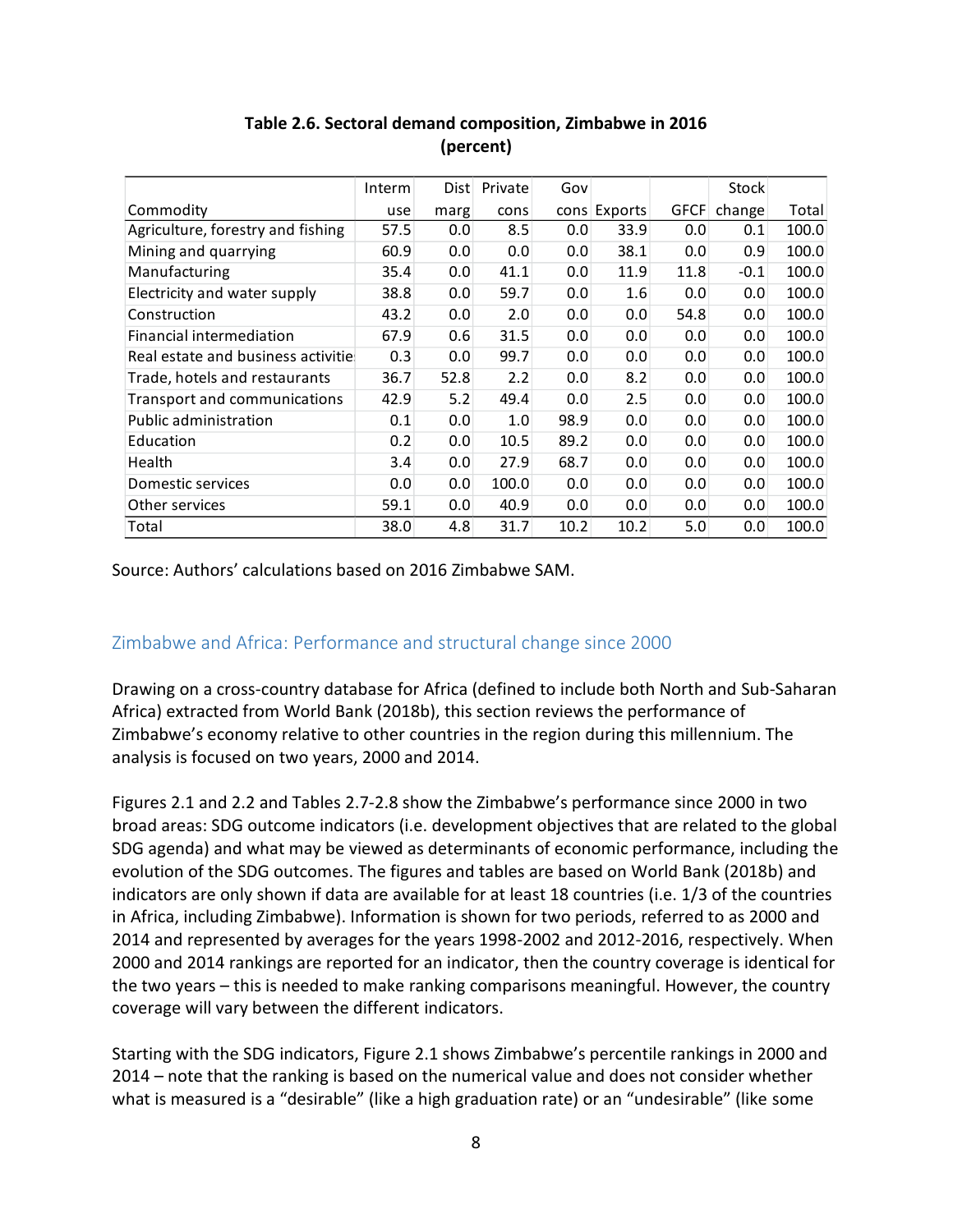**Table 2.6. Sectoral demand composition, Zimbabwe in 2016 (percent)**

| Commodity | Interm use | Dist marg | Private cons | Gov cons | Exports | GFCF | Stock change | Total |
|---|---|---|---|---|---|---|---|---|
| Agriculture, forestry and fishing | 57.5 | 0.0 | 8.5 | 0.0 | 33.9 | 0.0 | 0.1 | 100.0 |
| Mining and quarrying | 60.9 | 0.0 | 0.0 | 0.0 | 38.1 | 0.0 | 0.9 | 100.0 |
| Manufacturing | 35.4 | 0.0 | 41.1 | 0.0 | 11.9 | 11.8 | -0.1 | 100.0 |
| Electricity and water supply | 38.8 | 0.0 | 59.7 | 0.0 | 1.6 | 0.0 | 0.0 | 100.0 |
| Construction | 43.2 | 0.0 | 2.0 | 0.0 | 0.0 | 54.8 | 0.0 | 100.0 |
| Financial intermediation | 67.9 | 0.6 | 31.5 | 0.0 | 0.0 | 0.0 | 0.0 | 100.0 |
| Real estate and business activitie | 0.3 | 0.0 | 99.7 | 0.0 | 0.0 | 0.0 | 0.0 | 100.0 |
| Trade, hotels and restaurants | 36.7 | 52.8 | 2.2 | 0.0 | 8.2 | 0.0 | 0.0 | 100.0 |
| Transport and communications | 42.9 | 5.2 | 49.4 | 0.0 | 2.5 | 0.0 | 0.0 | 100.0 |
| Public administration | 0.1 | 0.0 | 1.0 | 98.9 | 0.0 | 0.0 | 0.0 | 100.0 |
| Education | 0.2 | 0.0 | 10.5 | 89.2 | 0.0 | 0.0 | 0.0 | 100.0 |
| Health | 3.4 | 0.0 | 27.9 | 68.7 | 0.0 | 0.0 | 0.0 | 100.0 |
| Domestic services | 0.0 | 0.0 | 100.0 | 0.0 | 0.0 | 0.0 | 0.0 | 100.0 |
| Other services | 59.1 | 0.0 | 40.9 | 0.0 | 0.0 | 0.0 | 0.0 | 100.0 |
| Total | 38.0 | 4.8 | 31.7 | 10.2 | 10.2 | 5.0 | 0.0 | 100.0 |

Source: Authors' calculations based on 2016 Zimbabwe SAM.

## Zimbabwe and Africa: Performance and structural change since 2000

Drawing on a cross-country database for Africa (defined to include both North and Sub-Saharan Africa) extracted from World Bank (2018b), this section reviews the performance of Zimbabwe's economy relative to other countries in the region during this millennium. The analysis is focused on two years, 2000 and 2014.

Figures 2.1 and 2.2 and Tables 2.7-2.8 show the Zimbabwe's performance since 2000 in two broad areas: SDG outcome indicators (i.e. development objectives that are related to the global SDG agenda) and what may be viewed as determinants of economic performance, including the evolution of the SDG outcomes. The figures and tables are based on World Bank (2018b) and indicators are only shown if data are available for at least 18 countries (i.e. 1/3 of the countries in Africa, including Zimbabwe). Information is shown for two periods, referred to as 2000 and 2014 and represented by averages for the years 1998-2002 and 2012-2016, respectively. When 2000 and 2014 rankings are reported for an indicator, then the country coverage is identical for the two years – this is needed to make ranking comparisons meaningful. However, the country coverage will vary between the different indicators.

Starting with the SDG indicators, Figure 2.1 shows Zimbabwe's percentile rankings in 2000 and 2014 – note that the ranking is based on the numerical value and does not consider whether what is measured is a "desirable" (like a high graduation rate) or an "undesirable" (like some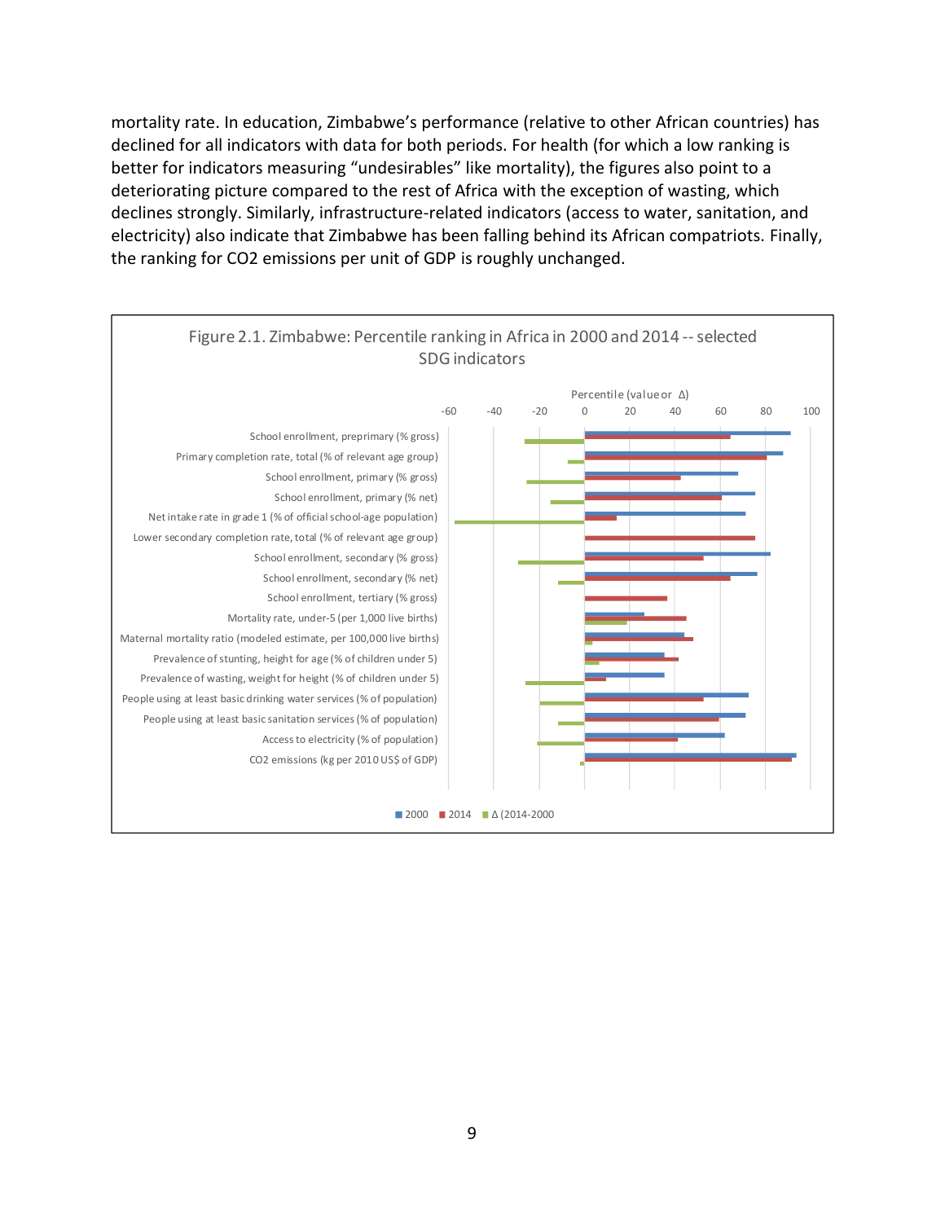mortality rate. In education, Zimbabwe's performance (relative to other African countries) has declined for all indicators with data for both periods. For health (for which a low ranking is better for indicators measuring "undesirables" like mortality), the figures also point to a deteriorating picture compared to the rest of Africa with the exception of wasting, which declines strongly. Similarly, infrastructure-related indicators (access to water, sanitation, and electricity) also indicate that Zimbabwe has been falling behind its African compatriots. Finally, the ranking for $CO_2$ emissions per unit of GDP is roughly unchanged.

Figure 2.1. Zimbabwe: Percentile ranking in Africa in 2000 and 2014 -- selected SDG indicators

Percentile (value or Δ)

- School enrollment, preprimary (% gross)
- Primary completion rate, total (% of relevant age group)
- School enrollment, primary (% gross)
- School enrollment, primary (% net)
- Net intake rate in grade 1 (% of official school-age population)
- Lower secondary completion rate, total (% of relevant age group)
- School enrollment, secondary (% gross)
- School enrollment, secondary (% net)
- School enrollment, tertiary (% gross)
- Mortality rate, under-5 (per 1,000 live births)
- Maternal mortality ratio (modeled estimate, per 100,000 live births)
- Prevalence of stunting, height for age (% of children under 5)
- Prevalence of wasting, weight for height (% of children under 5)
- People using at least basic drinking water services (% of population)
- People using at least basic sanitation services (% of population)
- Access to electricity (% of population)
- CO2 emissions (kg per 2010 US$ of GDP)

■ 2000 ■ 2014 ■ Δ (2014-2000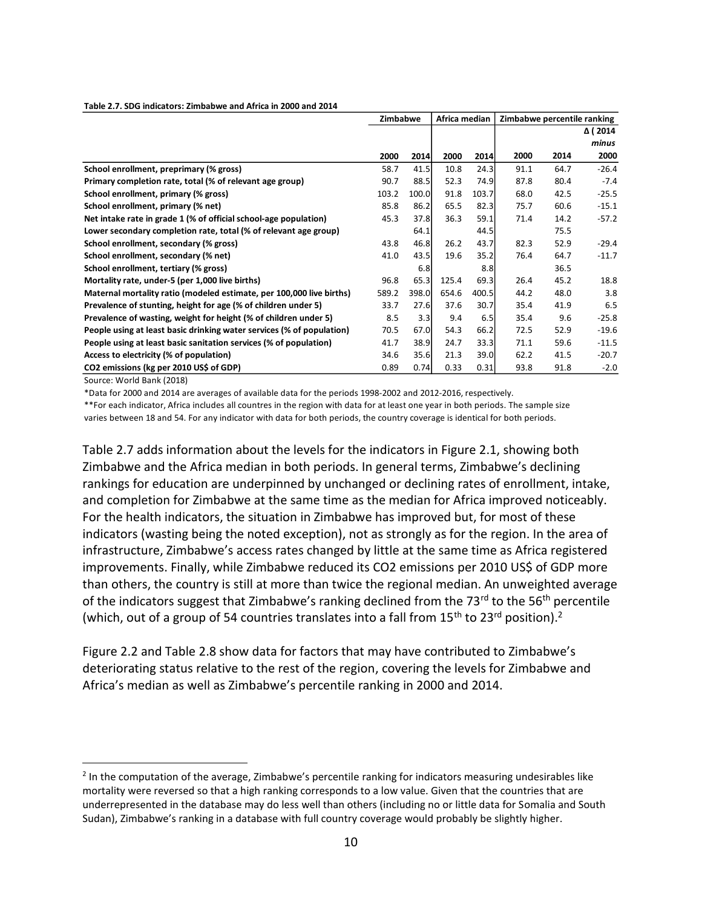**Table 2.7. SDG indicators: Zimbabwe and Africa in 2000 and 2014**

| | Zimbabwe | | Africa median | | Zimbabwe percentile ranking | | |
|---|---|---|---|---|---|---|---|
| | 2000 | 2014 | 2000 | 2014 | 2000 | 2014 | Δ ( 2014 *minus* 2000 |
| **School enrollment, preprimary (% gross)** | 58.7 | 41.5 | 10.8 | 24.3 | 91.1 | 64.7 | -26.4 |
| **Primary completion rate, total (% of relevant age group)** | 90.7 | 88.5 | 52.3 | 74.9 | 87.8 | 80.4 | -7.4 |
| **School enrollment, primary (% gross)** | 103.2 | 100.0 | 91.8 | 103.7 | 68.0 | 42.5 | -25.5 |
| **School enrollment, primary (% net)** | 85.8 | 86.2 | 65.5 | 82.3 | 75.7 | 60.6 | -15.1 |
| **Net intake rate in grade 1 (% of official school-age population)** | 45.3 | 37.8 | 36.3 | 59.1 | 71.4 | 14.2 | -57.2 |
| **Lower secondary completion rate, total (% of relevant age group)** | | 64.1 | | 44.5 | | 75.5 | |
| **School enrollment, secondary (% gross)** | 43.8 | 46.8 | 26.2 | 43.7 | 82.3 | 52.9 | -29.4 |
| **School enrollment, secondary (% net)** | 41.0 | 43.5 | 19.6 | 35.2 | 76.4 | 64.7 | -11.7 |
| **School enrollment, tertiary (% gross)** | | 6.8 | | 8.8 | | 36.5 | |
| **Mortality rate, under-5 (per 1,000 live births)** | 96.8 | 65.3 | 125.4 | 69.3 | 26.4 | 45.2 | 18.8 |
| **Maternal mortality ratio (modeled estimate, per 100,000 live births)** | 589.2 | 398.0 | 654.6 | 400.5 | 44.2 | 48.0 | 3.8 |
| **Prevalence of stunting, height for age (% of children under 5)** | 33.7 | 27.6 | 37.6 | 30.7 | 35.4 | 41.9 | 6.5 |
| **Prevalence of wasting, weight for height (% of children under 5)** | 8.5 | 3.3 | 9.4 | 6.5 | 35.4 | 9.6 | -25.8 |
| **People using at least basic drinking water services (% of population)** | 70.5 | 67.0 | 54.3 | 66.2 | 72.5 | 52.9 | -19.6 |
| **People using at least basic sanitation services (% of population)** | 41.7 | 38.9 | 24.7 | 33.3 | 71.1 | 59.6 | -11.5 |
| **Access to electricity (% of population)** | 34.6 | 35.6 | 21.3 | 39.0 | 62.2 | 41.5 | -20.7 |
| **CO2 emissions (kg per 2010 US$ of GDP)** | 0.89 | 0.74 | 0.33 | 0.31 | 93.8 | 91.8 | -2.0 |

Source: World Bank (2018)

*Data for 2000 and 2014 are averages of available data for the periods 1998-2002 and 2012-2016, respectively.

**For each indicator, Africa includes all countres in the region with data for at least one year in both periods. The sample size varies between 18 and 54. For any indicator with data for both periods, the country coverage is identical for both periods.

Table 2.7 adds information about the levels for the indicators in Figure 2.1, showing both Zimbabwe and the Africa median in both periods. In general terms, Zimbabwe's declining rankings for education are underpinned by unchanged or declining rates of enrollment, intake, and completion for Zimbabwe at the same time as the median for Africa improved noticeably. For the health indicators, the situation in Zimbabwe has improved but, for most of these indicators (wasting being the noted exception), not as strongly as for the region. In the area of infrastructure, Zimbabwe's access rates changed by little at the same time as Africa registered improvements. Finally, while Zimbabwe reduced its $CO_2$ emissions per 2010 US$ of GDP more than others, the country is still at more than twice the regional median. An unweighted average of the indicators suggest that Zimbabwe's ranking declined from the 73rd to the 56th percentile (which, out of a group of 54 countries translates into a fall from 15th to 23rd position).[2]

Figure 2.2 and Table 2.8 show data for factors that may have contributed to Zimbabwe's deteriorating status relative to the rest of the region, covering the levels for Zimbabwe and Africa's median as well as Zimbabwe's percentile ranking in 2000 and 2014.

[2] In the computation of the average, Zimbabwe's percentile ranking for indicators measuring undesirables like mortality were reversed so that a high ranking corresponds to a low value. Given that the countries that are underrepresented in the database may do less well than others (including no or little data for Somalia and South Sudan), Zimbabwe's ranking in a database with full country coverage would probably be slightly higher.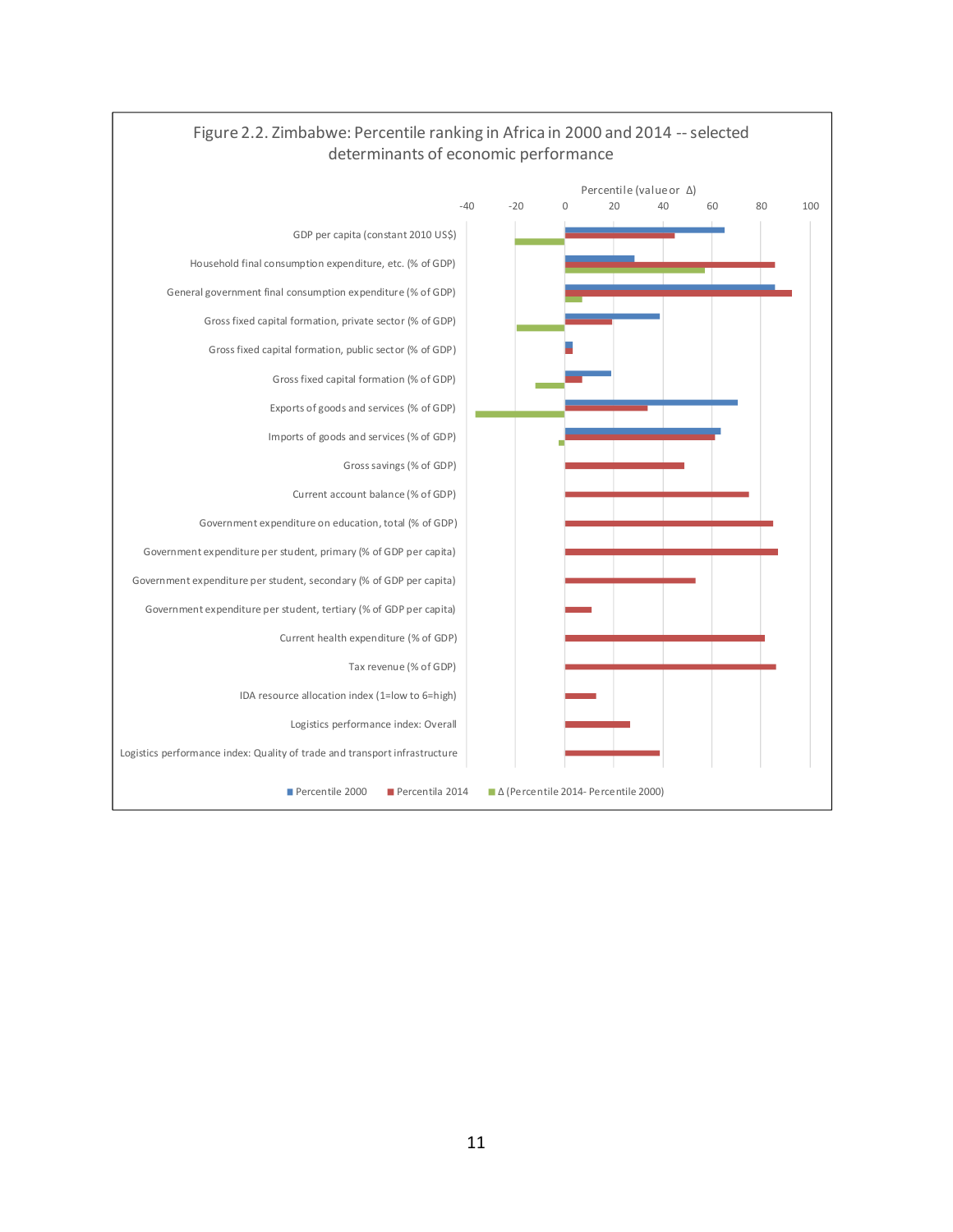Figure 2.2. Zimbabwe: Percentile ranking in Africa in 2000 and 2014 -- selected determinants of economic performance

Percentile (value or Δ)

-40 -20 0 20 40 60 80 100

GDP per capita (constant 2010 US$)

Household final consumption expenditure, etc. (% of GDP)

General government final consumption expenditure (% of GDP)

Gross fixed capital formation, private sector (% of GDP)

Gross fixed capital formation, public sector (% of GDP)

Gross fixed capital formation (% of GDP)

Exports of goods and services (% of GDP)

Imports of goods and services (% of GDP)

Gross savings (% of GDP)

Current account balance (% of GDP)

Government expenditure on education, total (% of GDP)

Government expenditure per student, primary (% of GDP per capita)

Government expenditure per student, secondary (% of GDP per capita)

Government expenditure per student, tertiary (% of GDP per capita)

Current health expenditure (% of GDP)

Tax revenue (% of GDP)

IDA resource allocation index (1=low to 6=high)

Logistics performance index: Overall

Logistics performance index: Quality of trade and transport infrastructure

■ Percentile 2000 ■ Percentila 2014 ■ Δ (Percentile 2014- Percentile 2000)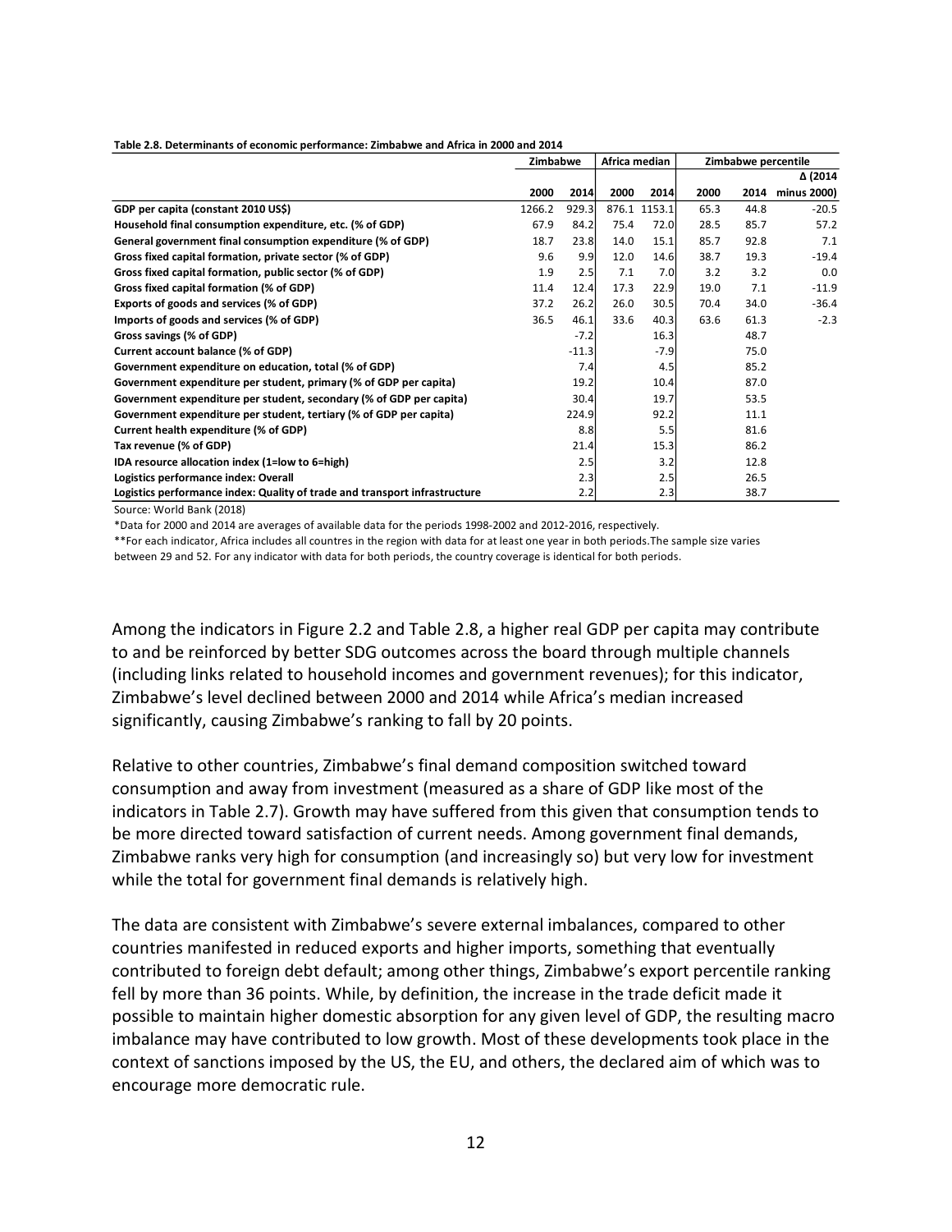**Table 2.8. Determinants of economic performance: Zimbabwe and Africa in 2000 and 2014**

| | Zimbabwe | | Africa median | | Zimbabwe percentile | | |
|---|---|---|---|---|---|---|---|
| | | | | | | | Δ (2014 |
| | 2000 | 2014 | 2000 | 2014 | 2000 | 2014 | minus 2000) |
| **GDP per capita (constant 2010 US$)** | 1266.2 | 929.3 | 876.1 | 1153.1 | 65.3 | 44.8 | -20.5 |
| **Household final consumption expenditure, etc. (% of GDP)** | 67.9 | 84.2 | 75.4 | 72.0 | 28.5 | 85.7 | 57.2 |
| **General government final consumption expenditure (% of GDP)** | 18.7 | 23.8 | 14.0 | 15.1 | 85.7 | 92.8 | 7.1 |
| **Gross fixed capital formation, private sector (% of GDP)** | 9.6 | 9.9 | 12.0 | 14.6 | 38.7 | 19.3 | -19.4 |
| **Gross fixed capital formation, public sector (% of GDP)** | 1.9 | 2.5 | 7.1 | 7.0 | 3.2 | 3.2 | 0.0 |
| **Gross fixed capital formation (% of GDP)** | 11.4 | 12.4 | 17.3 | 22.9 | 19.0 | 7.1 | -11.9 |
| **Exports of goods and services (% of GDP)** | 37.2 | 26.2 | 26.0 | 30.5 | 70.4 | 34.0 | -36.4 |
| **Imports of goods and services (% of GDP)** | 36.5 | 46.1 | 33.6 | 40.3 | 63.6 | 61.3 | -2.3 |
| **Gross savings (% of GDP)** | | -7.2 | | 16.3 | | 48.7 | |
| **Current account balance (% of GDP)** | | -11.3 | | -7.9 | | 75.0 | |
| **Government expenditure on education, total (% of GDP)** | | 7.4 | | 4.5 | | 85.2 | |
| **Government expenditure per student, primary (% of GDP per capita)** | | 19.2 | | 10.4 | | 87.0 | |
| **Government expenditure per student, secondary (% of GDP per capita)** | | 30.4 | | 19.7 | | 53.5 | |
| **Government expenditure per student, tertiary (% of GDP per capita)** | | 224.9 | | 92.2 | | 11.1 | |
| **Current health expenditure (% of GDP)** | | 8.8 | | 5.5 | | 81.6 | |
| **Tax revenue (% of GDP)** | | 21.4 | | 15.3 | | 86.2 | |
| **IDA resource allocation index (1=low to 6=high)** | | 2.5 | | 3.2 | | 12.8 | |
| **Logistics performance index: Overall** | | 2.3 | | 2.5 | | 26.5 | |
| **Logistics performance index: Quality of trade and transport infrastructure** | | 2.2 | | 2.3 | | 38.7 | |

Source: World Bank (2018)

*Data for 2000 and 2014 are averages of available data for the periods 1998-2002 and 2012-2016, respectively.

**For each indicator, Africa includes all countres in the region with data for at least one year in both periods.The sample size varies between 29 and 52. For any indicator with data for both periods, the country coverage is identical for both periods.

Among the indicators in Figure 2.2 and Table 2.8, a higher real GDP per capita may contribute to and be reinforced by better SDG outcomes across the board through multiple channels (including links related to household incomes and government revenues); for this indicator, Zimbabwe's level declined between 2000 and 2014 while Africa's median increased significantly, causing Zimbabwe's ranking to fall by 20 points.

Relative to other countries, Zimbabwe's final demand composition switched toward consumption and away from investment (measured as a share of GDP like most of the indicators in Table 2.7). Growth may have suffered from this given that consumption tends to be more directed toward satisfaction of current needs. Among government final demands, Zimbabwe ranks very high for consumption (and increasingly so) but very low for investment while the total for government final demands is relatively high.

The data are consistent with Zimbabwe's severe external imbalances, compared to other countries manifested in reduced exports and higher imports, something that eventually contributed to foreign debt default; among other things, Zimbabwe's export percentile ranking fell by more than 36 points. While, by definition, the increase in the trade deficit made it possible to maintain higher domestic absorption for any given level of GDP, the resulting macro imbalance may have contributed to low growth. Most of these developments took place in the context of sanctions imposed by the US, the EU, and others, the declared aim of which was to encourage more democratic rule.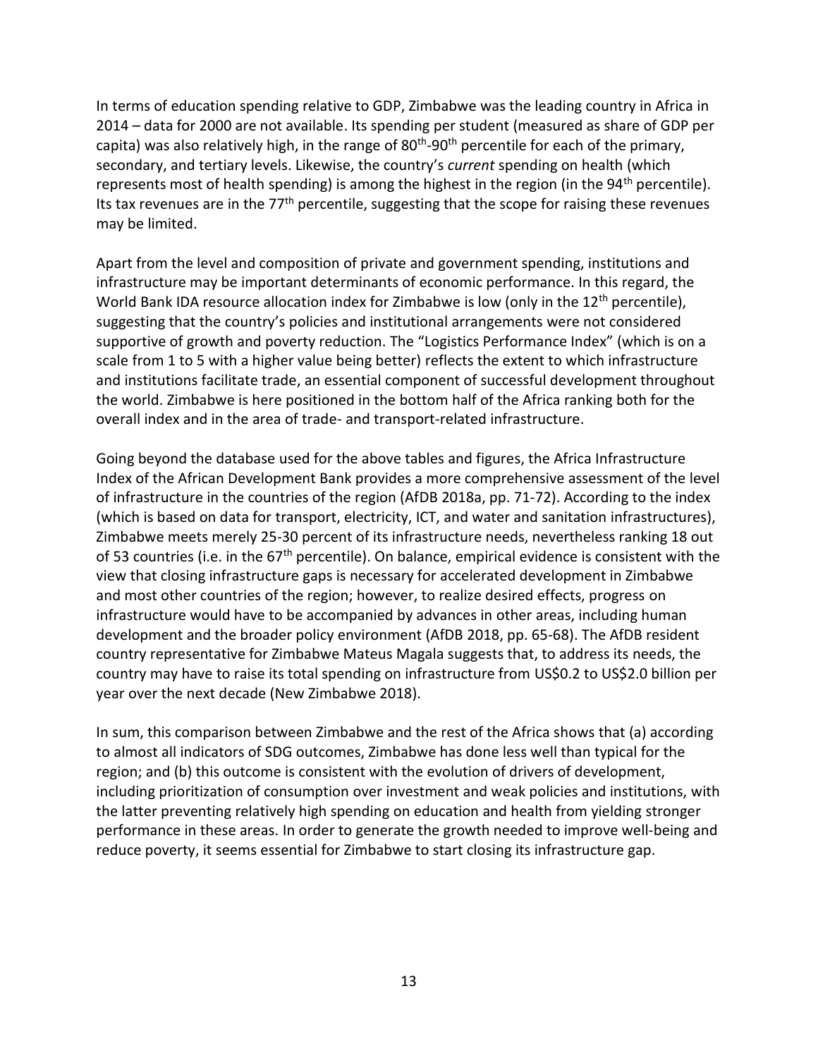In terms of education spending relative to GDP, Zimbabwe was the leading country in Africa in 2014 – data for 2000 are not available. Its spending per student (measured as share of GDP per capita) was also relatively high, in the range of 80th-90th percentile for each of the primary, secondary, and tertiary levels. Likewise, the country's *current* spending on health (which represents most of health spending) is among the highest in the region (in the 94th percentile). Its tax revenues are in the 77th percentile, suggesting that the scope for raising these revenues may be limited.

Apart from the level and composition of private and government spending, institutions and infrastructure may be important determinants of economic performance. In this regard, the World Bank IDA resource allocation index for Zimbabwe is low (only in the 12th percentile), suggesting that the country's policies and institutional arrangements were not considered supportive of growth and poverty reduction. The "Logistics Performance Index" (which is on a scale from 1 to 5 with a higher value being better) reflects the extent to which infrastructure and institutions facilitate trade, an essential component of successful development throughout the world. Zimbabwe is here positioned in the bottom half of the Africa ranking both for the overall index and in the area of trade- and transport-related infrastructure.

Going beyond the database used for the above tables and figures, the Africa Infrastructure Index of the African Development Bank provides a more comprehensive assessment of the level of infrastructure in the countries of the region (AfDB 2018a, pp. 71-72). According to the index (which is based on data for transport, electricity, ICT, and water and sanitation infrastructures), Zimbabwe meets merely 25-30 percent of its infrastructure needs, nevertheless ranking 18 out of 53 countries (i.e. in the 67th percentile). On balance, empirical evidence is consistent with the view that closing infrastructure gaps is necessary for accelerated development in Zimbabwe and most other countries of the region; however, to realize desired effects, progress on infrastructure would have to be accompanied by advances in other areas, including human development and the broader policy environment (AfDB 2018, pp. 65-68). The AfDB resident country representative for Zimbabwe Mateus Magala suggests that, to address its needs, the country may have to raise its total spending on infrastructure from US$0.2 to US$2.0 billion per year over the next decade (New Zimbabwe 2018).

In sum, this comparison between Zimbabwe and the rest of the Africa shows that (a) according to almost all indicators of SDG outcomes, Zimbabwe has done less well than typical for the region; and (b) this outcome is consistent with the evolution of drivers of development, including prioritization of consumption over investment and weak policies and institutions, with the latter preventing relatively high spending on education and health from yielding stronger performance in these areas. In order to generate the growth needed to improve well-being and reduce poverty, it seems essential for Zimbabwe to start closing its infrastructure gap.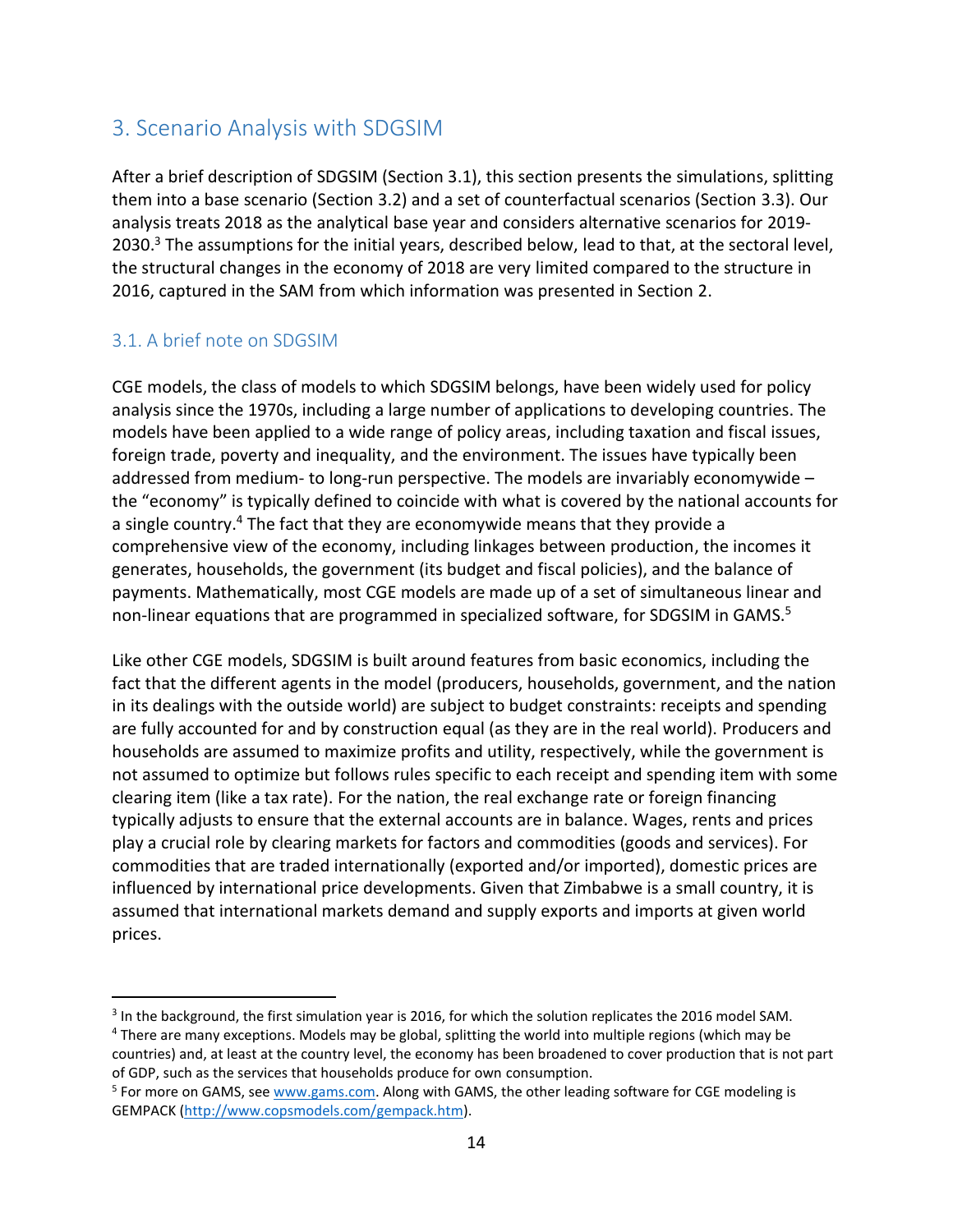## 3. Scenario Analysis with SDGSIM

After a brief description of SDGSIM (Section 3.1), this section presents the simulations, splitting them into a base scenario (Section 3.2) and a set of counterfactual scenarios (Section 3.3). Our analysis treats 2018 as the analytical base year and considers alternative scenarios for 2019-2030.[3] The assumptions for the initial years, described below, lead to that, at the sectoral level, the structural changes in the economy of 2018 are very limited compared to the structure in 2016, captured in the SAM from which information was presented in Section 2.

### 3.1. A brief note on SDGSIM

CGE models, the class of models to which SDGSIM belongs, have been widely used for policy analysis since the 1970s, including a large number of applications to developing countries. The models have been applied to a wide range of policy areas, including taxation and fiscal issues, foreign trade, poverty and inequality, and the environment. The issues have typically been addressed from medium- to long-run perspective. The models are invariably economywide – the "economy" is typically defined to coincide with what is covered by the national accounts for a single country.[4] The fact that they are economywide means that they provide a comprehensive view of the economy, including linkages between production, the incomes it generates, households, the government (its budget and fiscal policies), and the balance of payments. Mathematically, most CGE models are made up of a set of simultaneous linear and non-linear equations that are programmed in specialized software, for SDGSIM in GAMS.[5]

Like other CGE models, SDGSIM is built around features from basic economics, including the fact that the different agents in the model (producers, households, government, and the nation in its dealings with the outside world) are subject to budget constraints: receipts and spending are fully accounted for and by construction equal (as they are in the real world). Producers and households are assumed to maximize profits and utility, respectively, while the government is not assumed to optimize but follows rules specific to each receipt and spending item with some clearing item (like a tax rate). For the nation, the real exchange rate or foreign financing typically adjusts to ensure that the external accounts are in balance. Wages, rents and prices play a crucial role by clearing markets for factors and commodities (goods and services). For commodities that are traded internationally (exported and/or imported), domestic prices are influenced by international price developments. Given that Zimbabwe is a small country, it is assumed that international markets demand and supply exports and imports at given world prices.

---

[3] In the background, the first simulation year is 2016, for which the solution replicates the 2016 model SAM.

[4] There are many exceptions. Models may be global, splitting the world into multiple regions (which may be countries) and, at least at the country level, the economy has been broadened to cover production that is not part of GDP, such as the services that households produce for own consumption.

[5] For more on GAMS, see www.gams.com. Along with GAMS, the other leading software for CGE modeling is GEMPACK (http://www.copsmodels.com/gempack.htm).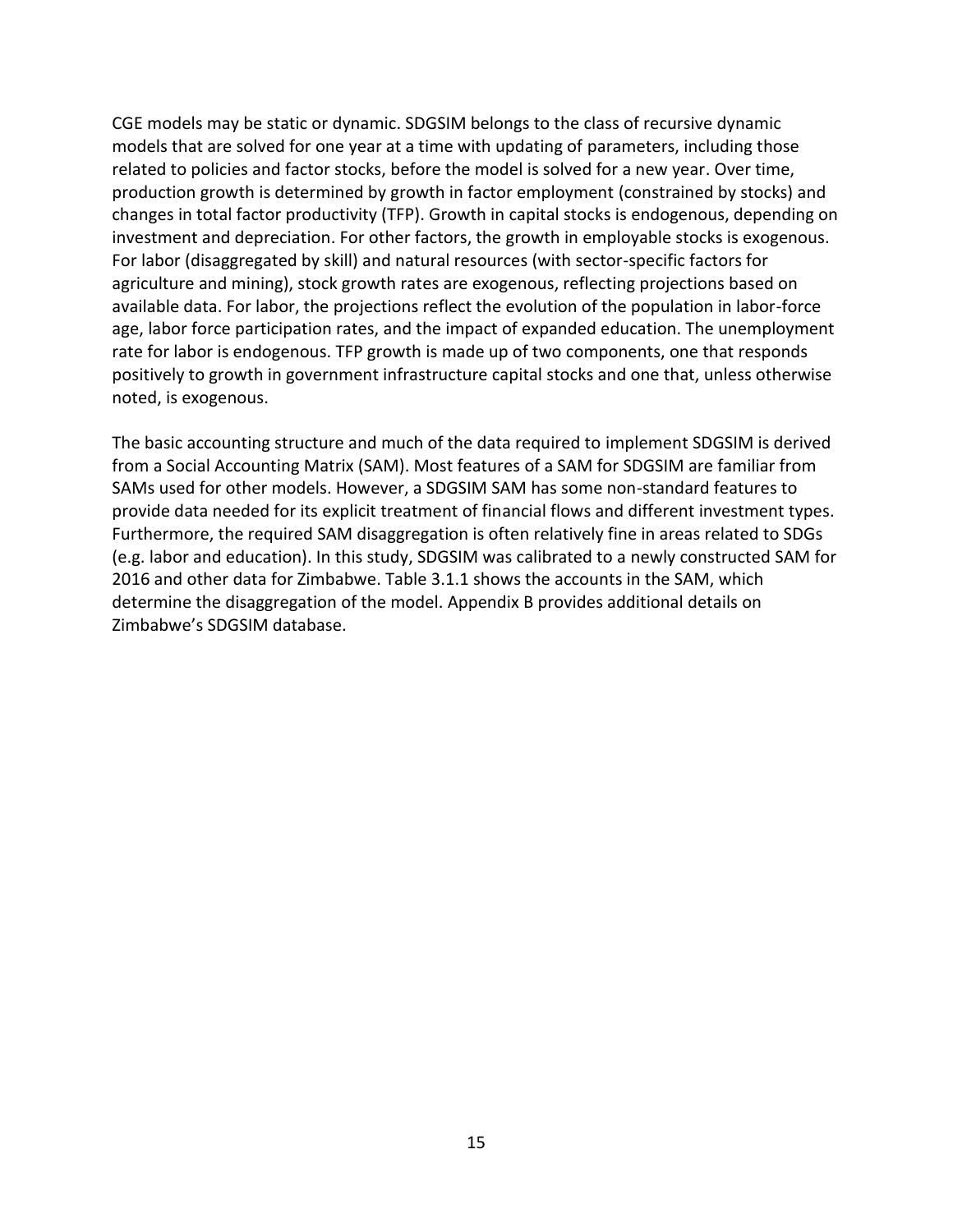CGE models may be static or dynamic. SDGSIM belongs to the class of recursive dynamic models that are solved for one year at a time with updating of parameters, including those related to policies and factor stocks, before the model is solved for a new year. Over time, production growth is determined by growth in factor employment (constrained by stocks) and changes in total factor productivity (TFP). Growth in capital stocks is endogenous, depending on investment and depreciation. For other factors, the growth in employable stocks is exogenous. For labor (disaggregated by skill) and natural resources (with sector-specific factors for agriculture and mining), stock growth rates are exogenous, reflecting projections based on available data. For labor, the projections reflect the evolution of the population in labor-force age, labor force participation rates, and the impact of expanded education. The unemployment rate for labor is endogenous. TFP growth is made up of two components, one that responds positively to growth in government infrastructure capital stocks and one that, unless otherwise noted, is exogenous.

The basic accounting structure and much of the data required to implement SDGSIM is derived from a Social Accounting Matrix (SAM). Most features of a SAM for SDGSIM are familiar from SAMs used for other models. However, a SDGSIM SAM has some non-standard features to provide data needed for its explicit treatment of financial flows and different investment types. Furthermore, the required SAM disaggregation is often relatively fine in areas related to SDGs (e.g. labor and education). In this study, SDGSIM was calibrated to a newly constructed SAM for 2016 and other data for Zimbabwe. Table 3.1.1 shows the accounts in the SAM, which determine the disaggregation of the model. Appendix B provides additional details on Zimbabwe's SDGSIM database.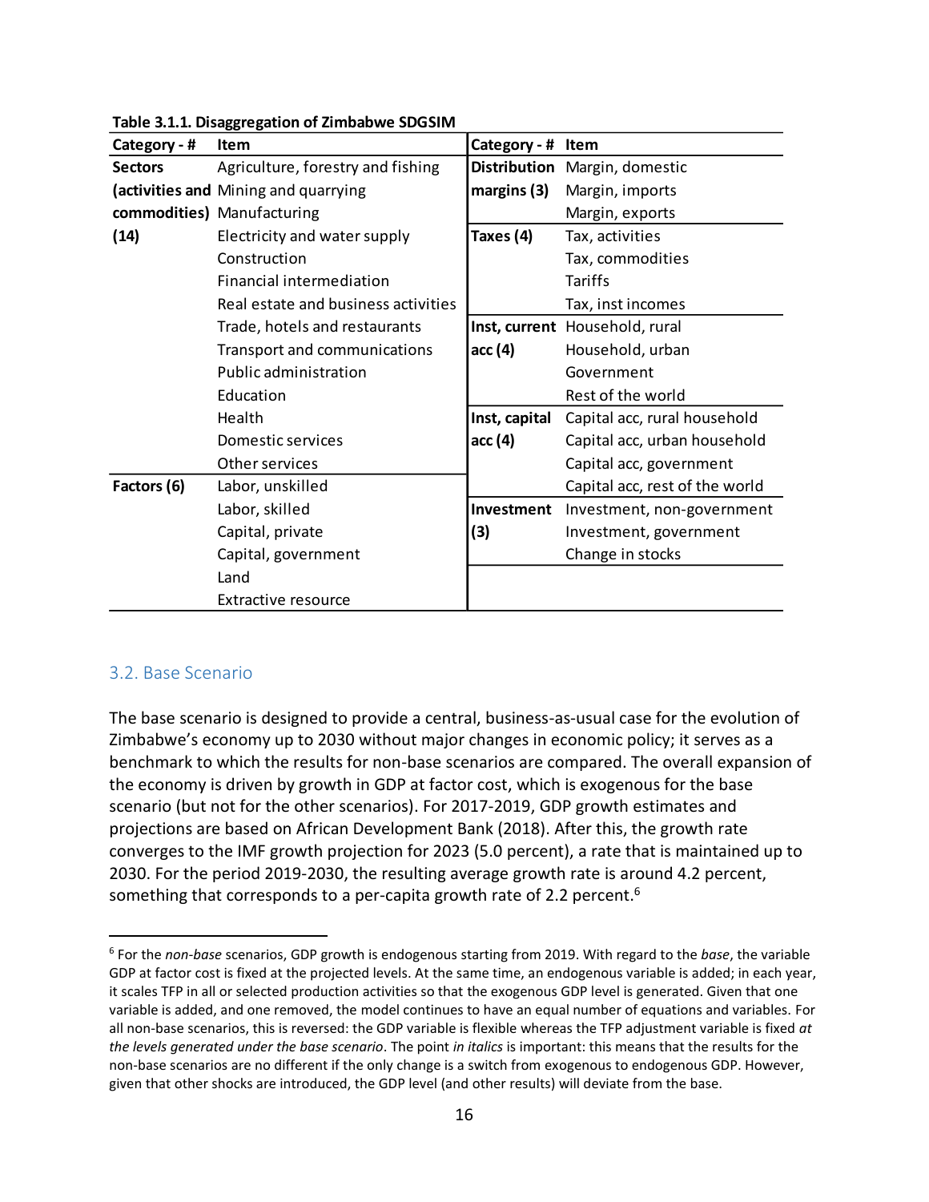**Table 3.1.1. Disaggregation of Zimbabwe SDGSIM**

| Category - # | Item | Category - # | Item |
|---|---|---|---|
| **Sectors (activities and commodities) (14)** | Agriculture, forestry and fishing | **Distribution margins (3)** | Margin, domestic |
| | Mining and quarrying | | Margin, imports |
| | Manufacturing | | Margin, exports |
| | Electricity and water supply | **Taxes (4)** | Tax, activities |
| | Construction | | Tax, commodities |
| | Financial intermediation | | Tariffs |
| | Real estate and business activities | | Tax, inst incomes |
| | Trade, hotels and restaurants | **Inst, current acc (4)** | Household, rural |
| | Transport and communications | | Household, urban |
| | Public administration | | Government |
| | Education | | Rest of the world |
| | Health | **Inst, capital acc (4)** | Capital acc, rural household |
| | Domestic services | | Capital acc, urban household |
| | Other services | | Capital acc, government |
| **Factors (6)** | Labor, unskilled | | Capital acc, rest of the world |
| | Labor, skilled | **Investment (3)** | Investment, non-government |
| | Capital, private | | Investment, government |
| | Capital, government | | Change in stocks |
| | Land | | |
| | Extractive resource | | |

## 3.2. Base Scenario

The base scenario is designed to provide a central, business-as-usual case for the evolution of Zimbabwe's economy up to 2030 without major changes in economic policy; it serves as a benchmark to which the results for non-base scenarios are compared. The overall expansion of the economy is driven by growth in GDP at factor cost, which is exogenous for the base scenario (but not for the other scenarios). For 2017-2019, GDP growth estimates and projections are based on African Development Bank (2018). After this, the growth rate converges to the IMF growth projection for 2023 (5.0 percent), a rate that is maintained up to 2030. For the period 2019-2030, the resulting average growth rate is around 4.2 percent, something that corresponds to a per-capita growth rate of 2.2 percent.[6]

[6] For the *non-base* scenarios, GDP growth is endogenous starting from 2019. With regard to the *base*, the variable GDP at factor cost is fixed at the projected levels. At the same time, an endogenous variable is added; in each year, it scales TFP in all or selected production activities so that the exogenous GDP level is generated. Given that one variable is added, and one removed, the model continues to have an equal number of equations and variables. For all non-base scenarios, this is reversed: the GDP variable is flexible whereas the TFP adjustment variable is fixed *at the levels generated under the base scenario*. The point *in italics* is important: this means that the results for the non-base scenarios are no different if the only change is a switch from exogenous to endogenous GDP. However, given that other shocks are introduced, the GDP level (and other results) will deviate from the base.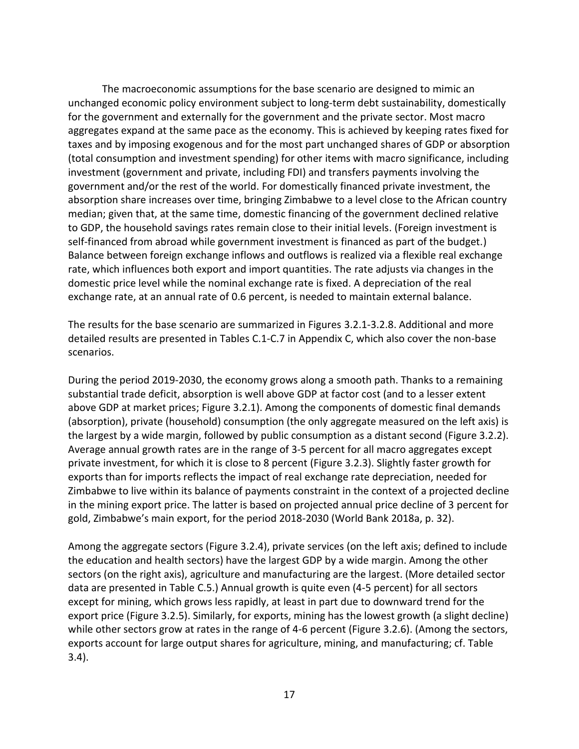The macroeconomic assumptions for the base scenario are designed to mimic an unchanged economic policy environment subject to long-term debt sustainability, domestically for the government and externally for the government and the private sector. Most macro aggregates expand at the same pace as the economy. This is achieved by keeping rates fixed for taxes and by imposing exogenous and for the most part unchanged shares of GDP or absorption (total consumption and investment spending) for other items with macro significance, including investment (government and private, including FDI) and transfers payments involving the government and/or the rest of the world. For domestically financed private investment, the absorption share increases over time, bringing Zimbabwe to a level close to the African country median; given that, at the same time, domestic financing of the government declined relative to GDP, the household savings rates remain close to their initial levels. (Foreign investment is self-financed from abroad while government investment is financed as part of the budget.) Balance between foreign exchange inflows and outflows is realized via a flexible real exchange rate, which influences both export and import quantities. The rate adjusts via changes in the domestic price level while the nominal exchange rate is fixed. A depreciation of the real exchange rate, at an annual rate of 0.6 percent, is needed to maintain external balance.

The results for the base scenario are summarized in Figures 3.2.1-3.2.8. Additional and more detailed results are presented in Tables C.1-C.7 in Appendix C, which also cover the non-base scenarios.

During the period 2019-2030, the economy grows along a smooth path. Thanks to a remaining substantial trade deficit, absorption is well above GDP at factor cost (and to a lesser extent above GDP at market prices; Figure 3.2.1). Among the components of domestic final demands (absorption), private (household) consumption (the only aggregate measured on the left axis) is the largest by a wide margin, followed by public consumption as a distant second (Figure 3.2.2). Average annual growth rates are in the range of 3-5 percent for all macro aggregates except private investment, for which it is close to 8 percent (Figure 3.2.3). Slightly faster growth for exports than for imports reflects the impact of real exchange rate depreciation, needed for Zimbabwe to live within its balance of payments constraint in the context of a projected decline in the mining export price. The latter is based on projected annual price decline of 3 percent for gold, Zimbabwe's main export, for the period 2018-2030 (World Bank 2018a, p. 32).

Among the aggregate sectors (Figure 3.2.4), private services (on the left axis; defined to include the education and health sectors) have the largest GDP by a wide margin. Among the other sectors (on the right axis), agriculture and manufacturing are the largest. (More detailed sector data are presented in Table C.5.) Annual growth is quite even (4-5 percent) for all sectors except for mining, which grows less rapidly, at least in part due to downward trend for the export price (Figure 3.2.5). Similarly, for exports, mining has the lowest growth (a slight decline) while other sectors grow at rates in the range of 4-6 percent (Figure 3.2.6). (Among the sectors, exports account for large output shares for agriculture, mining, and manufacturing; cf. Table 3.4).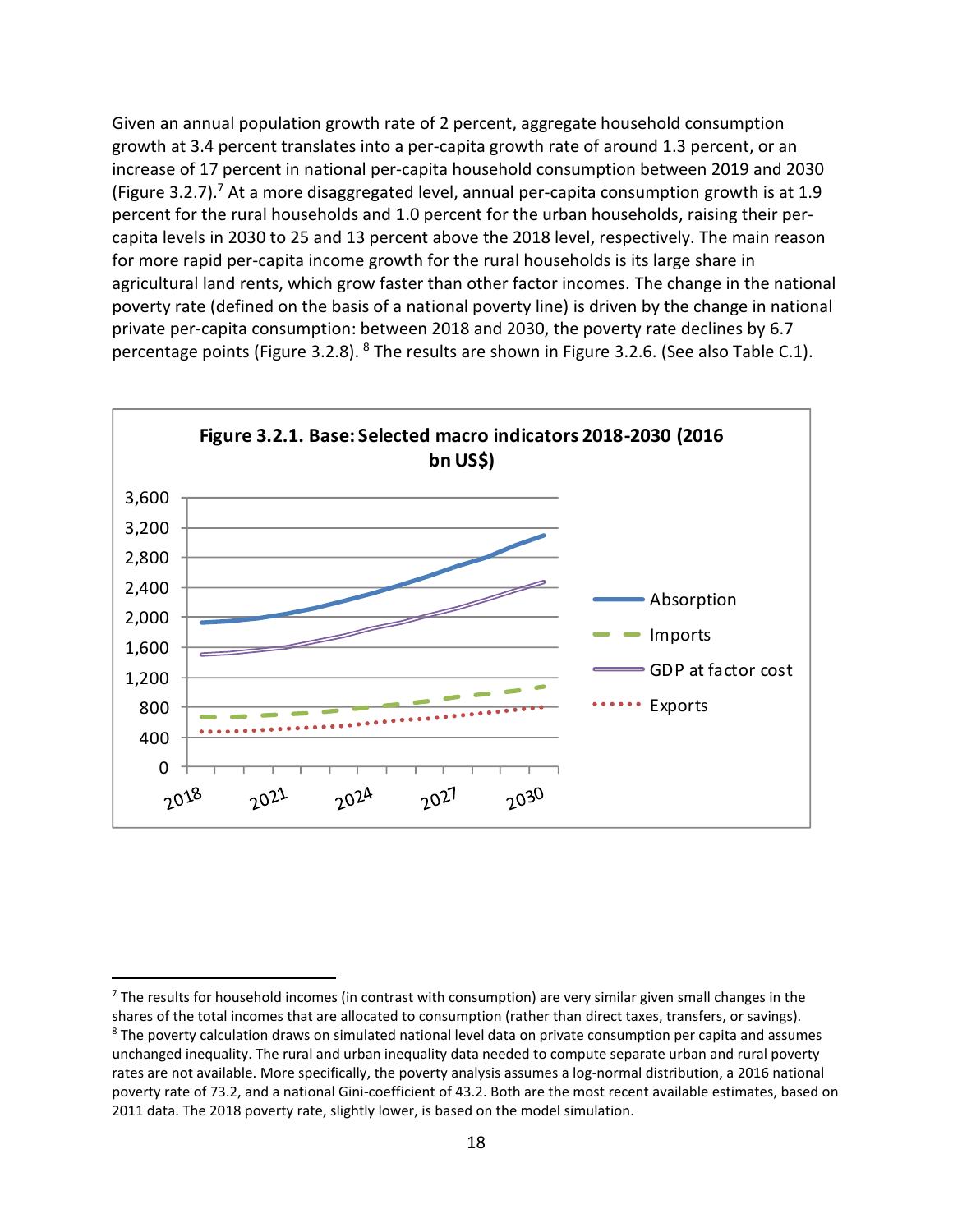Given an annual population growth rate of 2 percent, aggregate household consumption growth at 3.4 percent translates into a per-capita growth rate of around 1.3 percent, or an increase of 17 percent in national per-capita household consumption between 2019 and 2030 (Figure 3.2.7).[7] At a more disaggregated level, annual per-capita consumption growth is at 1.9 percent for the rural households and 1.0 percent for the urban households, raising their per-capita levels in 2030 to 25 and 13 percent above the 2018 level, respectively. The main reason for more rapid per-capita income growth for the rural households is its large share in agricultural land rents, which grow faster than other factor incomes. The change in the national poverty rate (defined on the basis of a national poverty line) is driven by the change in national private per-capita consumption: between 2018 and 2030, the poverty rate declines by 6.7 percentage points (Figure 3.2.8). [8] The results are shown in Figure 3.2.6. (See also Table C.1).

**Figure 3.2.1. Base: Selected macro indicators 2018-2030 (2016 bn US$)**

[7] The results for household incomes (in contrast with consumption) are very similar given small changes in the shares of the total incomes that are allocated to consumption (rather than direct taxes, transfers, or savings).

[8] The poverty calculation draws on simulated national level data on private consumption per capita and assumes unchanged inequality. The rural and urban inequality data needed to compute separate urban and rural poverty rates are not available. More specifically, the poverty analysis assumes a log-normal distribution, a 2016 national poverty rate of 73.2, and a national Gini-coefficient of 43.2. Both are the most recent available estimates, based on 2011 data. The 2018 poverty rate, slightly lower, is based on the model simulation.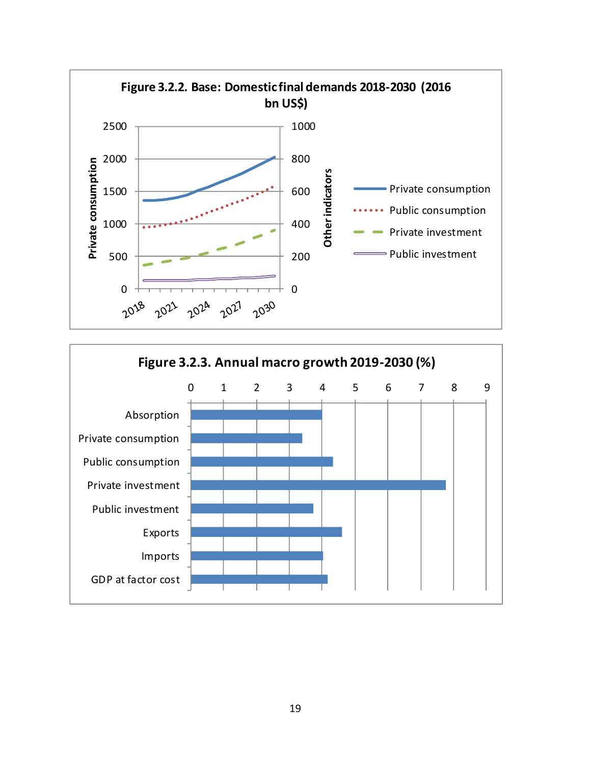**Figure 3.2.2. Base: Domestic final demands 2018-2030 (2016 bn US$)**

**Figure 3.2.3. Annual macro growth 2019-2030 (%)**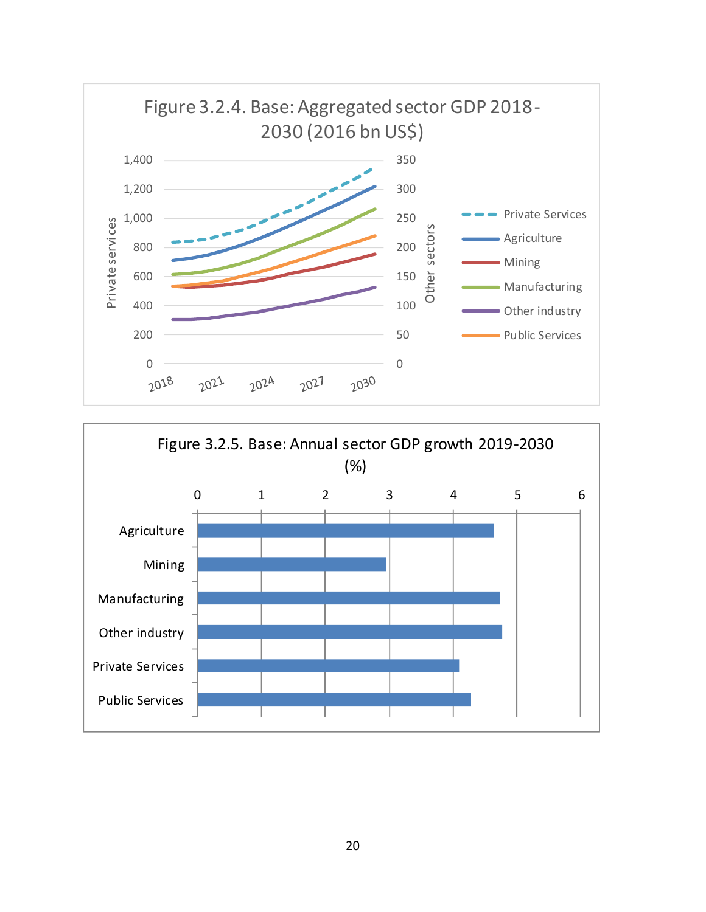Figure 3.2.4. Base: Aggregated sector GDP 2018-2030 (2016 bn US$)

Figure 3.2.5. Base: Annual sector GDP growth 2019-2030 (%)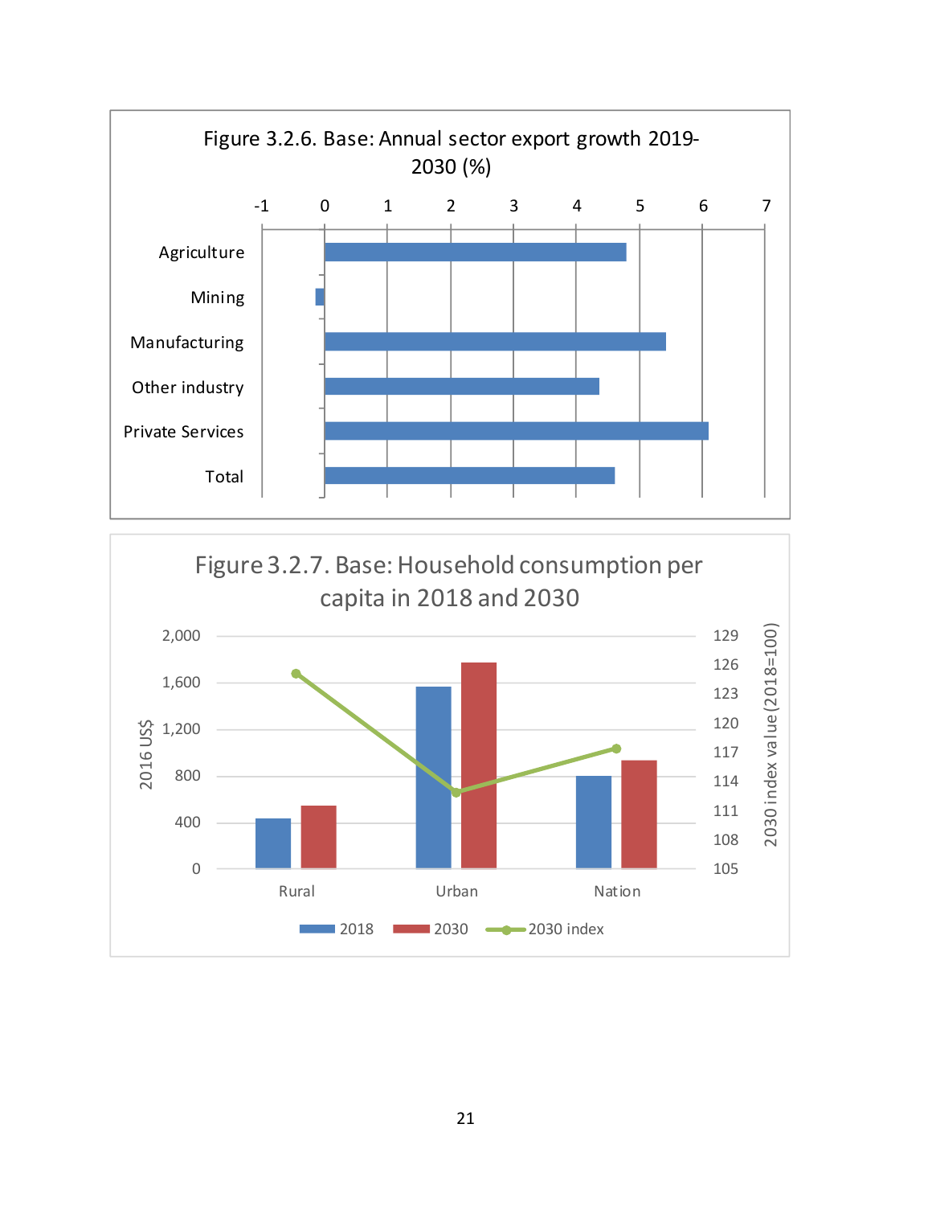Figure 3.2.6. Base: Annual sector export growth 2019-2030 (%)

Figure 3.2.7. Base: Household consumption per capita in 2018 and 2030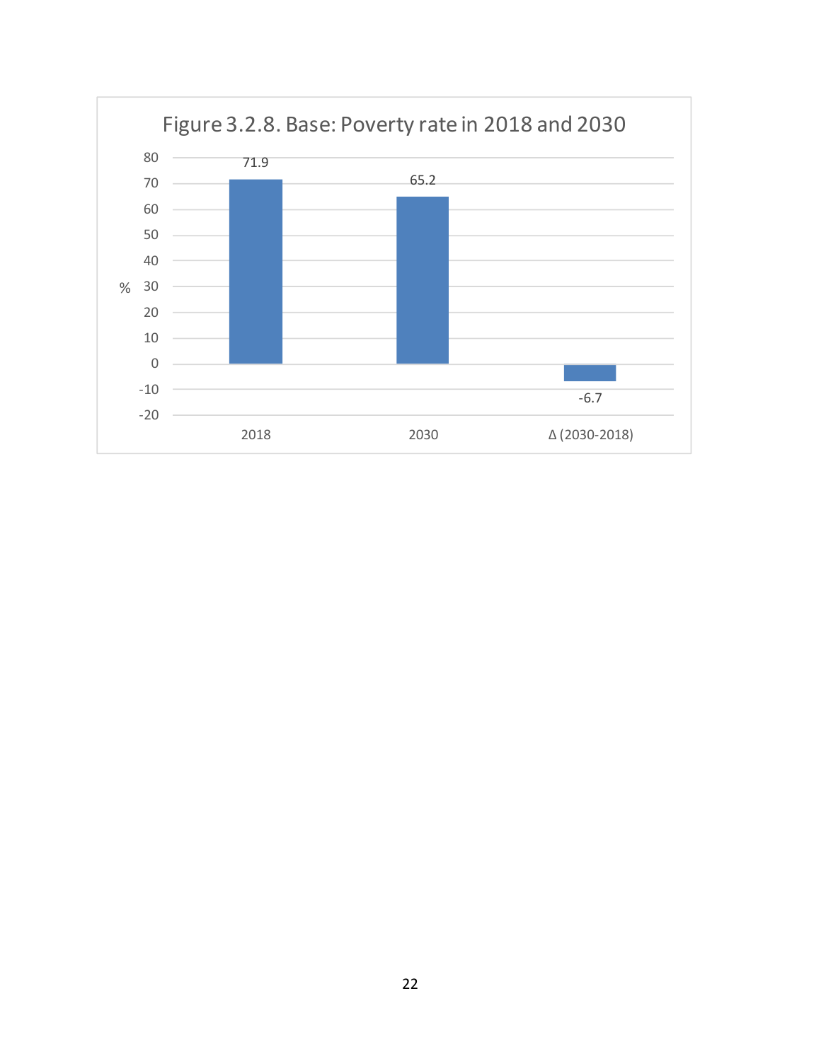Figure 3.2.8. Base: Poverty rate in 2018 and 2030

| | 2018 | 2030 | Δ (2030-2018) |
|---|---|---|---|
| % | 71.9 | 65.2 | -6.7 |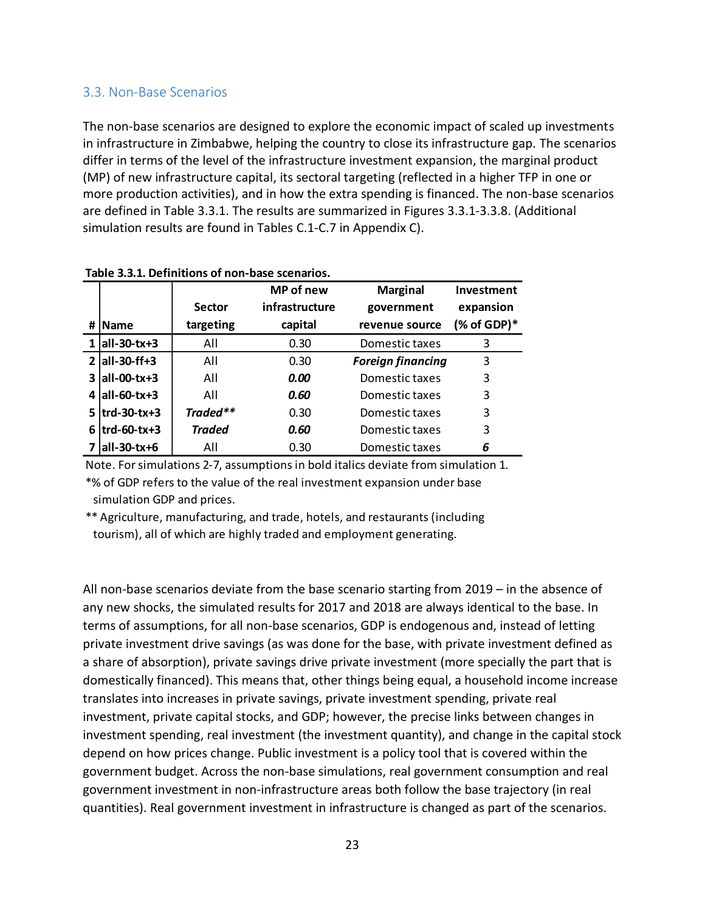### 3.3. Non-Base Scenarios

The non-base scenarios are designed to explore the economic impact of scaled up investments in infrastructure in Zimbabwe, helping the country to close its infrastructure gap. The scenarios differ in terms of the level of the infrastructure investment expansion, the marginal product (MP) of new infrastructure capital, its sectoral targeting (reflected in a higher TFP in one or more production activities), and in how the extra spending is financed. The non-base scenarios are defined in Table 3.3.1. The results are summarized in Figures 3.3.1-3.3.8. (Additional simulation results are found in Tables C.1-C.7 in Appendix C).

**Table 3.3.1. Definitions of non-base scenarios.**

| # | Name | Sector targeting | MP of new infrastructure capital | Marginal government revenue source | Investment expansion (% of GDP)* |
|---|---|---|---|---|---|
| 1 | all-30-tx+3 | All | 0.30 | Domestic taxes | 3 |
| 2 | all-30-ff+3 | All | 0.30 | ***Foreign financing*** | 3 |
| 3 | all-00-tx+3 | All | ***0.00*** | Domestic taxes | 3 |
| 4 | all-60-tx+3 | All | ***0.60*** | Domestic taxes | 3 |
| 5 | trd-30-tx+3 | ***Traded**** | 0.30 | Domestic taxes | 3 |
| 6 | trd-60-tx+3 | ***Traded*** | ***0.60*** | Domestic taxes | 3 |
| 7 | all-30-tx+6 | All | 0.30 | Domestic taxes | ***6*** |

Note. For simulations 2-7, assumptions in bold italics deviate from simulation 1.

*% of GDP refers to the value of the real investment expansion under base simulation GDP and prices.

** Agriculture, manufacturing, and trade, hotels, and restaurants (including tourism), all of which are highly traded and employment generating.

All non-base scenarios deviate from the base scenario starting from 2019 – in the absence of any new shocks, the simulated results for 2017 and 2018 are always identical to the base. In terms of assumptions, for all non-base scenarios, GDP is endogenous and, instead of letting private investment drive savings (as was done for the base, with private investment defined as a share of absorption), private savings drive private investment (more specially the part that is domestically financed). This means that, other things being equal, a household income increase translates into increases in private savings, private investment spending, private real investment, private capital stocks, and GDP; however, the precise links between changes in investment spending, real investment (the investment quantity), and change in the capital stock depend on how prices change. Public investment is a policy tool that is covered within the government budget. Across the non-base simulations, real government consumption and real government investment in non-infrastructure areas both follow the base trajectory (in real quantities). Real government investment in infrastructure is changed as part of the scenarios.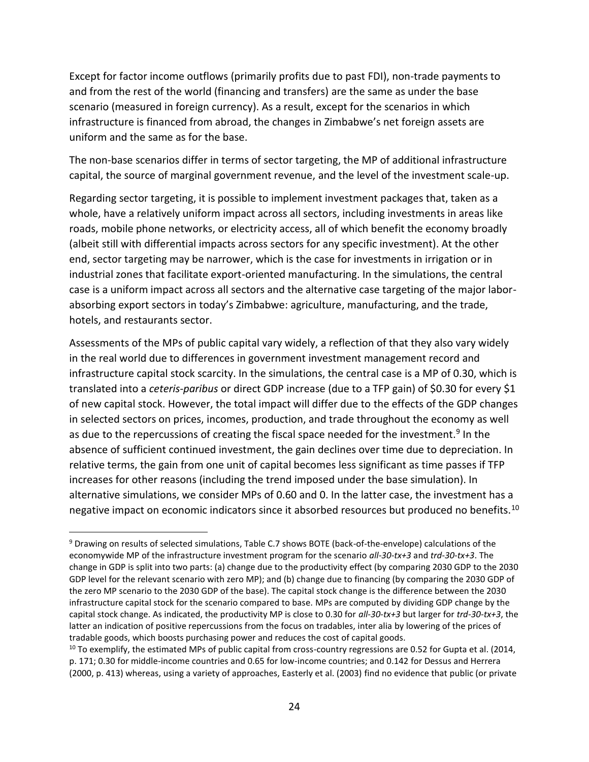Except for factor income outflows (primarily profits due to past FDI), non-trade payments to and from the rest of the world (financing and transfers) are the same as under the base scenario (measured in foreign currency). As a result, except for the scenarios in which infrastructure is financed from abroad, the changes in Zimbabwe's net foreign assets are uniform and the same as for the base.

The non-base scenarios differ in terms of sector targeting, the MP of additional infrastructure capital, the source of marginal government revenue, and the level of the investment scale-up.

Regarding sector targeting, it is possible to implement investment packages that, taken as a whole, have a relatively uniform impact across all sectors, including investments in areas like roads, mobile phone networks, or electricity access, all of which benefit the economy broadly (albeit still with differential impacts across sectors for any specific investment). At the other end, sector targeting may be narrower, which is the case for investments in irrigation or in industrial zones that facilitate export-oriented manufacturing. In the simulations, the central case is a uniform impact across all sectors and the alternative case targeting of the major labor-absorbing export sectors in today's Zimbabwe: agriculture, manufacturing, and the trade, hotels, and restaurants sector.

Assessments of the MPs of public capital vary widely, a reflection of that they also vary widely in the real world due to differences in government investment management record and infrastructure capital stock scarcity. In the simulations, the central case is a MP of 0.30, which is translated into a *ceteris-paribus* or direct GDP increase (due to a TFP gain) of $0.30 for every $1 of new capital stock. However, the total impact will differ due to the effects of the GDP changes in selected sectors on prices, incomes, production, and trade throughout the economy as well as due to the repercussions of creating the fiscal space needed for the investment.[9] In the absence of sufficient continued investment, the gain declines over time due to depreciation. In relative terms, the gain from one unit of capital becomes less significant as time passes if TFP increases for other reasons (including the trend imposed under the base simulation). In alternative simulations, we consider MPs of 0.60 and 0. In the latter case, the investment has a negative impact on economic indicators since it absorbed resources but produced no benefits.[10]

---

[9] Drawing on results of selected simulations, Table C.7 shows BOTE (back-of-the-envelope) calculations of the economywide MP of the infrastructure investment program for the scenario *all-30-tx+3* and *trd-30-tx+3*. The change in GDP is split into two parts: (a) change due to the productivity effect (by comparing 2030 GDP to the 2030 GDP level for the relevant scenario with zero MP); and (b) change due to financing (by comparing the 2030 GDP of the zero MP scenario to the 2030 GDP of the base). The capital stock change is the difference between the 2030 infrastructure capital stock for the scenario compared to base. MPs are computed by dividing GDP change by the capital stock change. As indicated, the productivity MP is close to 0.30 for *all-30-tx+3* but larger for *trd-30-tx+3*, the latter an indication of positive repercussions from the focus on tradables, inter alia by lowering of the prices of tradable goods, which boosts purchasing power and reduces the cost of capital goods.

[10] To exemplify, the estimated MPs of public capital from cross-country regressions are 0.52 for Gupta et al. (2014, p. 171; 0.30 for middle-income countries and 0.65 for low-income countries; and 0.142 for Dessus and Herrera (2000, p. 413) whereas, using a variety of approaches, Easterly et al. (2003) find no evidence that public (or private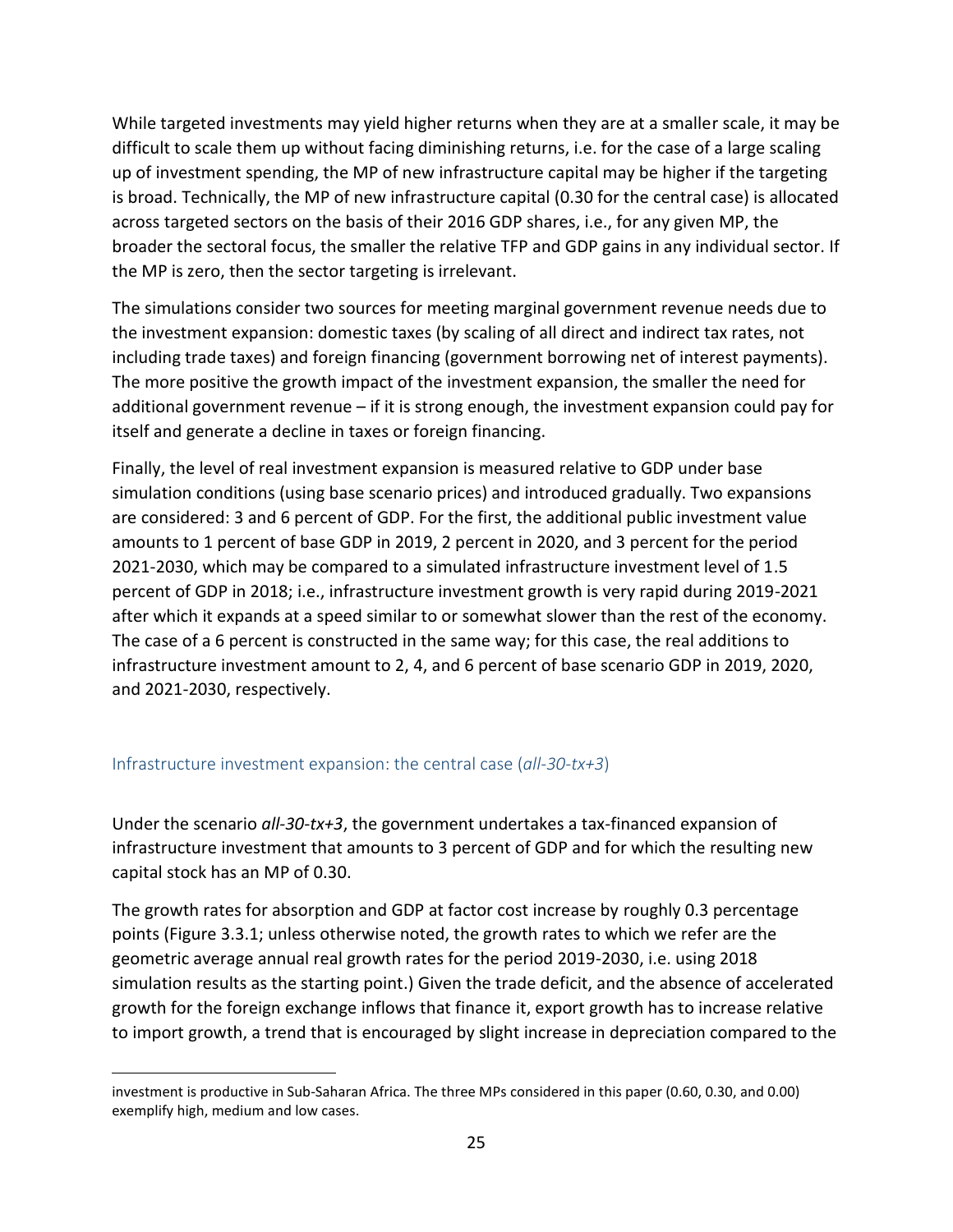While targeted investments may yield higher returns when they are at a smaller scale, it may be difficult to scale them up without facing diminishing returns, i.e. for the case of a large scaling up of investment spending, the MP of new infrastructure capital may be higher if the targeting is broad. Technically, the MP of new infrastructure capital (0.30 for the central case) is allocated across targeted sectors on the basis of their 2016 GDP shares, i.e., for any given MP, the broader the sectoral focus, the smaller the relative TFP and GDP gains in any individual sector. If the MP is zero, then the sector targeting is irrelevant.

The simulations consider two sources for meeting marginal government revenue needs due to the investment expansion: domestic taxes (by scaling of all direct and indirect tax rates, not including trade taxes) and foreign financing (government borrowing net of interest payments). The more positive the growth impact of the investment expansion, the smaller the need for additional government revenue – if it is strong enough, the investment expansion could pay for itself and generate a decline in taxes or foreign financing.

Finally, the level of real investment expansion is measured relative to GDP under base simulation conditions (using base scenario prices) and introduced gradually. Two expansions are considered: 3 and 6 percent of GDP. For the first, the additional public investment value amounts to 1 percent of base GDP in 2019, 2 percent in 2020, and 3 percent for the period 2021-2030, which may be compared to a simulated infrastructure investment level of 1.5 percent of GDP in 2018; i.e., infrastructure investment growth is very rapid during 2019-2021 after which it expands at a speed similar to or somewhat slower than the rest of the economy. The case of a 6 percent is constructed in the same way; for this case, the real additions to infrastructure investment amount to 2, 4, and 6 percent of base scenario GDP in 2019, 2020, and 2021-2030, respectively.

### Infrastructure investment expansion: the central case (*all-30-tx+3*)

Under the scenario *all-30-tx+3*, the government undertakes a tax-financed expansion of infrastructure investment that amounts to 3 percent of GDP and for which the resulting new capital stock has an MP of 0.30.

The growth rates for absorption and GDP at factor cost increase by roughly 0.3 percentage points (Figure 3.3.1; unless otherwise noted, the growth rates to which we refer are the geometric average annual real growth rates for the period 2019-2030, i.e. using 2018 simulation results as the starting point.) Given the trade deficit, and the absence of accelerated growth for the foreign exchange inflows that finance it, export growth has to increase relative to import growth, a trend that is encouraged by slight increase in depreciation compared to the

investment is productive in Sub-Saharan Africa. The three MPs considered in this paper (0.60, 0.30, and 0.00) exemplify high, medium and low cases.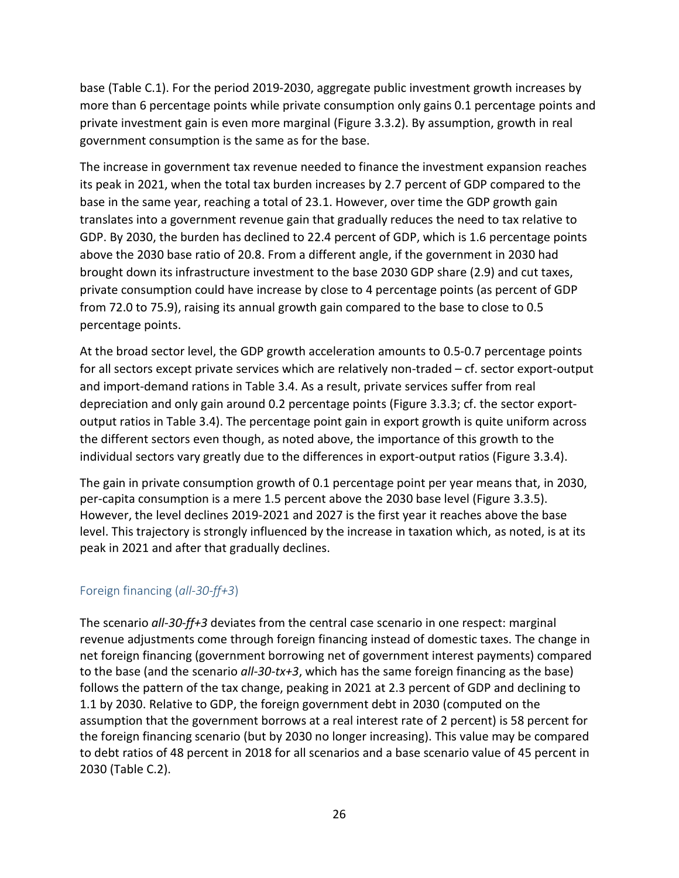base (Table C.1). For the period 2019-2030, aggregate public investment growth increases by more than 6 percentage points while private consumption only gains 0.1 percentage points and private investment gain is even more marginal (Figure 3.3.2). By assumption, growth in real government consumption is the same as for the base.

The increase in government tax revenue needed to finance the investment expansion reaches its peak in 2021, when the total tax burden increases by 2.7 percent of GDP compared to the base in the same year, reaching a total of 23.1. However, over time the GDP growth gain translates into a government revenue gain that gradually reduces the need to tax relative to GDP. By 2030, the burden has declined to 22.4 percent of GDP, which is 1.6 percentage points above the 2030 base ratio of 20.8. From a different angle, if the government in 2030 had brought down its infrastructure investment to the base 2030 GDP share (2.9) and cut taxes, private consumption could have increase by close to 4 percentage points (as percent of GDP from 72.0 to 75.9), raising its annual growth gain compared to the base to close to 0.5 percentage points.

At the broad sector level, the GDP growth acceleration amounts to 0.5-0.7 percentage points for all sectors except private services which are relatively non-traded – cf. sector export-output and import-demand rations in Table 3.4. As a result, private services suffer from real depreciation and only gain around 0.2 percentage points (Figure 3.3.3; cf. the sector export-output ratios in Table 3.4). The percentage point gain in export growth is quite uniform across the different sectors even though, as noted above, the importance of this growth to the individual sectors vary greatly due to the differences in export-output ratios (Figure 3.3.4).

The gain in private consumption growth of 0.1 percentage point per year means that, in 2030, per-capita consumption is a mere 1.5 percent above the 2030 base level (Figure 3.3.5). However, the level declines 2019-2021 and 2027 is the first year it reaches above the base level. This trajectory is strongly influenced by the increase in taxation which, as noted, is at its peak in 2021 and after that gradually declines.

### Foreign financing (*all-30-ff+3*)

The scenario *all-30-ff+3* deviates from the central case scenario in one respect: marginal revenue adjustments come through foreign financing instead of domestic taxes. The change in net foreign financing (government borrowing net of government interest payments) compared to the base (and the scenario *all-30-tx+3*, which has the same foreign financing as the base) follows the pattern of the tax change, peaking in 2021 at 2.3 percent of GDP and declining to 1.1 by 2030. Relative to GDP, the foreign government debt in 2030 (computed on the assumption that the government borrows at a real interest rate of 2 percent) is 58 percent for the foreign financing scenario (but by 2030 no longer increasing). This value may be compared to debt ratios of 48 percent in 2018 for all scenarios and a base scenario value of 45 percent in 2030 (Table C.2).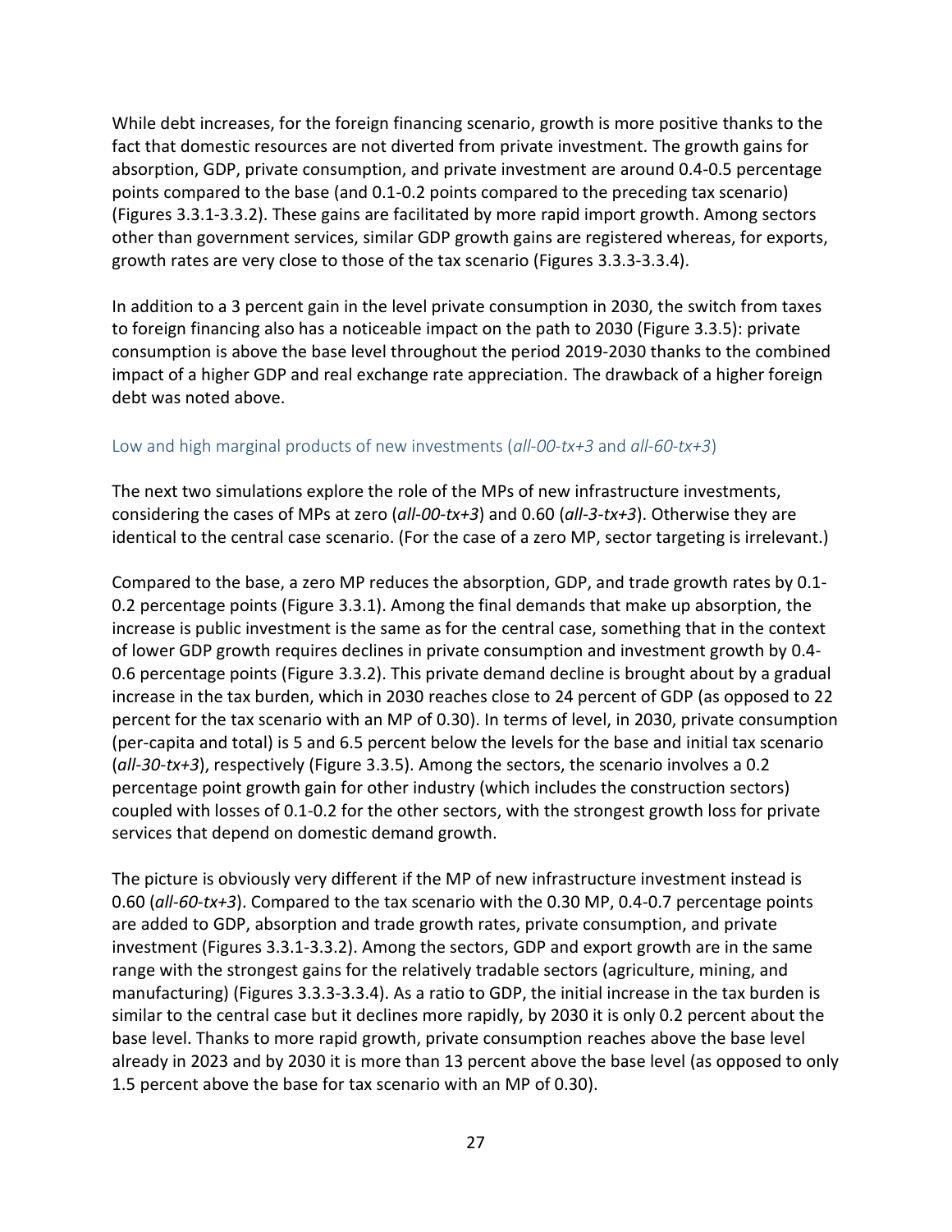While debt increases, for the foreign financing scenario, growth is more positive thanks to the fact that domestic resources are not diverted from private investment. The growth gains for absorption, GDP, private consumption, and private investment are around 0.4-0.5 percentage points compared to the base (and 0.1-0.2 points compared to the preceding tax scenario) (Figures 3.3.1-3.3.2). These gains are facilitated by more rapid import growth. Among sectors other than government services, similar GDP growth gains are registered whereas, for exports, growth rates are very close to those of the tax scenario (Figures 3.3.3-3.3.4).

In addition to a 3 percent gain in the level private consumption in 2030, the switch from taxes to foreign financing also has a noticeable impact on the path to 2030 (Figure 3.3.5): private consumption is above the base level throughout the period 2019-2030 thanks to the combined impact of a higher GDP and real exchange rate appreciation. The drawback of a higher foreign debt was noted above.

### Low and high marginal products of new investments (*all-00-tx+3* and *all-60-tx+3*)

The next two simulations explore the role of the MPs of new infrastructure investments, considering the cases of MPs at zero (*all-00-tx+3*) and 0.60 (*all-3-tx+3*). Otherwise they are identical to the central case scenario. (For the case of a zero MP, sector targeting is irrelevant.)

Compared to the base, a zero MP reduces the absorption, GDP, and trade growth rates by 0.1-0.2 percentage points (Figure 3.3.1). Among the final demands that make up absorption, the increase is public investment is the same as for the central case, something that in the context of lower GDP growth requires declines in private consumption and investment growth by 0.4-0.6 percentage points (Figure 3.3.2). This private demand decline is brought about by a gradual increase in the tax burden, which in 2030 reaches close to 24 percent of GDP (as opposed to 22 percent for the tax scenario with an MP of 0.30). In terms of level, in 2030, private consumption (per-capita and total) is 5 and 6.5 percent below the levels for the base and initial tax scenario (*all-30-tx+3*), respectively (Figure 3.3.5). Among the sectors, the scenario involves a 0.2 percentage point growth gain for other industry (which includes the construction sectors) coupled with losses of 0.1-0.2 for the other sectors, with the strongest growth loss for private services that depend on domestic demand growth.

The picture is obviously very different if the MP of new infrastructure investment instead is 0.60 (*all-60-tx+3*). Compared to the tax scenario with the 0.30 MP, 0.4-0.7 percentage points are added to GDP, absorption and trade growth rates, private consumption, and private investment (Figures 3.3.1-3.3.2). Among the sectors, GDP and export growth are in the same range with the strongest gains for the relatively tradable sectors (agriculture, mining, and manufacturing) (Figures 3.3.3-3.3.4). As a ratio to GDP, the initial increase in the tax burden is similar to the central case but it declines more rapidly, by 2030 it is only 0.2 percent about the base level. Thanks to more rapid growth, private consumption reaches above the base level already in 2023 and by 2030 it is more than 13 percent above the base level (as opposed to only 1.5 percent above the base for tax scenario with an MP of 0.30).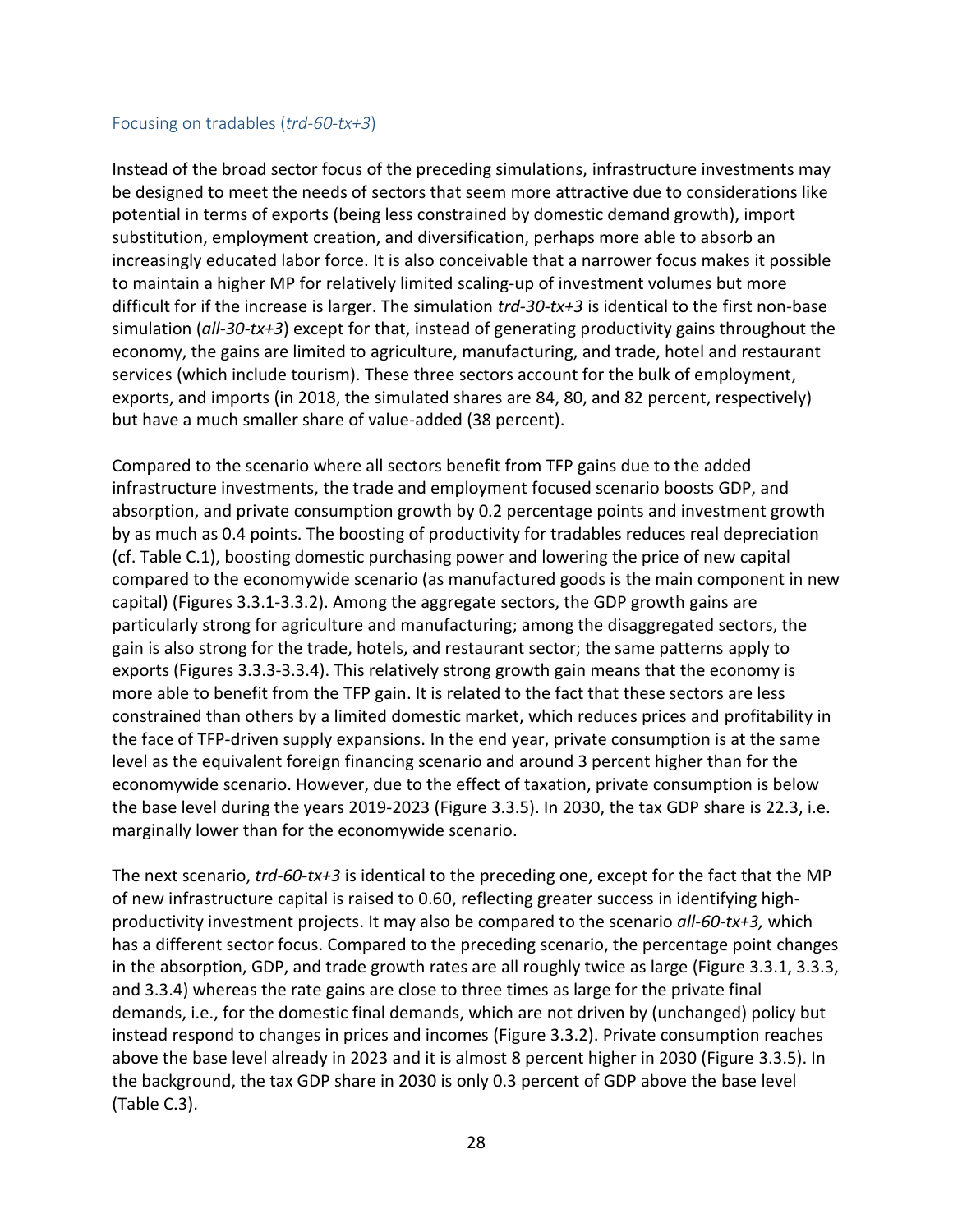### Focusing on tradables (*trd-60-tx+3*)

Instead of the broad sector focus of the preceding simulations, infrastructure investments may be designed to meet the needs of sectors that seem more attractive due to considerations like potential in terms of exports (being less constrained by domestic demand growth), import substitution, employment creation, and diversification, perhaps more able to absorb an increasingly educated labor force. It is also conceivable that a narrower focus makes it possible to maintain a higher MP for relatively limited scaling-up of investment volumes but more difficult for if the increase is larger. The simulation *trd-30-tx+3* is identical to the first non-base simulation (*all-30-tx+3*) except for that, instead of generating productivity gains throughout the economy, the gains are limited to agriculture, manufacturing, and trade, hotel and restaurant services (which include tourism). These three sectors account for the bulk of employment, exports, and imports (in 2018, the simulated shares are 84, 80, and 82 percent, respectively) but have a much smaller share of value-added (38 percent).

Compared to the scenario where all sectors benefit from TFP gains due to the added infrastructure investments, the trade and employment focused scenario boosts GDP, and absorption, and private consumption growth by 0.2 percentage points and investment growth by as much as 0.4 points. The boosting of productivity for tradables reduces real depreciation (cf. Table C.1), boosting domestic purchasing power and lowering the price of new capital compared to the economywide scenario (as manufactured goods is the main component in new capital) (Figures 3.3.1-3.3.2). Among the aggregate sectors, the GDP growth gains are particularly strong for agriculture and manufacturing; among the disaggregated sectors, the gain is also strong for the trade, hotels, and restaurant sector; the same patterns apply to exports (Figures 3.3.3-3.3.4). This relatively strong growth gain means that the economy is more able to benefit from the TFP gain. It is related to the fact that these sectors are less constrained than others by a limited domestic market, which reduces prices and profitability in the face of TFP-driven supply expansions. In the end year, private consumption is at the same level as the equivalent foreign financing scenario and around 3 percent higher than for the economywide scenario. However, due to the effect of taxation, private consumption is below the base level during the years 2019-2023 (Figure 3.3.5). In 2030, the tax GDP share is 22.3, i.e. marginally lower than for the economywide scenario.

The next scenario, *trd-60-tx+3* is identical to the preceding one, except for the fact that the MP of new infrastructure capital is raised to 0.60, reflecting greater success in identifying high-productivity investment projects. It may also be compared to the scenario *all-60-tx+3,* which has a different sector focus. Compared to the preceding scenario, the percentage point changes in the absorption, GDP, and trade growth rates are all roughly twice as large (Figure 3.3.1, 3.3.3, and 3.3.4) whereas the rate gains are close to three times as large for the private final demands, i.e., for the domestic final demands, which are not driven by (unchanged) policy but instead respond to changes in prices and incomes (Figure 3.3.2). Private consumption reaches above the base level already in 2023 and it is almost 8 percent higher in 2030 (Figure 3.3.5). In the background, the tax GDP share in 2030 is only 0.3 percent of GDP above the base level (Table C.3).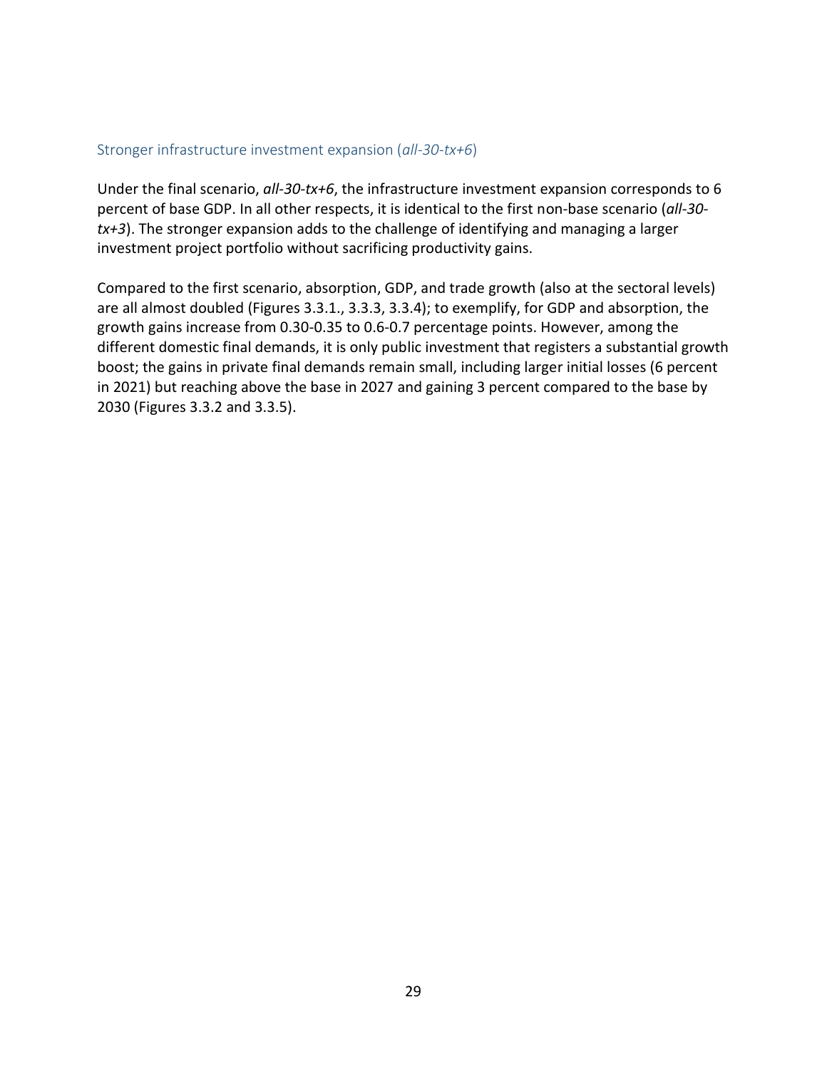### Stronger infrastructure investment expansion (*all-30-tx+6*)

Under the final scenario, *all-30-tx+6*, the infrastructure investment expansion corresponds to 6 percent of base GDP. In all other respects, it is identical to the first non-base scenario (*all-30-tx+3*). The stronger expansion adds to the challenge of identifying and managing a larger investment project portfolio without sacrificing productivity gains.

Compared to the first scenario, absorption, GDP, and trade growth (also at the sectoral levels) are all almost doubled (Figures 3.3.1., 3.3.3, 3.3.4); to exemplify, for GDP and absorption, the growth gains increase from 0.30-0.35 to 0.6-0.7 percentage points. However, among the different domestic final demands, it is only public investment that registers a substantial growth boost; the gains in private final demands remain small, including larger initial losses (6 percent in 2021) but reaching above the base in 2027 and gaining 3 percent compared to the base by 2030 (Figures 3.3.2 and 3.3.5).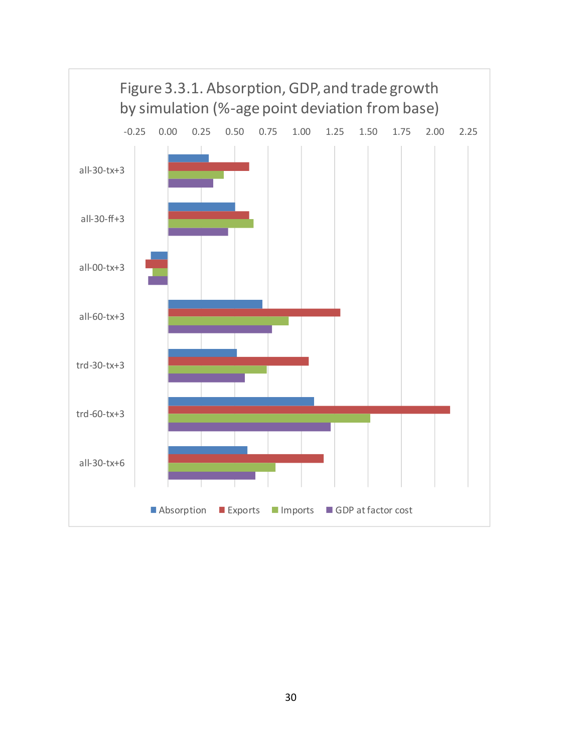Figure 3.3.1. Absorption, GDP, and trade growth by simulation (%-age point deviation from base)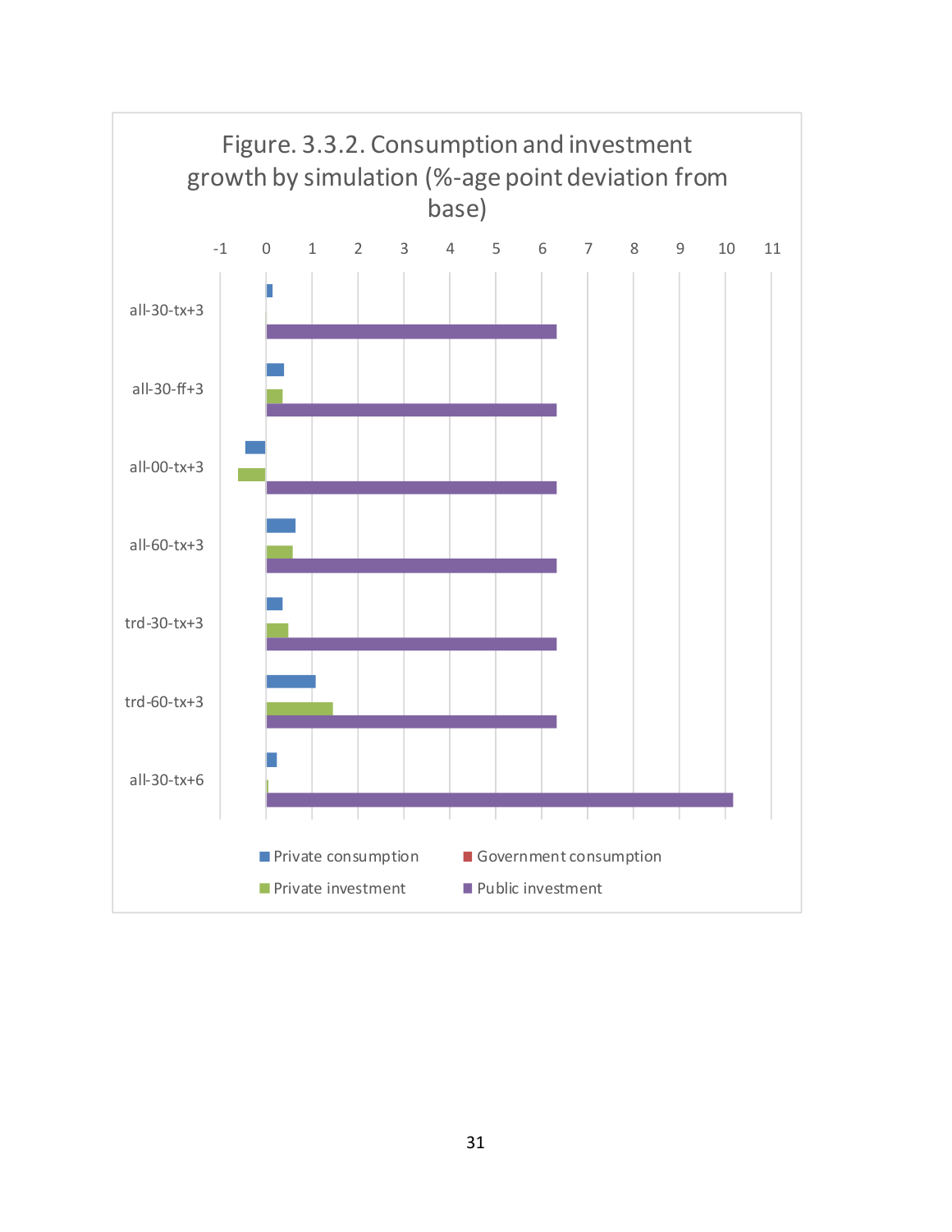Figure. 3.3.2. Consumption and investment growth by simulation (%-age point deviation from base)

-1 0 1 2 3 4 5 6 7 8 9 10 11

all-30-tx+3

all-30-ff+3

all-00-tx+3

all-60-tx+3

trd-30-tx+3

trd-60-tx+3

all-30-tx+6

Private consumption

Government consumption

Private investment

Public investment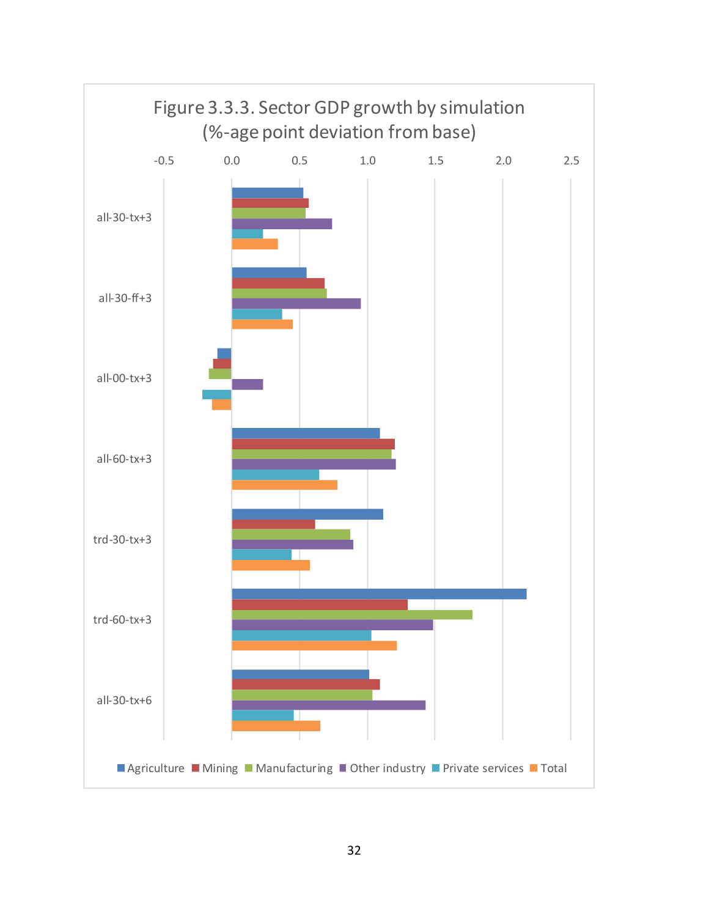Figure 3.3.3. Sector GDP growth by simulation (%-age point deviation from base)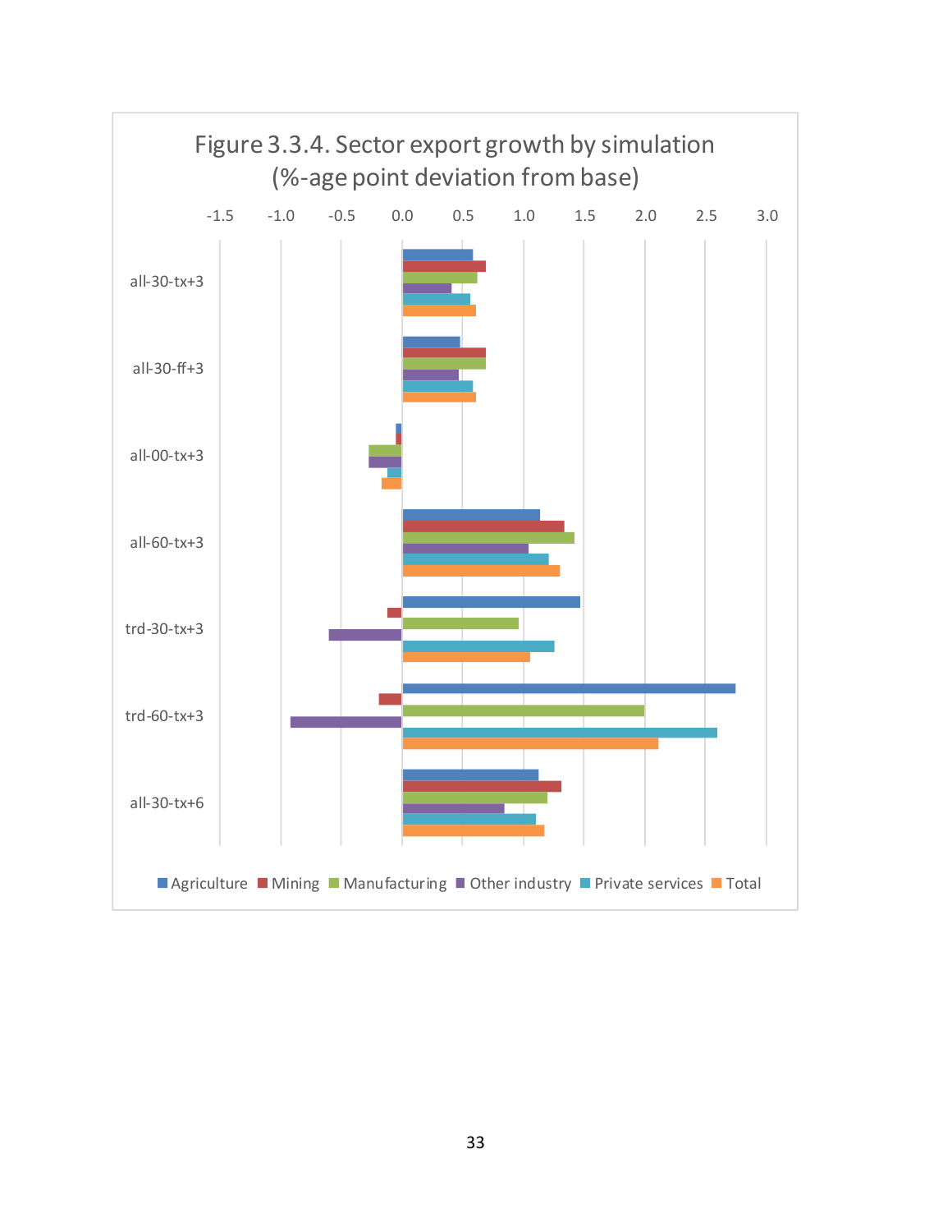Figure 3.3.4. Sector export growth by simulation (%-age point deviation from base)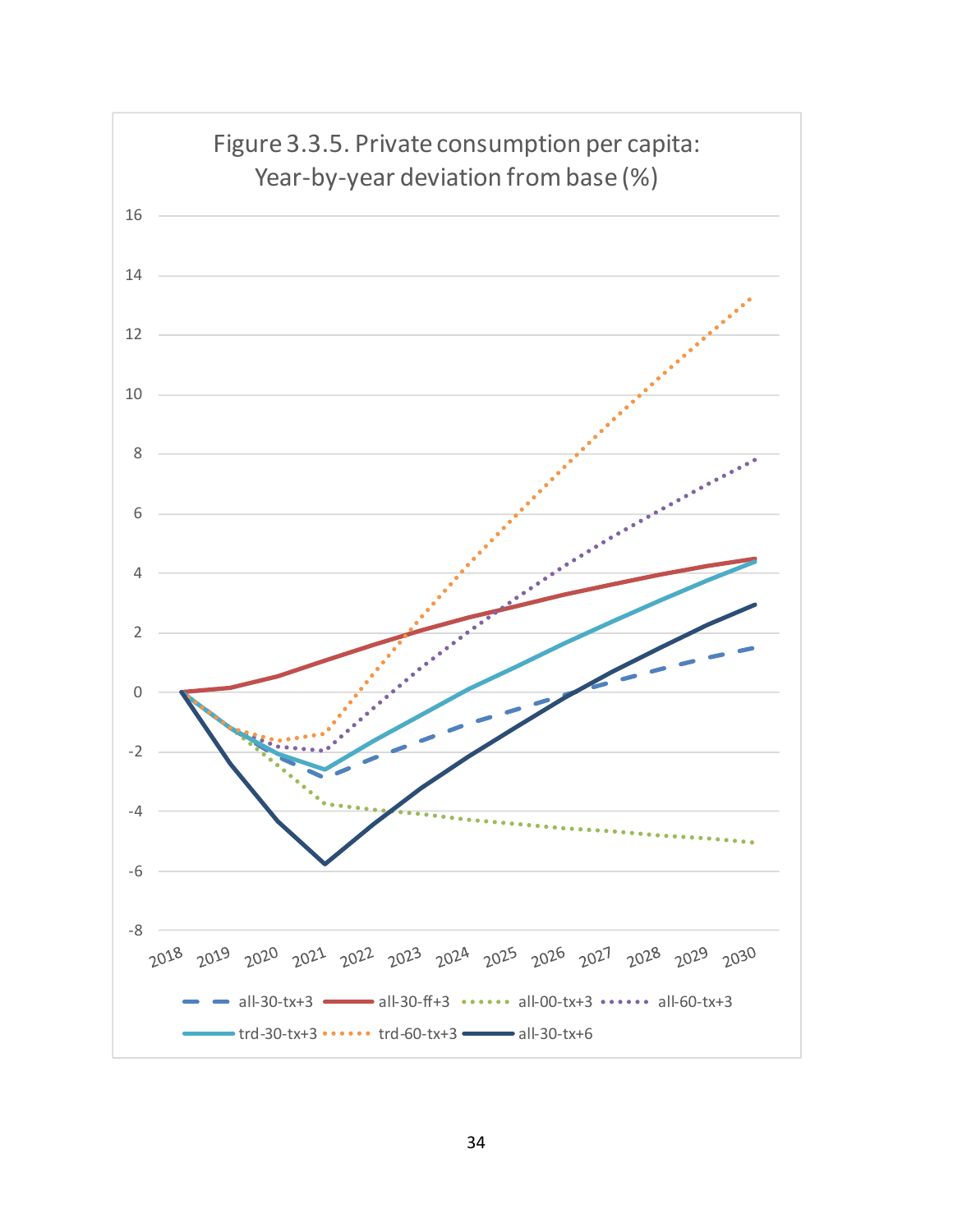Figure 3.3.5. Private consumption per capita: Year-by-year deviation from base (%)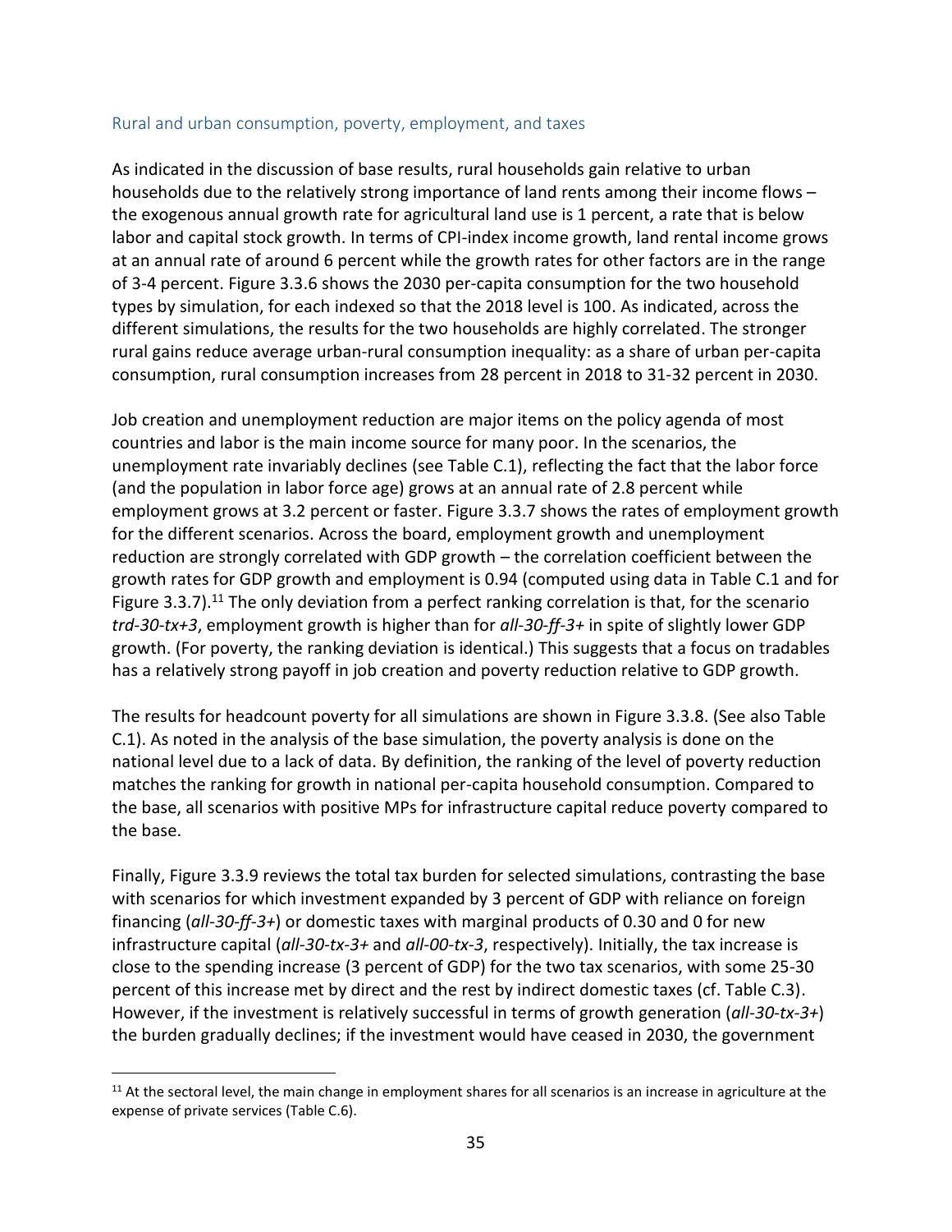### Rural and urban consumption, poverty, employment, and taxes

As indicated in the discussion of base results, rural households gain relative to urban households due to the relatively strong importance of land rents among their income flows – the exogenous annual growth rate for agricultural land use is 1 percent, a rate that is below labor and capital stock growth. In terms of CPI-index income growth, land rental income grows at an annual rate of around 6 percent while the growth rates for other factors are in the range of 3-4 percent. Figure 3.3.6 shows the 2030 per-capita consumption for the two household types by simulation, for each indexed so that the 2018 level is 100. As indicated, across the different simulations, the results for the two households are highly correlated. The stronger rural gains reduce average urban-rural consumption inequality: as a share of urban per-capita consumption, rural consumption increases from 28 percent in 2018 to 31-32 percent in 2030.

Job creation and unemployment reduction are major items on the policy agenda of most countries and labor is the main income source for many poor. In the scenarios, the unemployment rate invariably declines (see Table C.1), reflecting the fact that the labor force (and the population in labor force age) grows at an annual rate of 2.8 percent while employment grows at 3.2 percent or faster. Figure 3.3.7 shows the rates of employment growth for the different scenarios. Across the board, employment growth and unemployment reduction are strongly correlated with GDP growth – the correlation coefficient between the growth rates for GDP growth and employment is 0.94 (computed using data in Table C.1 and for Figure 3.3.7).[11] The only deviation from a perfect ranking correlation is that, for the scenario *trd-30-tx+3*, employment growth is higher than for *all-30-ff-3+* in spite of slightly lower GDP growth. (For poverty, the ranking deviation is identical.) This suggests that a focus on tradables has a relatively strong payoff in job creation and poverty reduction relative to GDP growth.

The results for headcount poverty for all simulations are shown in Figure 3.3.8. (See also Table C.1). As noted in the analysis of the base simulation, the poverty analysis is done on the national level due to a lack of data. By definition, the ranking of the level of poverty reduction matches the ranking for growth in national per-capita household consumption. Compared to the base, all scenarios with positive MPs for infrastructure capital reduce poverty compared to the base.

Finally, Figure 3.3.9 reviews the total tax burden for selected simulations, contrasting the base with scenarios for which investment expanded by 3 percent of GDP with reliance on foreign financing (*all-30-ff-3+*) or domestic taxes with marginal products of 0.30 and 0 for new infrastructure capital (*all-30-tx-3+* and *all-00-tx-3*, respectively). Initially, the tax increase is close to the spending increase (3 percent of GDP) for the two tax scenarios, with some 25-30 percent of this increase met by direct and the rest by indirect domestic taxes (cf. Table C.3). However, if the investment is relatively successful in terms of growth generation (*all-30-tx-3+*) the burden gradually declines; if the investment would have ceased in 2030, the government

[11] At the sectoral level, the main change in employment shares for all scenarios is an increase in agriculture at the expense of private services (Table C.6).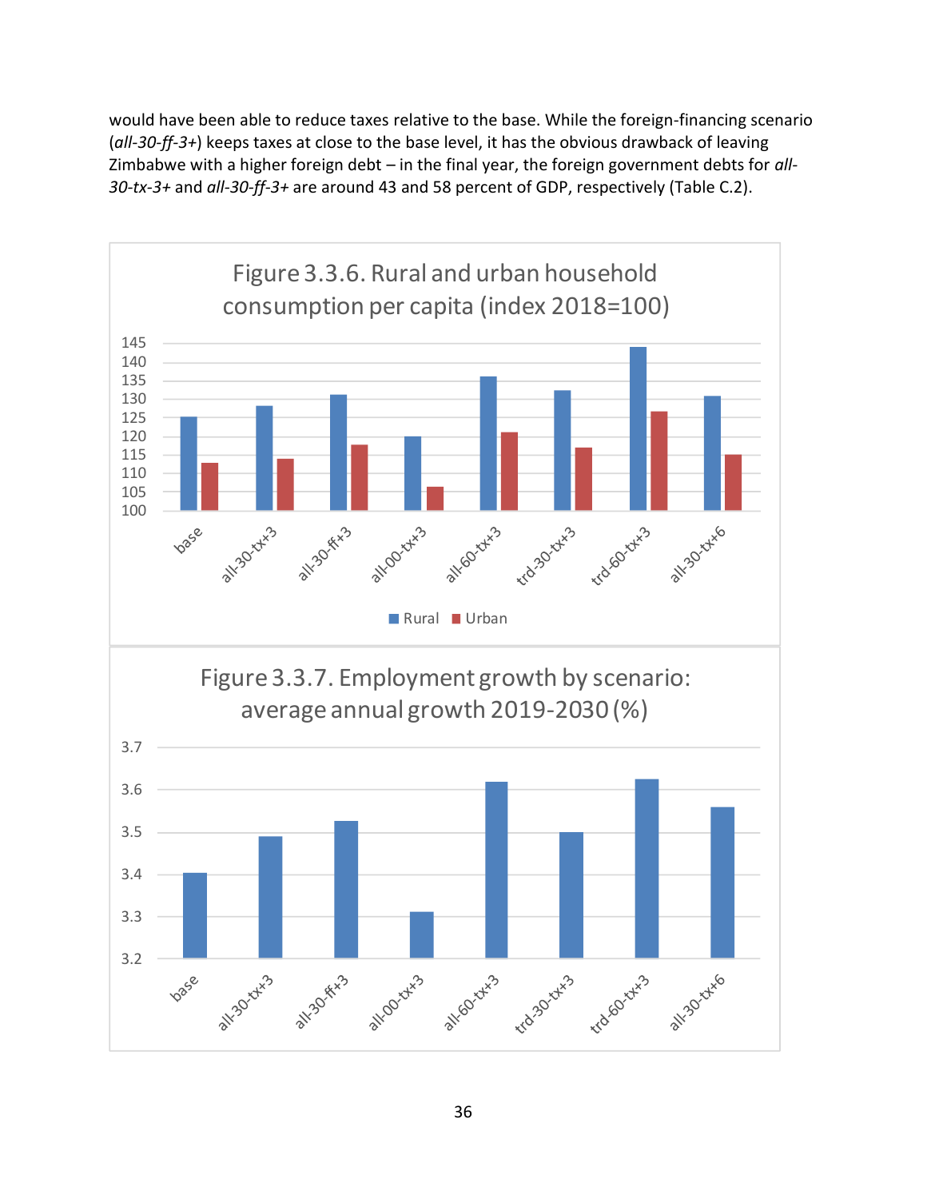would have been able to reduce taxes relative to the base. While the foreign-financing scenario (*all-30-ff-3+*) keeps taxes at close to the base level, it has the obvious drawback of leaving Zimbabwe with a higher foreign debt – in the final year, the foreign government debts for *all-30-tx-3+* and *all-30-ff-3+* are around 43 and 58 percent of GDP, respectively (Table C.2).

Figure 3.3.6. Rural and urban household consumption per capita (index 2018=100)

Figure 3.3.7. Employment growth by scenario: average annual growth 2019-2030 (%)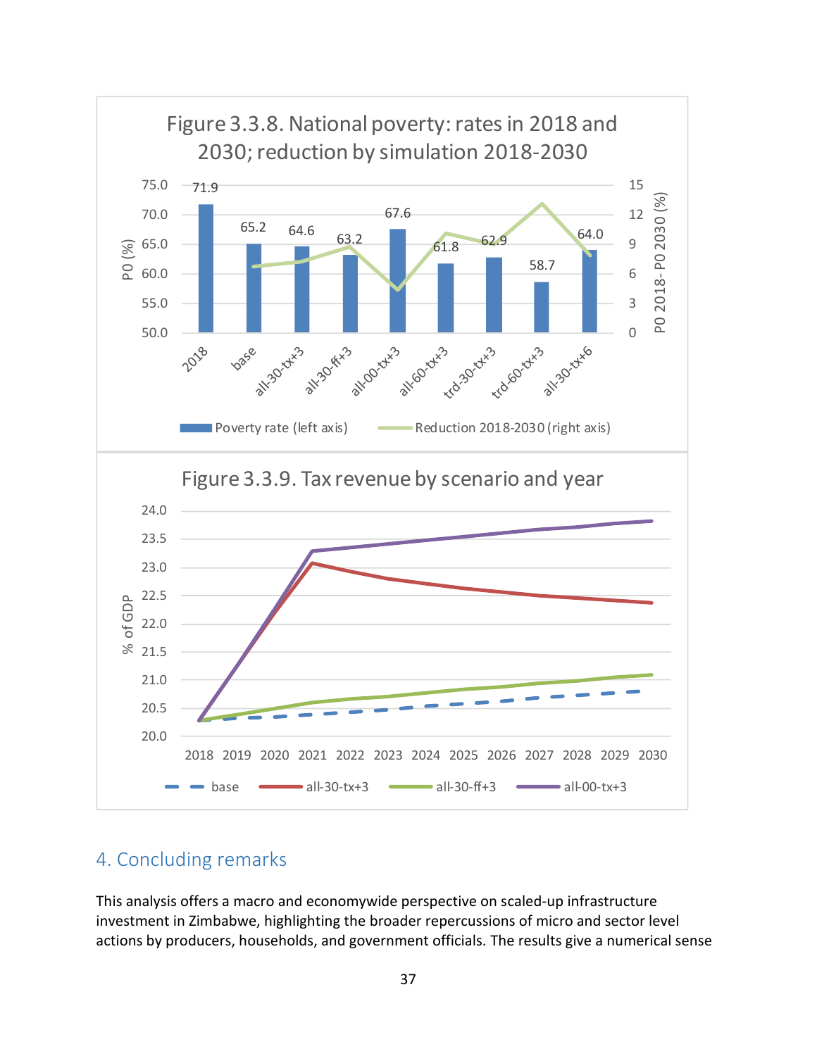Figure 3.3.8. National poverty: rates in 2018 and 2030; reduction by simulation 2018-2030

| | 2018 | base | all-30-tx+3 | all-30-ff+3 | all-00-tx+3 | all-60-tx+3 | trd-30-tx+3 | trd-60-tx+3 | all-30-tx+6 |
|---|---|---|---|---|---|---|---|---|---|
| Poverty rate (left axis) | 71.9 | 65.2 | 64.6 | 63.2 | 67.6 | 61.8 | 62.9 | 58.7 | 64.0 |

Figure 3.3.9. Tax revenue by scenario and year

## 4. Concluding remarks

This analysis offers a macro and economywide perspective on scaled-up infrastructure investment in Zimbabwe, highlighting the broader repercussions of micro and sector level actions by producers, households, and government officials. The results give a numerical sense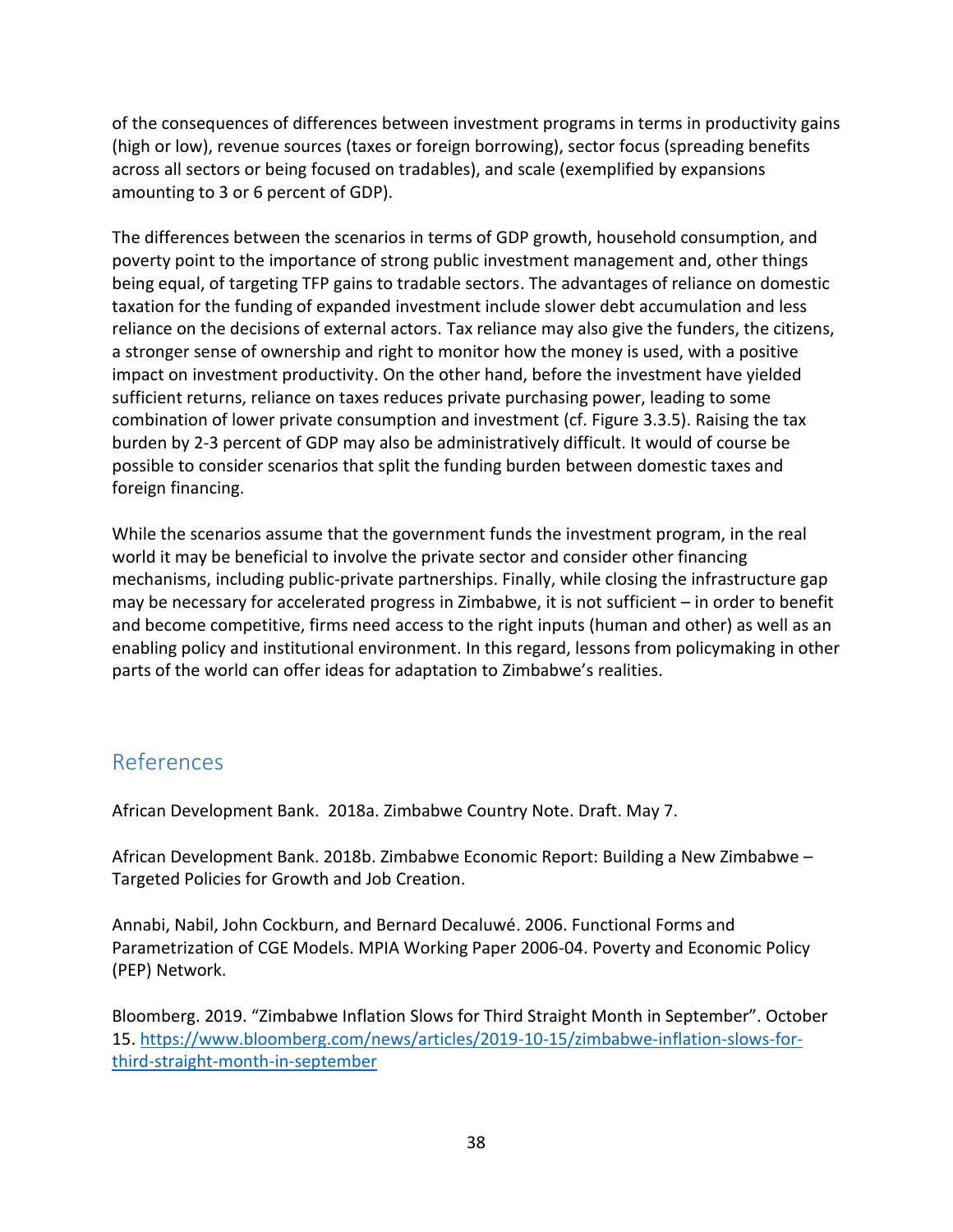of the consequences of differences between investment programs in terms in productivity gains (high or low), revenue sources (taxes or foreign borrowing), sector focus (spreading benefits across all sectors or being focused on tradables), and scale (exemplified by expansions amounting to 3 or 6 percent of GDP).

The differences between the scenarios in terms of GDP growth, household consumption, and poverty point to the importance of strong public investment management and, other things being equal, of targeting TFP gains to tradable sectors. The advantages of reliance on domestic taxation for the funding of expanded investment include slower debt accumulation and less reliance on the decisions of external actors. Tax reliance may also give the funders, the citizens, a stronger sense of ownership and right to monitor how the money is used, with a positive impact on investment productivity. On the other hand, before the investment have yielded sufficient returns, reliance on taxes reduces private purchasing power, leading to some combination of lower private consumption and investment (cf. Figure 3.3.5). Raising the tax burden by 2-3 percent of GDP may also be administratively difficult. It would of course be possible to consider scenarios that split the funding burden between domestic taxes and foreign financing.

While the scenarios assume that the government funds the investment program, in the real world it may be beneficial to involve the private sector and consider other financing mechanisms, including public-private partnerships. Finally, while closing the infrastructure gap may be necessary for accelerated progress in Zimbabwe, it is not sufficient – in order to benefit and become competitive, firms need access to the right inputs (human and other) as well as an enabling policy and institutional environment. In this regard, lessons from policymaking in other parts of the world can offer ideas for adaptation to Zimbabwe's realities.

## References

African Development Bank. 2018a. Zimbabwe Country Note. Draft. May 7.

African Development Bank. 2018b. Zimbabwe Economic Report: Building a New Zimbabwe – Targeted Policies for Growth and Job Creation.

Annabi, Nabil, John Cockburn, and Bernard Decaluwé. 2006. Functional Forms and Parametrization of CGE Models. MPIA Working Paper 2006-04. Poverty and Economic Policy (PEP) Network.

Bloomberg. 2019. "Zimbabwe Inflation Slows for Third Straight Month in September". October 15. https://www.bloomberg.com/news/articles/2019-10-15/zimbabwe-inflation-slows-for-third-straight-month-in-september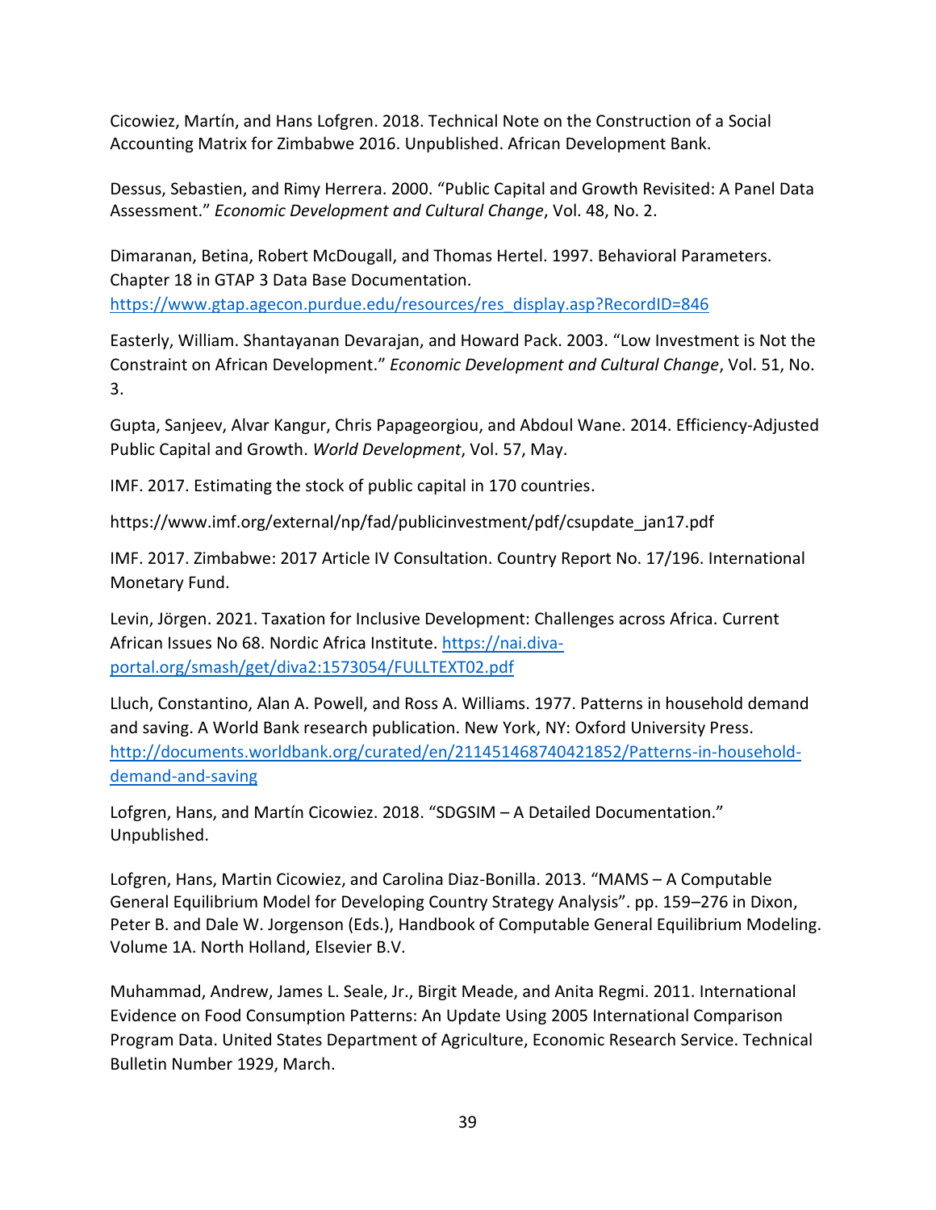Cicowiez, Martín, and Hans Lofgren. 2018. Technical Note on the Construction of a Social Accounting Matrix for Zimbabwe 2016. Unpublished. African Development Bank.

Dessus, Sebastien, and Rimy Herrera. 2000. "Public Capital and Growth Revisited: A Panel Data Assessment." *Economic Development and Cultural Change*, Vol. 48, No. 2.

Dimaranan, Betina, Robert McDougall, and Thomas Hertel. 1997. Behavioral Parameters. Chapter 18 in GTAP 3 Data Base Documentation. https://www.gtap.agecon.purdue.edu/resources/res_display.asp?RecordID=846

Easterly, William. Shantayanan Devarajan, and Howard Pack. 2003. "Low Investment is Not the Constraint on African Development." *Economic Development and Cultural Change*, Vol. 51, No. 3.

Gupta, Sanjeev, Alvar Kangur, Chris Papageorgiou, and Abdoul Wane. 2014. Efficiency-Adjusted Public Capital and Growth. *World Development*, Vol. 57, May.

IMF. 2017. Estimating the stock of public capital in 170 countries.

https://www.imf.org/external/np/fad/publicinvestment/pdf/csupdate_jan17.pdf

IMF. 2017. Zimbabwe: 2017 Article IV Consultation. Country Report No. 17/196. International Monetary Fund.

Levin, Jörgen. 2021. Taxation for Inclusive Development: Challenges across Africa. Current African Issues No 68. Nordic Africa Institute. https://nai.diva-portal.org/smash/get/diva2:1573054/FULLTEXT02.pdf

Lluch, Constantino, Alan A. Powell, and Ross A. Williams. 1977. Patterns in household demand and saving. A World Bank research publication. New York, NY: Oxford University Press. http://documents.worldbank.org/curated/en/211451468740421852/Patterns-in-household-demand-and-saving

Lofgren, Hans, and Martín Cicowiez. 2018. "SDGSIM – A Detailed Documentation." Unpublished.

Lofgren, Hans, Martin Cicowiez, and Carolina Diaz-Bonilla. 2013. "MAMS – A Computable General Equilibrium Model for Developing Country Strategy Analysis". pp. 159–276 in Dixon, Peter B. and Dale W. Jorgenson (Eds.), Handbook of Computable General Equilibrium Modeling. Volume 1A. North Holland, Elsevier B.V.

Muhammad, Andrew, James L. Seale, Jr., Birgit Meade, and Anita Regmi. 2011. International Evidence on Food Consumption Patterns: An Update Using 2005 International Comparison Program Data. United States Department of Agriculture, Economic Research Service. Technical Bulletin Number 1929, March.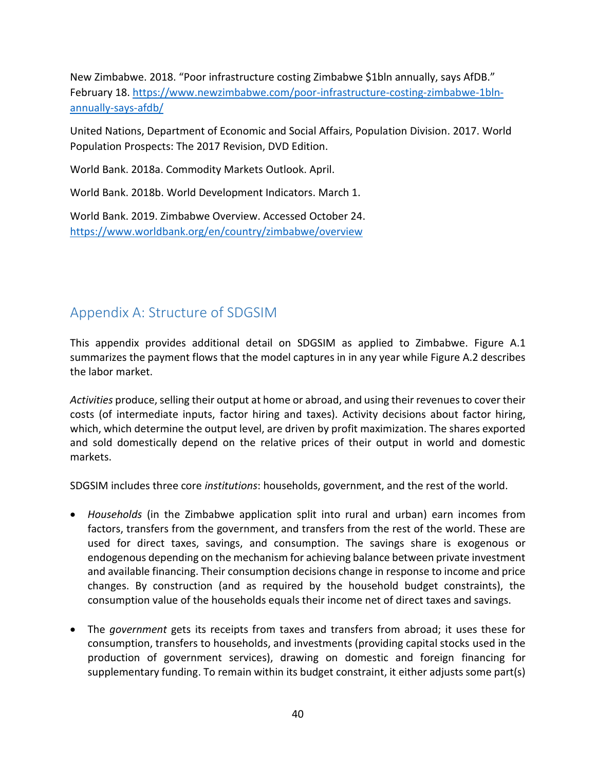New Zimbabwe. 2018. "Poor infrastructure costing Zimbabwe $1bln annually, says AfDB." February 18. https://www.newzimbabwe.com/poor-infrastructure-costing-zimbabwe-1bln-annually-says-afdb/

United Nations, Department of Economic and Social Affairs, Population Division. 2017. World Population Prospects: The 2017 Revision, DVD Edition.

World Bank. 2018a. Commodity Markets Outlook. April.

World Bank. 2018b. World Development Indicators. March 1.

World Bank. 2019. Zimbabwe Overview. Accessed October 24. https://www.worldbank.org/en/country/zimbabwe/overview

## Appendix A: Structure of SDGSIM

This appendix provides additional detail on SDGSIM as applied to Zimbabwe. Figure A.1 summarizes the payment flows that the model captures in in any year while Figure A.2 describes the labor market.

*Activities* produce, selling their output at home or abroad, and using their revenues to cover their costs (of intermediate inputs, factor hiring and taxes). Activity decisions about factor hiring, which, which determine the output level, are driven by profit maximization. The shares exported and sold domestically depend on the relative prices of their output in world and domestic markets.

SDGSIM includes three core *institutions*: households, government, and the rest of the world.

- *Households* (in the Zimbabwe application split into rural and urban) earn incomes from factors, transfers from the government, and transfers from the rest of the world. These are used for direct taxes, savings, and consumption. The savings share is exogenous or endogenous depending on the mechanism for achieving balance between private investment and available financing. Their consumption decisions change in response to income and price changes. By construction (and as required by the household budget constraints), the consumption value of the households equals their income net of direct taxes and savings.

- The *government* gets its receipts from taxes and transfers from abroad; it uses these for consumption, transfers to households, and investments (providing capital stocks used in the production of government services), drawing on domestic and foreign financing for supplementary funding. To remain within its budget constraint, it either adjusts some part(s)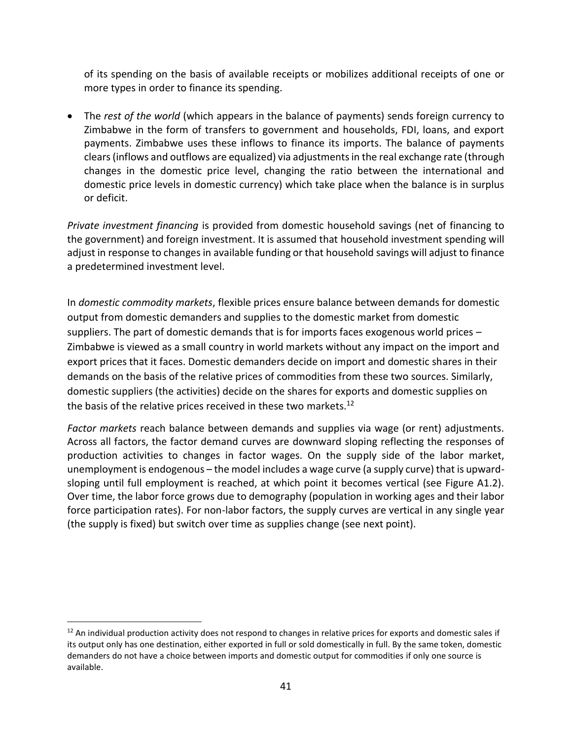of its spending on the basis of available receipts or mobilizes additional receipts of one or more types in order to finance its spending.

- The *rest of the world* (which appears in the balance of payments) sends foreign currency to Zimbabwe in the form of transfers to government and households, FDI, loans, and export payments. Zimbabwe uses these inflows to finance its imports. The balance of payments clears (inflows and outflows are equalized) via adjustments in the real exchange rate (through changes in the domestic price level, changing the ratio between the international and domestic price levels in domestic currency) which take place when the balance is in surplus or deficit.

*Private investment financing* is provided from domestic household savings (net of financing to the government) and foreign investment. It is assumed that household investment spending will adjust in response to changes in available funding or that household savings will adjust to finance a predetermined investment level.

In *domestic commodity markets*, flexible prices ensure balance between demands for domestic output from domestic demanders and supplies to the domestic market from domestic suppliers. The part of domestic demands that is for imports faces exogenous world prices – Zimbabwe is viewed as a small country in world markets without any impact on the import and export prices that it faces. Domestic demanders decide on import and domestic shares in their demands on the basis of the relative prices of commodities from these two sources. Similarly, domestic suppliers (the activities) decide on the shares for exports and domestic supplies on the basis of the relative prices received in these two markets.[12]

*Factor markets* reach balance between demands and supplies via wage (or rent) adjustments. Across all factors, the factor demand curves are downward sloping reflecting the responses of production activities to changes in factor wages. On the supply side of the labor market, unemployment is endogenous – the model includes a wage curve (a supply curve) that is upward-sloping until full employment is reached, at which point it becomes vertical (see Figure A1.2). Over time, the labor force grows due to demography (population in working ages and their labor force participation rates). For non-labor factors, the supply curves are vertical in any single year (the supply is fixed) but switch over time as supplies change (see next point).

[12] An individual production activity does not respond to changes in relative prices for exports and domestic sales if its output only has one destination, either exported in full or sold domestically in full. By the same token, domestic demanders do not have a choice between imports and domestic output for commodities if only one source is available.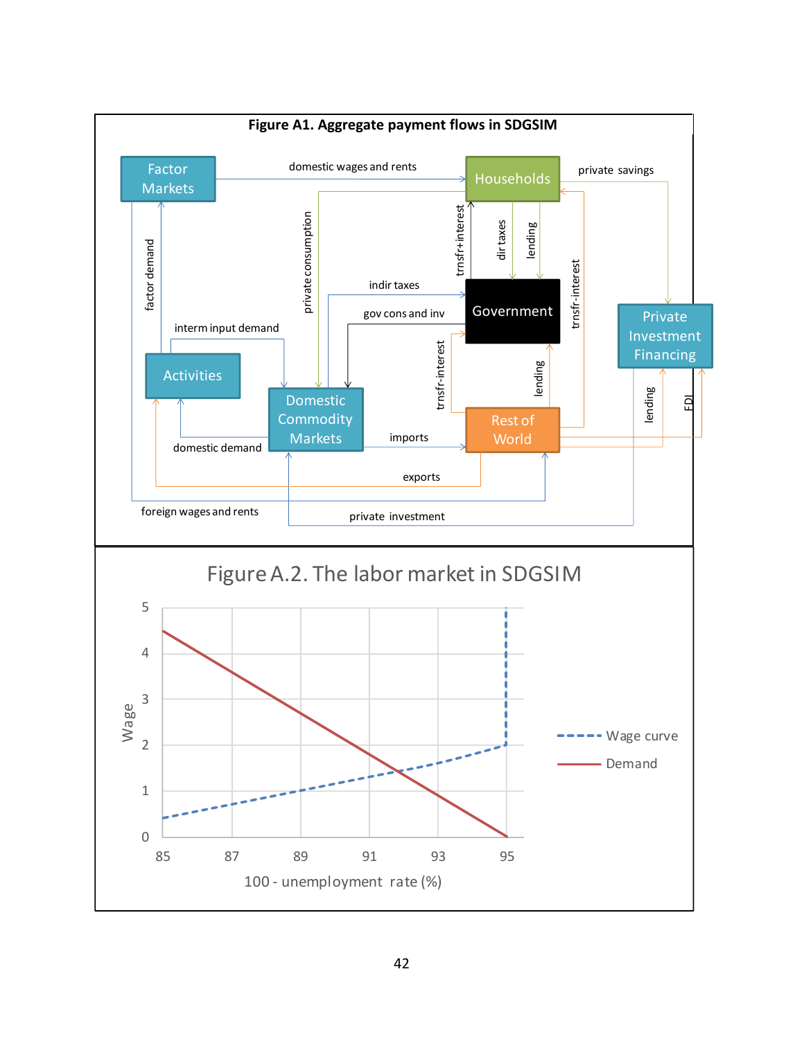**Figure A1. Aggregate payment flows in SDGSIM**

Factor Markets, Households, Government, Private Investment Financing, Activities, Domestic Commodity Markets, Rest of World

domestic wages and rents; private savings; private consumption; trnsfr+interest; dir taxes; lending; trnsfr-interest; indir taxes; gov cons and inv; factor demand; interm input demand; trnsfr-interest; lending; lending; FDI; domestic demand; imports; exports; foreign wages and rents; private investment

**Figure A.2. The labor market in SDGSIM**

Wage (y-axis: 0–5); 100 - unemployment rate (%) (x-axis: 85–95)

Wage curve; Demand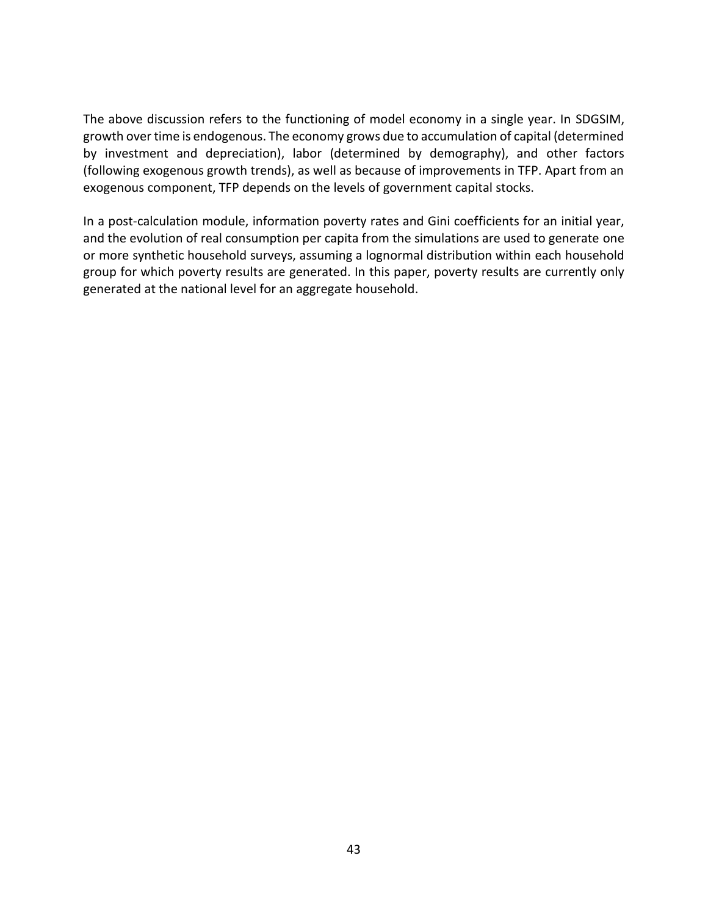The above discussion refers to the functioning of model economy in a single year. In SDGSIM, growth over time is endogenous. The economy grows due to accumulation of capital (determined by investment and depreciation), labor (determined by demography), and other factors (following exogenous growth trends), as well as because of improvements in TFP. Apart from an exogenous component, TFP depends on the levels of government capital stocks.

In a post-calculation module, information poverty rates and Gini coefficients for an initial year, and the evolution of real consumption per capita from the simulations are used to generate one or more synthetic household surveys, assuming a lognormal distribution within each household group for which poverty results are generated. In this paper, poverty results are currently only generated at the national level for an aggregate household.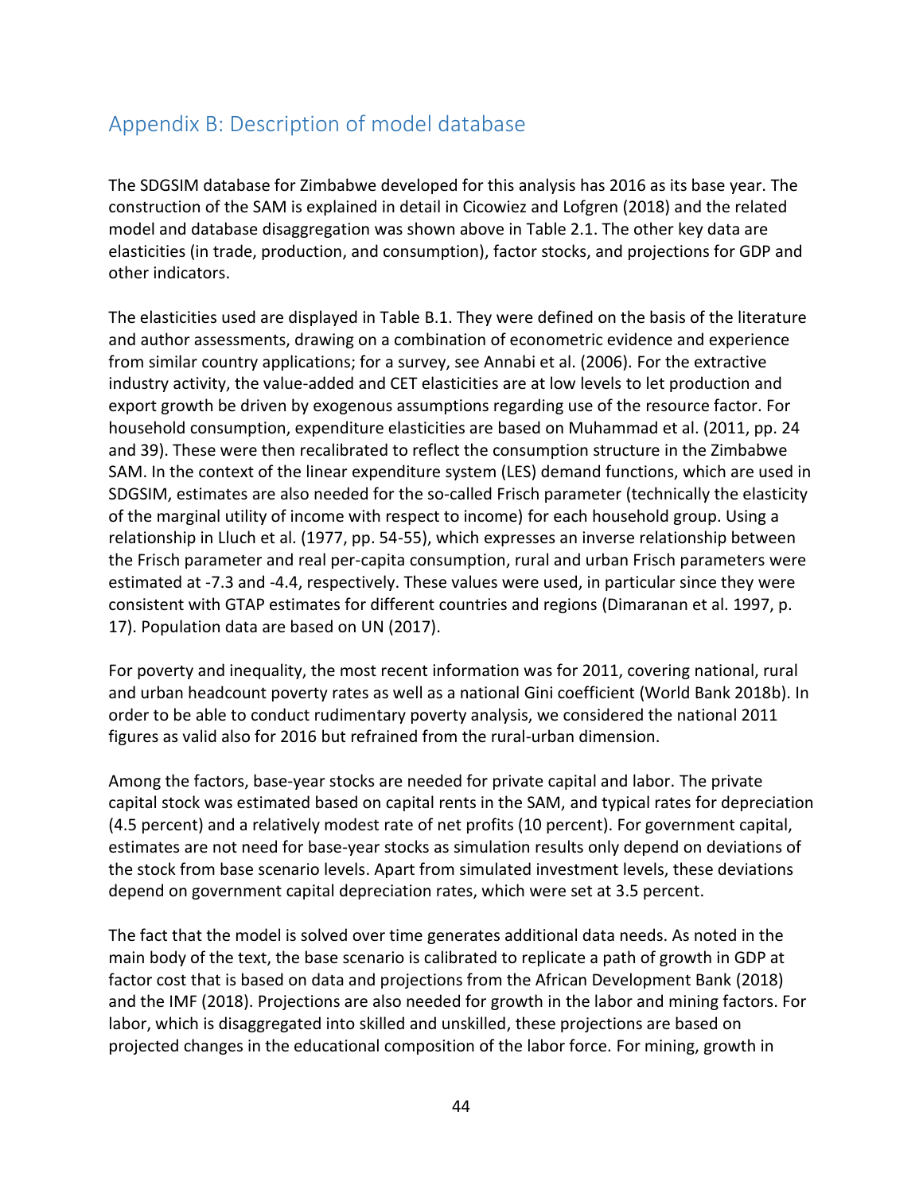## Appendix B: Description of model database

The SDGSIM database for Zimbabwe developed for this analysis has 2016 as its base year. The construction of the SAM is explained in detail in Cicowiez and Lofgren (2018) and the related model and database disaggregation was shown above in Table 2.1. The other key data are elasticities (in trade, production, and consumption), factor stocks, and projections for GDP and other indicators.

The elasticities used are displayed in Table B.1. They were defined on the basis of the literature and author assessments, drawing on a combination of econometric evidence and experience from similar country applications; for a survey, see Annabi et al. (2006). For the extractive industry activity, the value-added and CET elasticities are at low levels to let production and export growth be driven by exogenous assumptions regarding use of the resource factor. For household consumption, expenditure elasticities are based on Muhammad et al. (2011, pp. 24 and 39). These were then recalibrated to reflect the consumption structure in the Zimbabwe SAM. In the context of the linear expenditure system (LES) demand functions, which are used in SDGSIM, estimates are also needed for the so-called Frisch parameter (technically the elasticity of the marginal utility of income with respect to income) for each household group. Using a relationship in Lluch et al. (1977, pp. 54-55), which expresses an inverse relationship between the Frisch parameter and real per-capita consumption, rural and urban Frisch parameters were estimated at -7.3 and -4.4, respectively. These values were used, in particular since they were consistent with GTAP estimates for different countries and regions (Dimaranan et al. 1997, p. 17). Population data are based on UN (2017).

For poverty and inequality, the most recent information was for 2011, covering national, rural and urban headcount poverty rates as well as a national Gini coefficient (World Bank 2018b). In order to be able to conduct rudimentary poverty analysis, we considered the national 2011 figures as valid also for 2016 but refrained from the rural-urban dimension.

Among the factors, base-year stocks are needed for private capital and labor. The private capital stock was estimated based on capital rents in the SAM, and typical rates for depreciation (4.5 percent) and a relatively modest rate of net profits (10 percent). For government capital, estimates are not need for base-year stocks as simulation results only depend on deviations of the stock from base scenario levels. Apart from simulated investment levels, these deviations depend on government capital depreciation rates, which were set at 3.5 percent.

The fact that the model is solved over time generates additional data needs. As noted in the main body of the text, the base scenario is calibrated to replicate a path of growth in GDP at factor cost that is based on data and projections from the African Development Bank (2018) and the IMF (2018). Projections are also needed for growth in the labor and mining factors. For labor, which is disaggregated into skilled and unskilled, these projections are based on projected changes in the educational composition of the labor force. For mining, growth in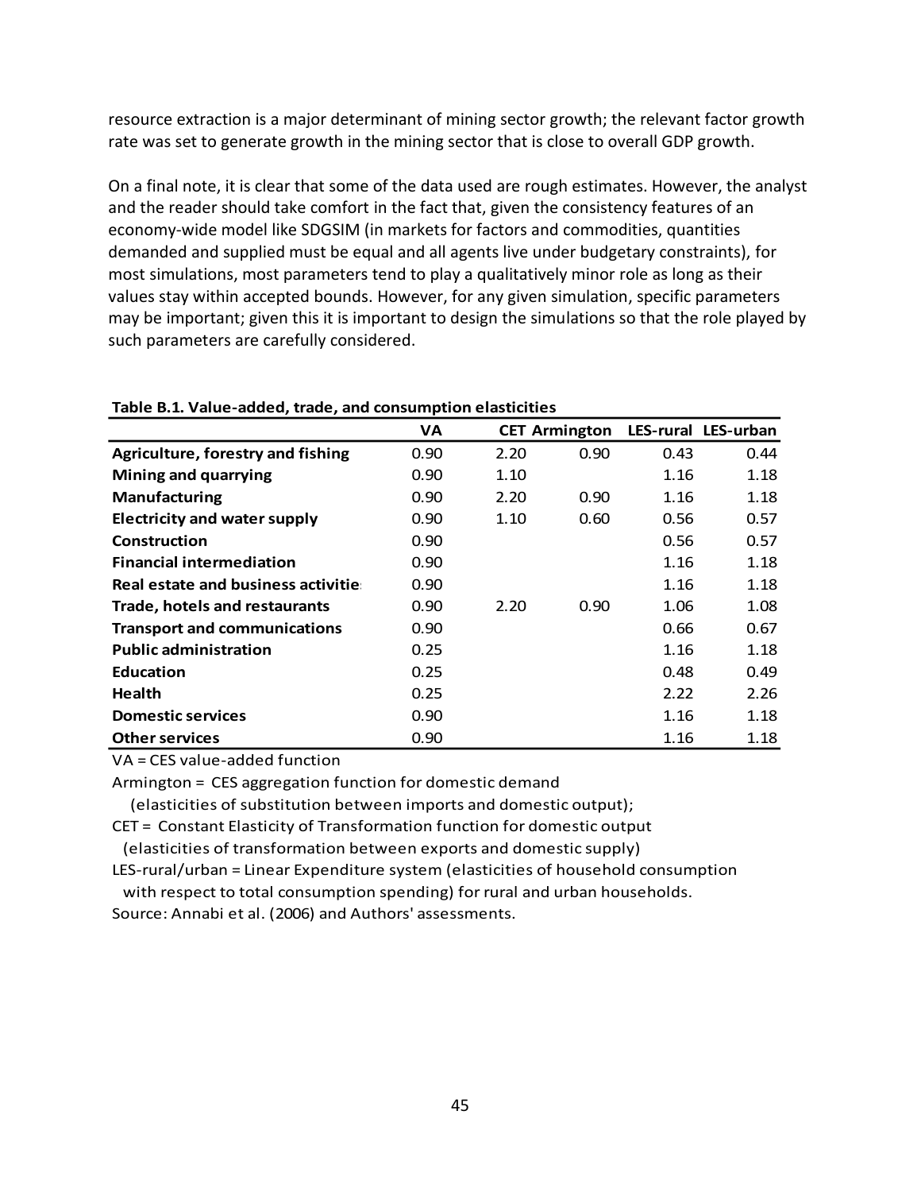resource extraction is a major determinant of mining sector growth; the relevant factor growth rate was set to generate growth in the mining sector that is close to overall GDP growth.

On a final note, it is clear that some of the data used are rough estimates. However, the analyst and the reader should take comfort in the fact that, given the consistency features of an economy-wide model like SDGSIM (in markets for factors and commodities, quantities demanded and supplied must be equal and all agents live under budgetary constraints), for most simulations, most parameters tend to play a qualitatively minor role as long as their values stay within accepted bounds. However, for any given simulation, specific parameters may be important; given this it is important to design the simulations so that the role played by such parameters are carefully considered.

**Table B.1. Value-added, trade, and consumption elasticities**

| | VA | CET | Armington | LES-rural | LES-urban |
|---|---|---|---|---|---|
| **Agriculture, forestry and fishing** | 0.90 | 2.20 | 0.90 | 0.43 | 0.44 |
| **Mining and quarrying** | 0.90 | 1.10 | | 1.16 | 1.18 |
| **Manufacturing** | 0.90 | 2.20 | 0.90 | 1.16 | 1.18 |
| **Electricity and water supply** | 0.90 | 1.10 | 0.60 | 0.56 | 0.57 |
| **Construction** | 0.90 | | | 0.56 | 0.57 |
| **Financial intermediation** | 0.90 | | | 1.16 | 1.18 |
| **Real estate and business activitie** | 0.90 | | | 1.16 | 1.18 |
| **Trade, hotels and restaurants** | 0.90 | 2.20 | 0.90 | 1.06 | 1.08 |
| **Transport and communications** | 0.90 | | | 0.66 | 0.67 |
| **Public administration** | 0.25 | | | 1.16 | 1.18 |
| **Education** | 0.25 | | | 0.48 | 0.49 |
| **Health** | 0.25 | | | 2.22 | 2.26 |
| **Domestic services** | 0.90 | | | 1.16 | 1.18 |
| **Other services** | 0.90 | | | 1.16 | 1.18 |

VA = CES value-added function

Armington = CES aggregation function for domestic demand
(elasticities of substitution between imports and domestic output);

CET = Constant Elasticity of Transformation function for domestic output
(elasticities of transformation between exports and domestic supply)

LES-rural/urban = Linear Expenditure system (elasticities of household consumption with respect to total consumption spending) for rural and urban households.

Source: Annabi et al. (2006) and Authors' assessments.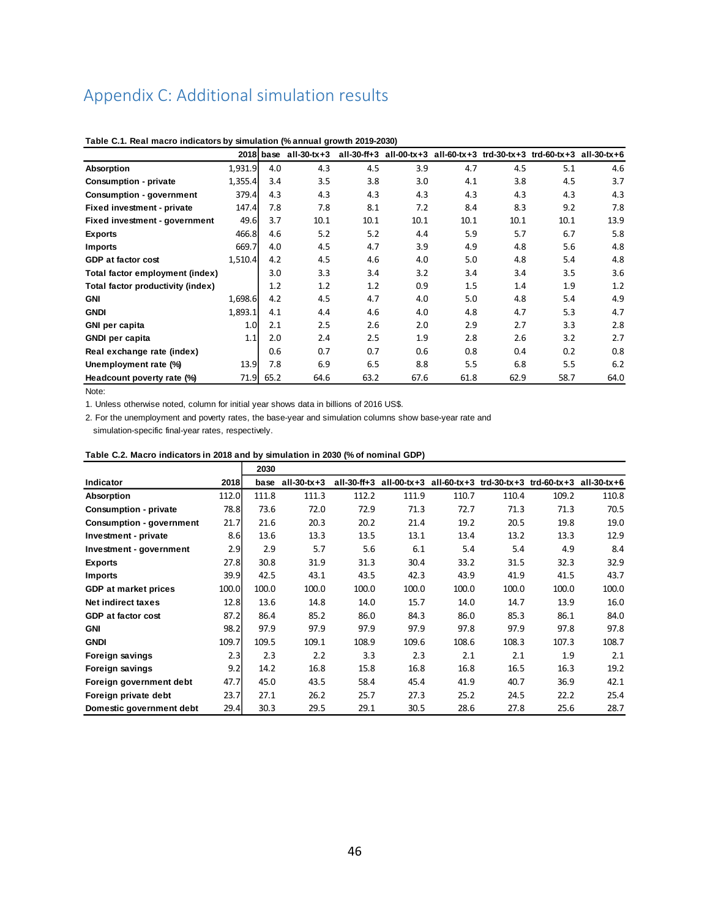# Appendix C: Additional simulation results

**Table C.1. Real macro indicators by simulation (% annual growth 2019-2030)**

| | 2018 | base | all-30-tx+3 | all-30-ff+3 | all-00-tx+3 | all-60-tx+3 | trd-30-tx+3 | trd-60-tx+3 | all-30-tx+6 |
|---|---|---|---|---|---|---|---|---|---|
| Absorption | 1,931.9 | 4.0 | 4.3 | 4.5 | 3.9 | 4.7 | 4.5 | 5.1 | 4.6 |
| Consumption - private | 1,355.4 | 3.4 | 3.5 | 3.8 | 3.0 | 4.1 | 3.8 | 4.5 | 3.7 |
| Consumption - government | 379.4 | 4.3 | 4.3 | 4.3 | 4.3 | 4.3 | 4.3 | 4.3 | 4.3 |
| Fixed investment - private | 147.4 | 7.8 | 7.8 | 8.1 | 7.2 | 8.4 | 8.3 | 9.2 | 7.8 |
| Fixed investment - government | 49.6 | 3.7 | 10.1 | 10.1 | 10.1 | 10.1 | 10.1 | 10.1 | 13.9 |
| Exports | 466.8 | 4.6 | 5.2 | 5.2 | 4.4 | 5.9 | 5.7 | 6.7 | 5.8 |
| Imports | 669.7 | 4.0 | 4.5 | 4.7 | 3.9 | 4.9 | 4.8 | 5.6 | 4.8 |
| GDP at factor cost | 1,510.4 | 4.2 | 4.5 | 4.6 | 4.0 | 5.0 | 4.8 | 5.4 | 4.8 |
| Total factor employment (index) | | 3.0 | 3.3 | 3.4 | 3.2 | 3.4 | 3.4 | 3.5 | 3.6 |
| Total factor productivity (index) | | 1.2 | 1.2 | 1.2 | 0.9 | 1.5 | 1.4 | 1.9 | 1.2 |
| GNI | 1,698.6 | 4.2 | 4.5 | 4.7 | 4.0 | 5.0 | 4.8 | 5.4 | 4.9 |
| GNDI | 1,893.1 | 4.1 | 4.4 | 4.6 | 4.0 | 4.8 | 4.7 | 5.3 | 4.7 |
| GNI per capita | 1.0 | 2.1 | 2.5 | 2.6 | 2.0 | 2.9 | 2.7 | 3.3 | 2.8 |
| GNDI per capita | 1.1 | 2.0 | 2.4 | 2.5 | 1.9 | 2.8 | 2.6 | 3.2 | 2.7 |
| Real exchange rate (index) | | 0.6 | 0.7 | 0.7 | 0.6 | 0.8 | 0.4 | 0.2 | 0.8 |
| Unemployment rate (%) | 13.9 | 7.8 | 6.9 | 6.5 | 8.8 | 5.5 | 6.8 | 5.5 | 6.2 |
| Headcount poverty rate (%) | 71.9 | 65.2 | 64.6 | 63.2 | 67.6 | 61.8 | 62.9 | 58.7 | 64.0 |

Note:

1. Unless otherwise noted, column for initial year shows data in billions of 2016 US$.
2. For the unemployment and poverty rates, the base-year and simulation columns show base-year rate and simulation-specific final-year rates, respectively.

**Table C.2. Macro indicators in 2018 and by simulation in 2030 (% of nominal GDP)**

| | | 2030 | | | | | | | |
|---|---|---|---|---|---|---|---|---|---|
| Indicator | 2018 | base | all-30-tx+3 | all-30-ff+3 | all-00-tx+3 | all-60-tx+3 | trd-30-tx+3 | trd-60-tx+3 | all-30-tx+6 |
| Absorption | 112.0 | 111.8 | 111.3 | 112.2 | 111.9 | 110.7 | 110.4 | 109.2 | 110.8 |
| Consumption - private | 78.8 | 73.6 | 72.0 | 72.9 | 71.3 | 72.7 | 71.3 | 71.3 | 70.5 |
| Consumption - government | 21.7 | 21.6 | 20.3 | 20.2 | 21.4 | 19.2 | 20.5 | 19.8 | 19.0 |
| Investment - private | 8.6 | 13.6 | 13.3 | 13.5 | 13.1 | 13.4 | 13.2 | 13.3 | 12.9 |
| Investment - government | 2.9 | 2.9 | 5.7 | 5.6 | 6.1 | 5.4 | 5.4 | 4.9 | 8.4 |
| Exports | 27.8 | 30.8 | 31.9 | 31.3 | 30.4 | 33.2 | 31.5 | 32.3 | 32.9 |
| Imports | 39.9 | 42.5 | 43.1 | 43.5 | 42.3 | 43.9 | 41.9 | 41.5 | 43.7 |
| GDP at market prices | 100.0 | 100.0 | 100.0 | 100.0 | 100.0 | 100.0 | 100.0 | 100.0 | 100.0 |
| Net indirect taxes | 12.8 | 13.6 | 14.8 | 14.0 | 15.7 | 14.0 | 14.7 | 13.9 | 16.0 |
| GDP at factor cost | 87.2 | 86.4 | 85.2 | 86.0 | 84.3 | 86.0 | 85.3 | 86.1 | 84.0 |
| GNI | 98.2 | 97.9 | 97.9 | 97.9 | 97.9 | 97.8 | 97.9 | 97.8 | 97.8 |
| GNDI | 109.7 | 109.5 | 109.1 | 108.9 | 109.6 | 108.6 | 108.3 | 107.3 | 108.7 |
| Foreign savings | 2.3 | 2.3 | 2.2 | 3.3 | 2.3 | 2.1 | 2.1 | 1.9 | 2.1 |
| Foreign savings | 9.2 | 14.2 | 16.8 | 15.8 | 16.8 | 16.8 | 16.5 | 16.3 | 19.2 |
| Foreign government debt | 47.7 | 45.0 | 43.5 | 58.4 | 45.4 | 41.9 | 40.7 | 36.9 | 42.1 |
| Foreign private debt | 23.7 | 27.1 | 26.2 | 25.7 | 27.3 | 25.2 | 24.5 | 22.2 | 25.4 |
| Domestic government debt | 29.4 | 30.3 | 29.5 | 29.1 | 30.5 | 28.6 | 27.8 | 25.6 | 28.7 |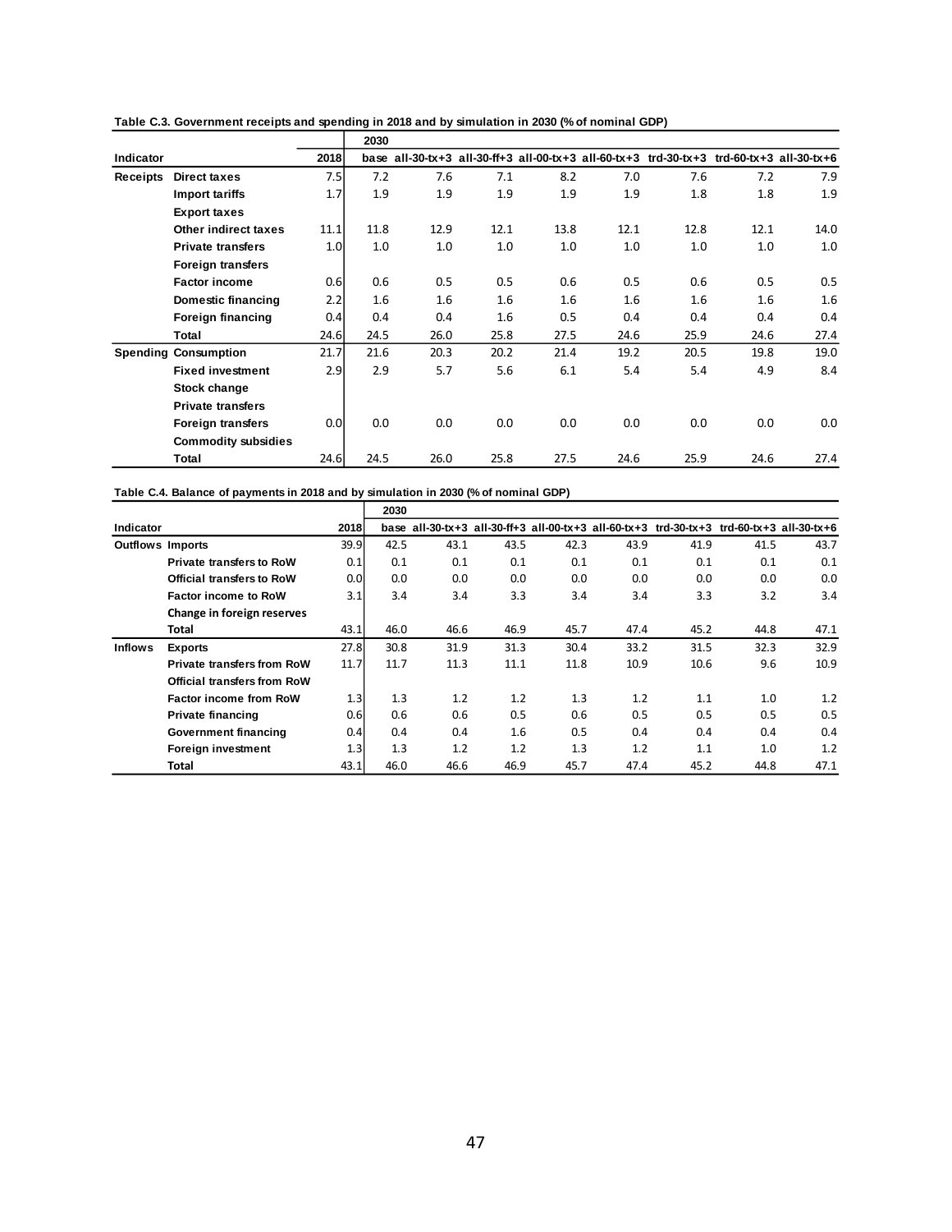**Table C.3. Government receipts and spending in 2018 and by simulation in 2030 (% of nominal GDP)**

| Indicator | | 2018 | 2030 base | all-30-tx+3 | all-30-ff+3 | all-00-tx+3 | all-60-tx+3 | trd-30-tx+3 | trd-60-tx+3 | all-30-tx+6 |
|---|---|---|---|---|---|---|---|---|---|---|
| Receipts | Direct taxes | 7.5 | 7.2 | 7.6 | 7.1 | 8.2 | 7.0 | 7.6 | 7.2 | 7.9 |
| | Import tariffs | 1.7 | 1.9 | 1.9 | 1.9 | 1.9 | 1.9 | 1.8 | 1.8 | 1.9 |
| | Export taxes | | | | | | | | | |
| | Other indirect taxes | 11.1 | 11.8 | 12.9 | 12.1 | 13.8 | 12.1 | 12.8 | 12.1 | 14.0 |
| | Private transfers | 1.0 | 1.0 | 1.0 | 1.0 | 1.0 | 1.0 | 1.0 | 1.0 | 1.0 |
| | Foreign transfers | | | | | | | | | |
| | Factor income | 0.6 | 0.6 | 0.5 | 0.5 | 0.6 | 0.5 | 0.6 | 0.5 | 0.5 |
| | Domestic financing | 2.2 | 1.6 | 1.6 | 1.6 | 1.6 | 1.6 | 1.6 | 1.6 | 1.6 |
| | Foreign financing | 0.4 | 0.4 | 0.4 | 1.6 | 0.5 | 0.4 | 0.4 | 0.4 | 0.4 |
| | Total | 24.6 | 24.5 | 26.0 | 25.8 | 27.5 | 24.6 | 25.9 | 24.6 | 27.4 |
| Spending | Consumption | 21.7 | 21.6 | 20.3 | 20.2 | 21.4 | 19.2 | 20.5 | 19.8 | 19.0 |
| | Fixed investment | 2.9 | 2.9 | 5.7 | 5.6 | 6.1 | 5.4 | 5.4 | 4.9 | 8.4 |
| | Stock change | | | | | | | | | |
| | Private transfers | | | | | | | | | |
| | Foreign transfers | 0.0 | 0.0 | 0.0 | 0.0 | 0.0 | 0.0 | 0.0 | 0.0 | 0.0 |
| | Commodity subsidies | | | | | | | | | |
| | Total | 24.6 | 24.5 | 26.0 | 25.8 | 27.5 | 24.6 | 25.9 | 24.6 | 27.4 |

**Table C.4. Balance of payments in 2018 and by simulation in 2030 (% of nominal GDP)**

| Indicator | | 2018 | 2030 base | all-30-tx+3 | all-30-ff+3 | all-00-tx+3 | all-60-tx+3 | trd-30-tx+3 | trd-60-tx+3 | all-30-tx+6 |
|---|---|---|---|---|---|---|---|---|---|---|
| Outflows | Imports | 39.9 | 42.5 | 43.1 | 43.5 | 42.3 | 43.9 | 41.9 | 41.5 | 43.7 |
| | Private transfers to RoW | 0.1 | 0.1 | 0.1 | 0.1 | 0.1 | 0.1 | 0.1 | 0.1 | 0.1 |
| | Official transfers to RoW | 0.0 | 0.0 | 0.0 | 0.0 | 0.0 | 0.0 | 0.0 | 0.0 | 0.0 |
| | Factor income to RoW | 3.1 | 3.4 | 3.4 | 3.3 | 3.4 | 3.4 | 3.3 | 3.2 | 3.4 |
| | Change in foreign reserves | | | | | | | | | |
| | Total | 43.1 | 46.0 | 46.6 | 46.9 | 45.7 | 47.4 | 45.2 | 44.8 | 47.1 |
| Inflows | Exports | 27.8 | 30.8 | 31.9 | 31.3 | 30.4 | 33.2 | 31.5 | 32.3 | 32.9 |
| | Private transfers from RoW | 11.7 | 11.7 | 11.3 | 11.1 | 11.8 | 10.9 | 10.6 | 9.6 | 10.9 |
| | Official transfers from RoW | | | | | | | | | |
| | Factor income from RoW | 1.3 | 1.3 | 1.2 | 1.2 | 1.3 | 1.2 | 1.1 | 1.0 | 1.2 |
| | Private financing | 0.6 | 0.6 | 0.6 | 0.5 | 0.6 | 0.5 | 0.5 | 0.5 | 0.5 |
| | Government financing | 0.4 | 0.4 | 0.4 | 1.6 | 0.5 | 0.4 | 0.4 | 0.4 | 0.4 |
| | Foreign investment | 1.3 | 1.3 | 1.2 | 1.2 | 1.3 | 1.2 | 1.1 | 1.0 | 1.2 |
| | Total | 43.1 | 46.0 | 46.6 | 46.9 | 45.7 | 47.4 | 45.2 | 44.8 | 47.1 |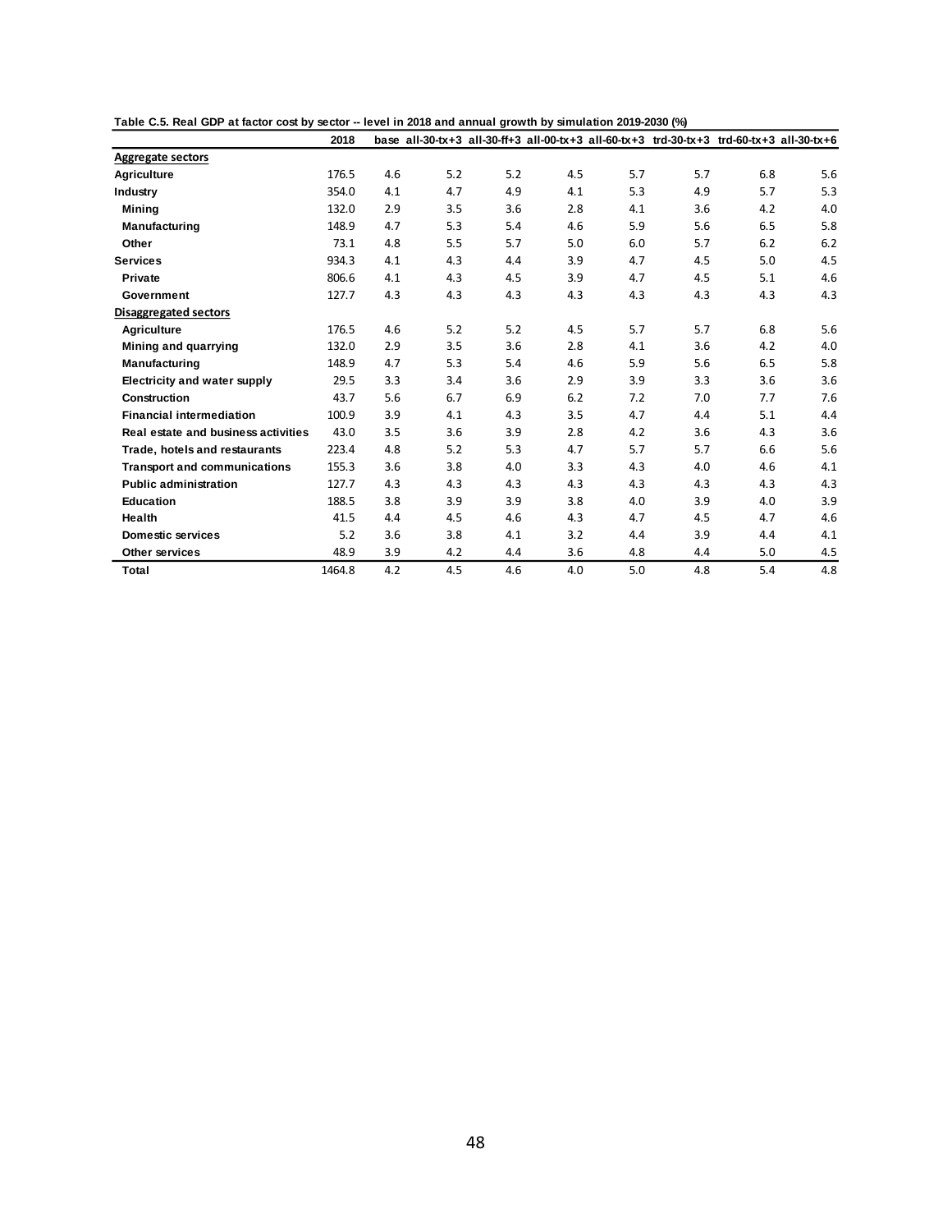**Table C.5. Real GDP at factor cost by sector -- level in 2018 and annual growth by simulation 2019-2030 (%)**

| | 2018 | base | all-30-tx+3 | all-30-ff+3 | all-00-tx+3 | all-60-tx+3 | trd-30-tx+3 | trd-60-tx+3 | all-30-tx+6 |
|---|---|---|---|---|---|---|---|---|---|
| **Aggregate sectors** | | | | | | | | | |
| Agriculture | 176.5 | 4.6 | 5.2 | 5.2 | 4.5 | 5.7 | 5.7 | 6.8 | 5.6 |
| Industry | 354.0 | 4.1 | 4.7 | 4.9 | 4.1 | 5.3 | 4.9 | 5.7 | 5.3 |
| Mining | 132.0 | 2.9 | 3.5 | 3.6 | 2.8 | 4.1 | 3.6 | 4.2 | 4.0 |
| Manufacturing | 148.9 | 4.7 | 5.3 | 5.4 | 4.6 | 5.9 | 5.6 | 6.5 | 5.8 |
| Other | 73.1 | 4.8 | 5.5 | 5.7 | 5.0 | 6.0 | 5.7 | 6.2 | 6.2 |
| Services | 934.3 | 4.1 | 4.3 | 4.4 | 3.9 | 4.7 | 4.5 | 5.0 | 4.5 |
| Private | 806.6 | 4.1 | 4.3 | 4.5 | 3.9 | 4.7 | 4.5 | 5.1 | 4.6 |
| Government | 127.7 | 4.3 | 4.3 | 4.3 | 4.3 | 4.3 | 4.3 | 4.3 | 4.3 |
| **Disaggregated sectors** | | | | | | | | | |
| Agriculture | 176.5 | 4.6 | 5.2 | 5.2 | 4.5 | 5.7 | 5.7 | 6.8 | 5.6 |
| Mining and quarrying | 132.0 | 2.9 | 3.5 | 3.6 | 2.8 | 4.1 | 3.6 | 4.2 | 4.0 |
| Manufacturing | 148.9 | 4.7 | 5.3 | 5.4 | 4.6 | 5.9 | 5.6 | 6.5 | 5.8 |
| Electricity and water supply | 29.5 | 3.3 | 3.4 | 3.6 | 2.9 | 3.9 | 3.3 | 3.6 | 3.6 |
| Construction | 43.7 | 5.6 | 6.7 | 6.9 | 6.2 | 7.2 | 7.0 | 7.7 | 7.6 |
| Financial intermediation | 100.9 | 3.9 | 4.1 | 4.3 | 3.5 | 4.7 | 4.4 | 5.1 | 4.4 |
| Real estate and business activities | 43.0 | 3.5 | 3.6 | 3.9 | 2.8 | 4.2 | 3.6 | 4.3 | 3.6 |
| Trade, hotels and restaurants | 223.4 | 4.8 | 5.2 | 5.3 | 4.7 | 5.7 | 5.7 | 6.6 | 5.6 |
| Transport and communications | 155.3 | 3.6 | 3.8 | 4.0 | 3.3 | 4.3 | 4.0 | 4.6 | 4.1 |
| Public administration | 127.7 | 4.3 | 4.3 | 4.3 | 4.3 | 4.3 | 4.3 | 4.3 | 4.3 |
| Education | 188.5 | 3.8 | 3.9 | 3.9 | 3.8 | 4.0 | 3.9 | 4.0 | 3.9 |
| Health | 41.5 | 4.4 | 4.5 | 4.6 | 4.3 | 4.7 | 4.5 | 4.7 | 4.6 |
| Domestic services | 5.2 | 3.6 | 3.8 | 4.1 | 3.2 | 4.4 | 3.9 | 4.4 | 4.1 |
| Other services | 48.9 | 3.9 | 4.2 | 4.4 | 3.6 | 4.8 | 4.4 | 5.0 | 4.5 |
| **Total** | 1464.8 | 4.2 | 4.5 | 4.6 | 4.0 | 5.0 | 4.8 | 5.4 | 4.8 |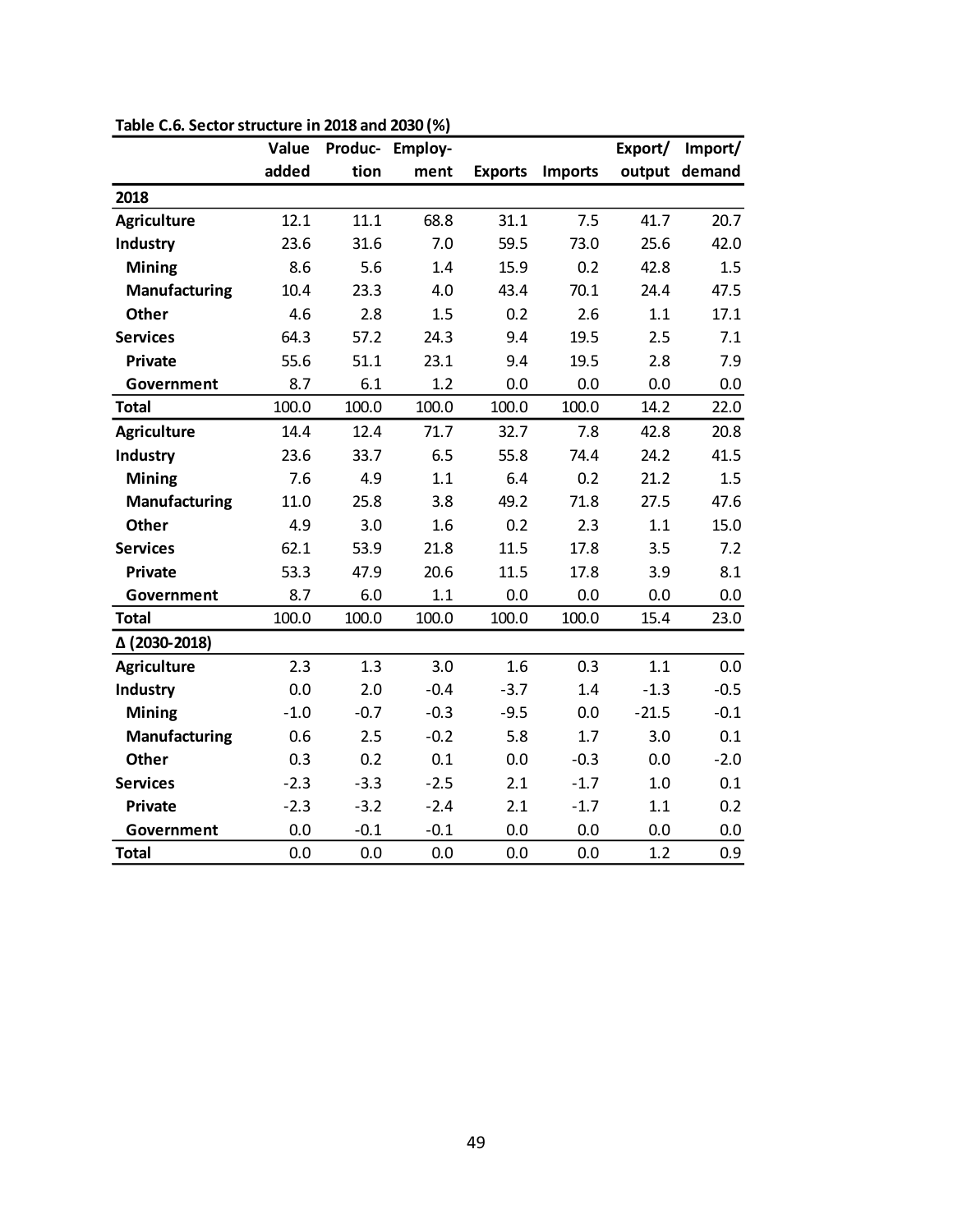**Table C.6. Sector structure in 2018 and 2030 (%)**

| | Value added | Produc-tion | Employ-ment | Exports | Imports | Export/ output | Import/ demand |
|---|---|---|---|---|---|---|---|
| **2018** | | | | | | | |
| **Agriculture** | 12.1 | 11.1 | 68.8 | 31.1 | 7.5 | 41.7 | 20.7 |
| **Industry** | 23.6 | 31.6 | 7.0 | 59.5 | 73.0 | 25.6 | 42.0 |
| **Mining** | 8.6 | 5.6 | 1.4 | 15.9 | 0.2 | 42.8 | 1.5 |
| **Manufacturing** | 10.4 | 23.3 | 4.0 | 43.4 | 70.1 | 24.4 | 47.5 |
| **Other** | 4.6 | 2.8 | 1.5 | 0.2 | 2.6 | 1.1 | 17.1 |
| **Services** | 64.3 | 57.2 | 24.3 | 9.4 | 19.5 | 2.5 | 7.1 |
| **Private** | 55.6 | 51.1 | 23.1 | 9.4 | 19.5 | 2.8 | 7.9 |
| **Government** | 8.7 | 6.1 | 1.2 | 0.0 | 0.0 | 0.0 | 0.0 |
| **Total** | 100.0 | 100.0 | 100.0 | 100.0 | 100.0 | 14.2 | 22.0 |
| **Agriculture** | 14.4 | 12.4 | 71.7 | 32.7 | 7.8 | 42.8 | 20.8 |
| **Industry** | 23.6 | 33.7 | 6.5 | 55.8 | 74.4 | 24.2 | 41.5 |
| **Mining** | 7.6 | 4.9 | 1.1 | 6.4 | 0.2 | 21.2 | 1.5 |
| **Manufacturing** | 11.0 | 25.8 | 3.8 | 49.2 | 71.8 | 27.5 | 47.6 |
| **Other** | 4.9 | 3.0 | 1.6 | 0.2 | 2.3 | 1.1 | 15.0 |
| **Services** | 62.1 | 53.9 | 21.8 | 11.5 | 17.8 | 3.5 | 7.2 |
| **Private** | 53.3 | 47.9 | 20.6 | 11.5 | 17.8 | 3.9 | 8.1 |
| **Government** | 8.7 | 6.0 | 1.1 | 0.0 | 0.0 | 0.0 | 0.0 |
| **Total** | 100.0 | 100.0 | 100.0 | 100.0 | 100.0 | 15.4 | 23.0 |
| **Δ (2030-2018)** | | | | | | | |
| **Agriculture** | 2.3 | 1.3 | 3.0 | 1.6 | 0.3 | 1.1 | 0.0 |
| **Industry** | 0.0 | 2.0 | -0.4 | -3.7 | 1.4 | -1.3 | -0.5 |
| **Mining** | -1.0 | -0.7 | -0.3 | -9.5 | 0.0 | -21.5 | -0.1 |
| **Manufacturing** | 0.6 | 2.5 | -0.2 | 5.8 | 1.7 | 3.0 | 0.1 |
| **Other** | 0.3 | 0.2 | 0.1 | 0.0 | -0.3 | 0.0 | -2.0 |
| **Services** | -2.3 | -3.3 | -2.5 | 2.1 | -1.7 | 1.0 | 0.1 |
| **Private** | -2.3 | -3.2 | -2.4 | 2.1 | -1.7 | 1.1 | 0.2 |
| **Government** | 0.0 | -0.1 | -0.1 | 0.0 | 0.0 | 0.0 | 0.0 |
| **Total** | 0.0 | 0.0 | 0.0 | 0.0 | 0.0 | 1.2 | 0.9 |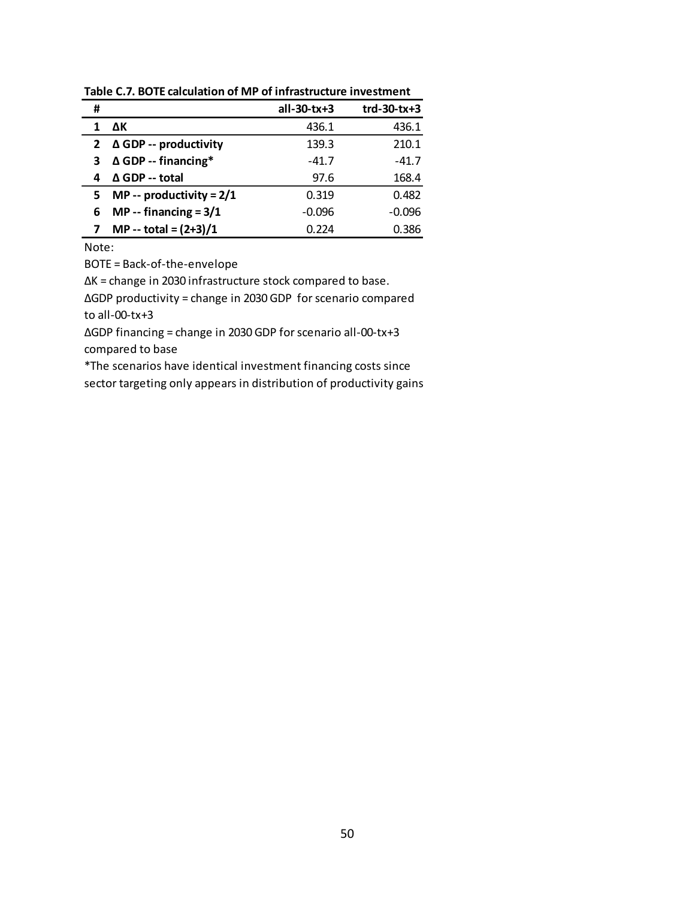**Table C.7. BOTE calculation of MP of infrastructure investment**

| # | | all-30-tx+3 | trd-30-tx+3 |
|---|---|---|---|
| 1 | **ΔK** | 436.1 | 436.1 |
| 2 | **Δ GDP -- productivity** | 139.3 | 210.1 |
| 3 | **Δ GDP -- financing*** | -41.7 | -41.7 |
| 4 | **Δ GDP -- total** | 97.6 | 168.4 |
| 5 | **MP -- productivity = 2/1** | 0.319 | 0.482 |
| 6 | **MP -- financing = 3/1** | -0.096 | -0.096 |
| 7 | **MP -- total = (2+3)/1** | 0.224 | 0.386 |

Note:

BOTE = Back-of-the-envelope

ΔK = change in 2030 infrastructure stock compared to base.

ΔGDP productivity = change in 2030 GDP for scenario compared to all-00-tx+3

ΔGDP financing = change in 2030 GDP for scenario all-00-tx+3 compared to base

*The scenarios have identical investment financing costs since sector targeting only appears in distribution of productivity gains